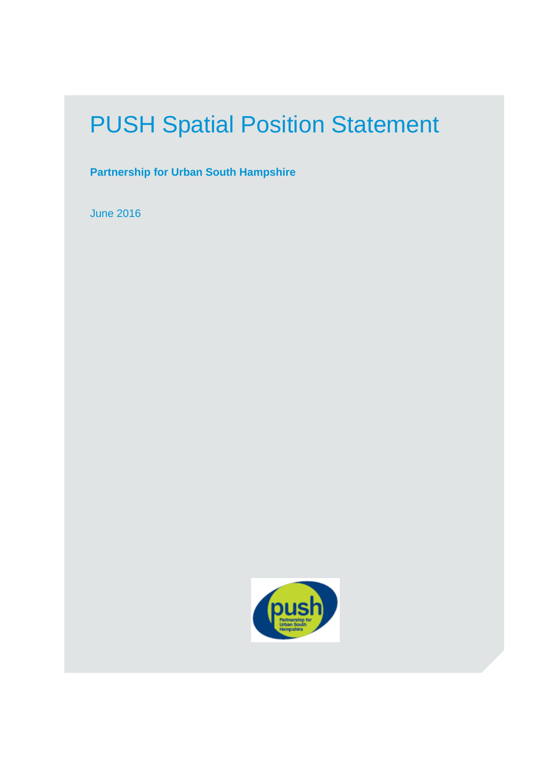# PUSH Spatial Position Statement

**Partnership for Urban South Hampshire**

June 2016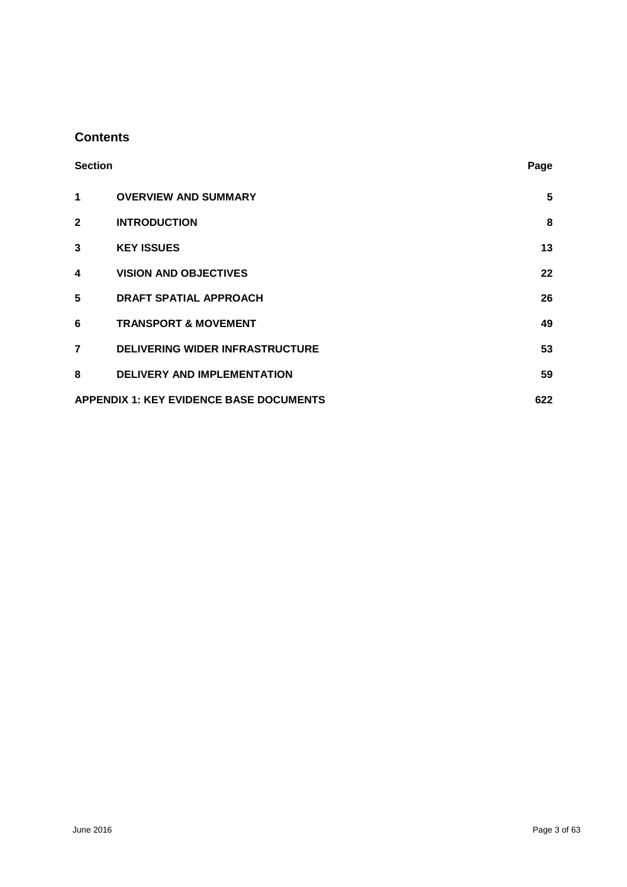## Contents

| Section | | Page |
|---|---|---|
| 1 | OVERVIEW AND SUMMARY | 5 |
| 2 | INTRODUCTION | 8 |
| 3 | KEY ISSUES | 13 |
| 4 | VISION AND OBJECTIVES | 22 |
| 5 | DRAFT SPATIAL APPROACH | 26 |
| 6 | TRANSPORT & MOVEMENT | 49 |
| 7 | DELIVERING WIDER INFRASTRUCTURE | 53 |
| 8 | DELIVERY AND IMPLEMENTATION | 59 |
| APPENDIX 1: KEY EVIDENCE BASE DOCUMENTS | | 622 |

June 2016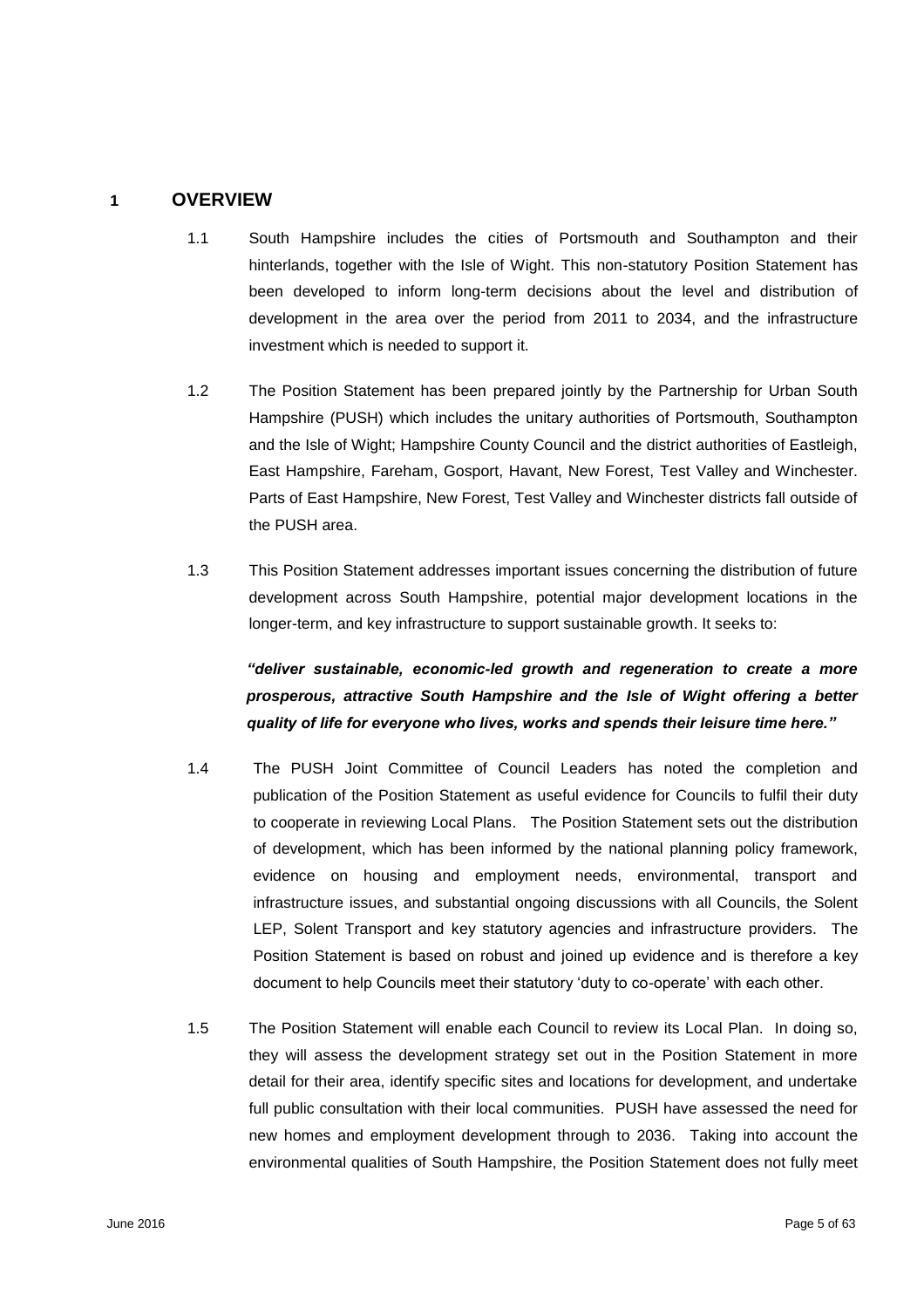# 1 OVERVIEW

1.1 South Hampshire includes the cities of Portsmouth and Southampton and their hinterlands, together with the Isle of Wight. This non-statutory Position Statement has been developed to inform long-term decisions about the level and distribution of development in the area over the period from 2011 to 2034, and the infrastructure investment which is needed to support it.

1.2 The Position Statement has been prepared jointly by the Partnership for Urban South Hampshire (PUSH) which includes the unitary authorities of Portsmouth, Southampton and the Isle of Wight; Hampshire County Council and the district authorities of Eastleigh, East Hampshire, Fareham, Gosport, Havant, New Forest, Test Valley and Winchester. Parts of East Hampshire, New Forest, Test Valley and Winchester districts fall outside of the PUSH area.

1.3 This Position Statement addresses important issues concerning the distribution of future development across South Hampshire, potential major development locations in the longer-term, and key infrastructure to support sustainable growth. It seeks to:

***"deliver sustainable, economic-led growth and regeneration to create a more prosperous, attractive South Hampshire and the Isle of Wight offering a better quality of life for everyone who lives, works and spends their leisure time here."***

1.4 The PUSH Joint Committee of Council Leaders has noted the completion and publication of the Position Statement as useful evidence for Councils to fulfil their duty to cooperate in reviewing Local Plans. The Position Statement sets out the distribution of development, which has been informed by the national planning policy framework, evidence on housing and employment needs, environmental, transport and infrastructure issues, and substantial ongoing discussions with all Councils, the Solent LEP, Solent Transport and key statutory agencies and infrastructure providers. The Position Statement is based on robust and joined up evidence and is therefore a key document to help Councils meet their statutory 'duty to co-operate' with each other.

1.5 The Position Statement will enable each Council to review its Local Plan. In doing so, they will assess the development strategy set out in the Position Statement in more detail for their area, identify specific sites and locations for development, and undertake full public consultation with their local communities. PUSH have assessed the need for new homes and employment development through to 2036. Taking into account the environmental qualities of South Hampshire, the Position Statement does not fully meet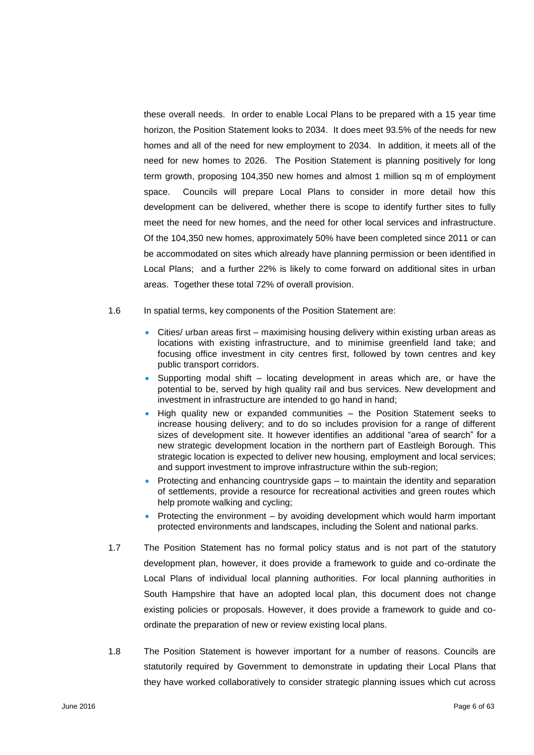these overall needs. In order to enable Local Plans to be prepared with a 15 year time horizon, the Position Statement looks to 2034. It does meet 93.5% of the needs for new homes and all of the need for new employment to 2034. In addition, it meets all of the need for new homes to 2026. The Position Statement is planning positively for long term growth, proposing 104,350 new homes and almost 1 million sq m of employment space. Councils will prepare Local Plans to consider in more detail how this development can be delivered, whether there is scope to identify further sites to fully meet the need for new homes, and the need for other local services and infrastructure. Of the 104,350 new homes, approximately 50% have been completed since 2011 or can be accommodated on sites which already have planning permission or been identified in Local Plans; and a further 22% is likely to come forward on additional sites in urban areas. Together these total 72% of overall provision.

1.6 In spatial terms, key components of the Position Statement are:

- Cities/ urban areas first – maximising housing delivery within existing urban areas as locations with existing infrastructure, and to minimise greenfield land take; and focusing office investment in city centres first, followed by town centres and key public transport corridors.
- Supporting modal shift – locating development in areas which are, or have the potential to be, served by high quality rail and bus services. New development and investment in infrastructure are intended to go hand in hand;
- High quality new or expanded communities – the Position Statement seeks to increase housing delivery; and to do so includes provision for a range of different sizes of development site. It however identifies an additional "area of search" for a new strategic development location in the northern part of Eastleigh Borough. This strategic location is expected to deliver new housing, employment and local services; and support investment to improve infrastructure within the sub-region;
- Protecting and enhancing countryside gaps – to maintain the identity and separation of settlements, provide a resource for recreational activities and green routes which help promote walking and cycling;
- Protecting the environment – by avoiding development which would harm important protected environments and landscapes, including the Solent and national parks.

1.7 The Position Statement has no formal policy status and is not part of the statutory development plan, however, it does provide a framework to guide and co-ordinate the Local Plans of individual local planning authorities. For local planning authorities in South Hampshire that have an adopted local plan, this document does not change existing policies or proposals. However, it does provide a framework to guide and co-ordinate the preparation of new or review existing local plans.

1.8 The Position Statement is however important for a number of reasons. Councils are statutorily required by Government to demonstrate in updating their Local Plans that they have worked collaboratively to consider strategic planning issues which cut across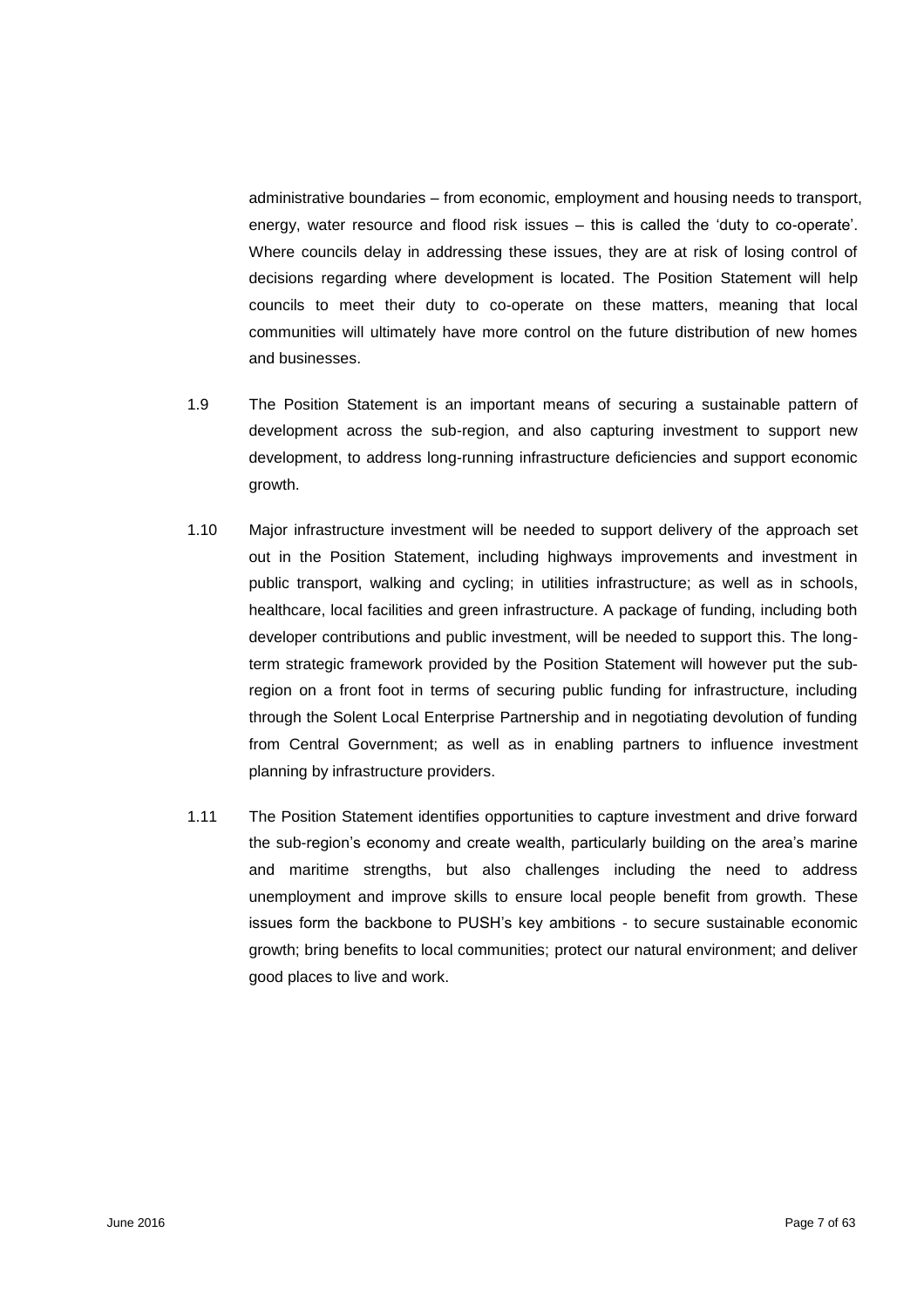administrative boundaries – from economic, employment and housing needs to transport, energy, water resource and flood risk issues – this is called the 'duty to co-operate'. Where councils delay in addressing these issues, they are at risk of losing control of decisions regarding where development is located. The Position Statement will help councils to meet their duty to co-operate on these matters, meaning that local communities will ultimately have more control on the future distribution of new homes and businesses.

1.9 The Position Statement is an important means of securing a sustainable pattern of development across the sub-region, and also capturing investment to support new development, to address long-running infrastructure deficiencies and support economic growth.

1.10 Major infrastructure investment will be needed to support delivery of the approach set out in the Position Statement, including highways improvements and investment in public transport, walking and cycling; in utilities infrastructure; as well as in schools, healthcare, local facilities and green infrastructure. A package of funding, including both developer contributions and public investment, will be needed to support this. The long-term strategic framework provided by the Position Statement will however put the sub-region on a front foot in terms of securing public funding for infrastructure, including through the Solent Local Enterprise Partnership and in negotiating devolution of funding from Central Government; as well as in enabling partners to influence investment planning by infrastructure providers.

1.11 The Position Statement identifies opportunities to capture investment and drive forward the sub-region's economy and create wealth, particularly building on the area's marine and maritime strengths, but also challenges including the need to address unemployment and improve skills to ensure local people benefit from growth. These issues form the backbone to PUSH's key ambitions - to secure sustainable economic growth; bring benefits to local communities; protect our natural environment; and deliver good places to live and work.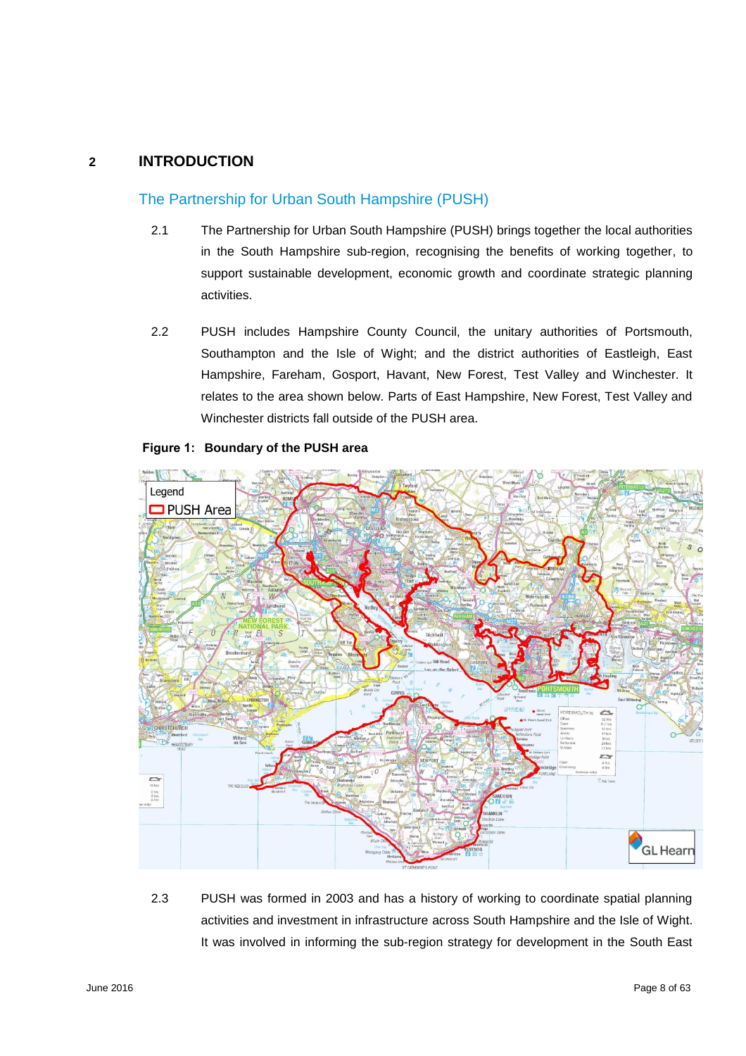# 2 INTRODUCTION

## The Partnership for Urban South Hampshire (PUSH)

2.1 The Partnership for Urban South Hampshire (PUSH) brings together the local authorities in the South Hampshire sub-region, recognising the benefits of working together, to support sustainable development, economic growth and coordinate strategic planning activities.

2.2 PUSH includes Hampshire County Council, the unitary authorities of Portsmouth, Southampton and the Isle of Wight; and the district authorities of Eastleigh, East Hampshire, Fareham, Gosport, Havant, New Forest, Test Valley and Winchester. It relates to the area shown below. Parts of East Hampshire, New Forest, Test Valley and Winchester districts fall outside of the PUSH area.

**Figure 1: Boundary of the PUSH area**

2.3 PUSH was formed in 2003 and has a history of working to coordinate spatial planning activities and investment in infrastructure across South Hampshire and the Isle of Wight. It was involved in informing the sub-region strategy for development in the South East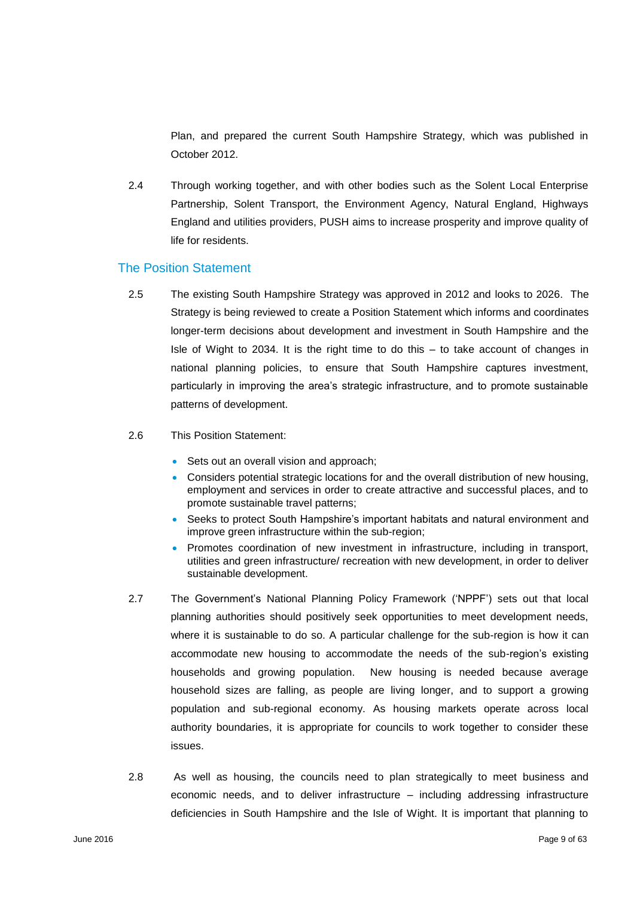Plan, and prepared the current South Hampshire Strategy, which was published in October 2012.

2.4 Through working together, and with other bodies such as the Solent Local Enterprise Partnership, Solent Transport, the Environment Agency, Natural England, Highways England and utilities providers, PUSH aims to increase prosperity and improve quality of life for residents.

## The Position Statement

2.5 The existing South Hampshire Strategy was approved in 2012 and looks to 2026. The Strategy is being reviewed to create a Position Statement which informs and coordinates longer-term decisions about development and investment in South Hampshire and the Isle of Wight to 2034. It is the right time to do this – to take account of changes in national planning policies, to ensure that South Hampshire captures investment, particularly in improving the area's strategic infrastructure, and to promote sustainable patterns of development.

2.6 This Position Statement:

- Sets out an overall vision and approach;
- Considers potential strategic locations for and the overall distribution of new housing, employment and services in order to create attractive and successful places, and to promote sustainable travel patterns;
- Seeks to protect South Hampshire's important habitats and natural environment and improve green infrastructure within the sub-region;
- Promotes coordination of new investment in infrastructure, including in transport, utilities and green infrastructure/ recreation with new development, in order to deliver sustainable development.

2.7 The Government's National Planning Policy Framework ('NPPF') sets out that local planning authorities should positively seek opportunities to meet development needs, where it is sustainable to do so. A particular challenge for the sub-region is how it can accommodate new housing to accommodate the needs of the sub-region's existing households and growing population. New housing is needed because average household sizes are falling, as people are living longer, and to support a growing population and sub-regional economy. As housing markets operate across local authority boundaries, it is appropriate for councils to work together to consider these issues.

2.8 As well as housing, the councils need to plan strategically to meet business and economic needs, and to deliver infrastructure – including addressing infrastructure deficiencies in South Hampshire and the Isle of Wight. It is important that planning to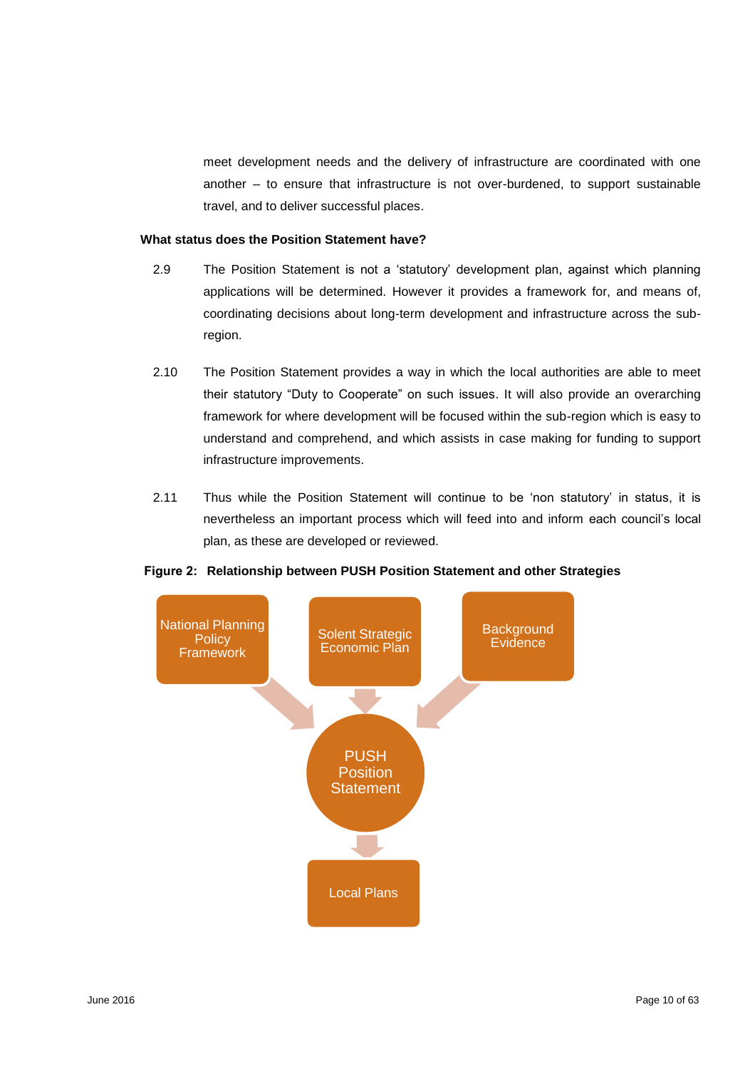meet development needs and the delivery of infrastructure are coordinated with one another – to ensure that infrastructure is not over-burdened, to support sustainable travel, and to deliver successful places.

**What status does the Position Statement have?**

2.9 The Position Statement is not a 'statutory' development plan, against which planning applications will be determined. However it provides a framework for, and means of, coordinating decisions about long-term development and infrastructure across the sub-region.

2.10 The Position Statement provides a way in which the local authorities are able to meet their statutory "Duty to Cooperate" on such issues. It will also provide an overarching framework for where development will be focused within the sub-region which is easy to understand and comprehend, and which assists in case making for funding to support infrastructure improvements.

2.11 Thus while the Position Statement will continue to be 'non statutory' in status, it is nevertheless an important process which will feed into and inform each council's local plan, as these are developed or reviewed.

**Figure 2: Relationship between PUSH Position Statement and other Strategies**

National Planning Policy Framework

Solent Strategic Economic Plan

Background Evidence

PUSH Position Statement

Local Plans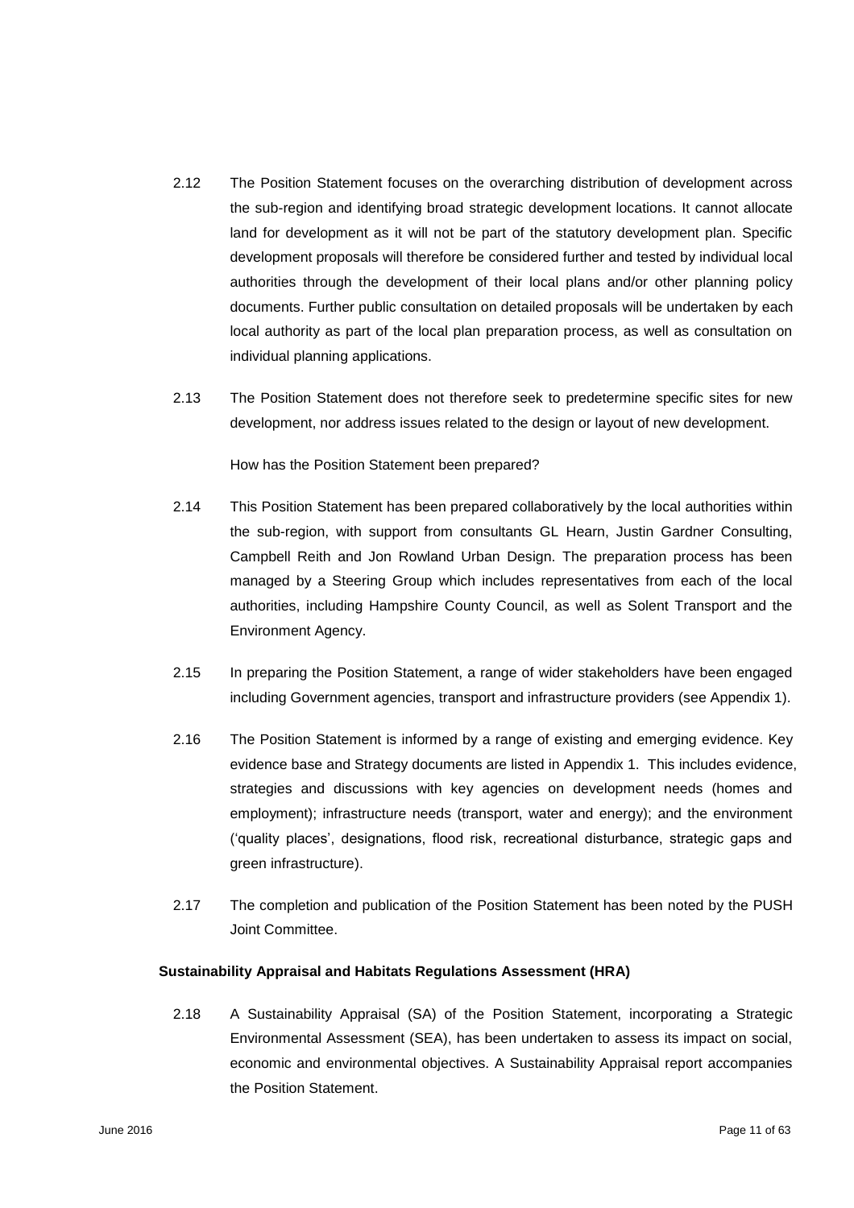2.12 The Position Statement focuses on the overarching distribution of development across the sub-region and identifying broad strategic development locations. It cannot allocate land for development as it will not be part of the statutory development plan. Specific development proposals will therefore be considered further and tested by individual local authorities through the development of their local plans and/or other planning policy documents. Further public consultation on detailed proposals will be undertaken by each local authority as part of the local plan preparation process, as well as consultation on individual planning applications.

2.13 The Position Statement does not therefore seek to predetermine specific sites for new development, nor address issues related to the design or layout of new development.

How has the Position Statement been prepared?

2.14 This Position Statement has been prepared collaboratively by the local authorities within the sub-region, with support from consultants GL Hearn, Justin Gardner Consulting, Campbell Reith and Jon Rowland Urban Design. The preparation process has been managed by a Steering Group which includes representatives from each of the local authorities, including Hampshire County Council, as well as Solent Transport and the Environment Agency.

2.15 In preparing the Position Statement, a range of wider stakeholders have been engaged including Government agencies, transport and infrastructure providers (see Appendix 1).

2.16 The Position Statement is informed by a range of existing and emerging evidence. Key evidence base and Strategy documents are listed in Appendix 1. This includes evidence, strategies and discussions with key agencies on development needs (homes and employment); infrastructure needs (transport, water and energy); and the environment ('quality places', designations, flood risk, recreational disturbance, strategic gaps and green infrastructure).

2.17 The completion and publication of the Position Statement has been noted by the PUSH Joint Committee.

**Sustainability Appraisal and Habitats Regulations Assessment (HRA)**

2.18 A Sustainability Appraisal (SA) of the Position Statement, incorporating a Strategic Environmental Assessment (SEA), has been undertaken to assess its impact on social, economic and environmental objectives. A Sustainability Appraisal report accompanies the Position Statement.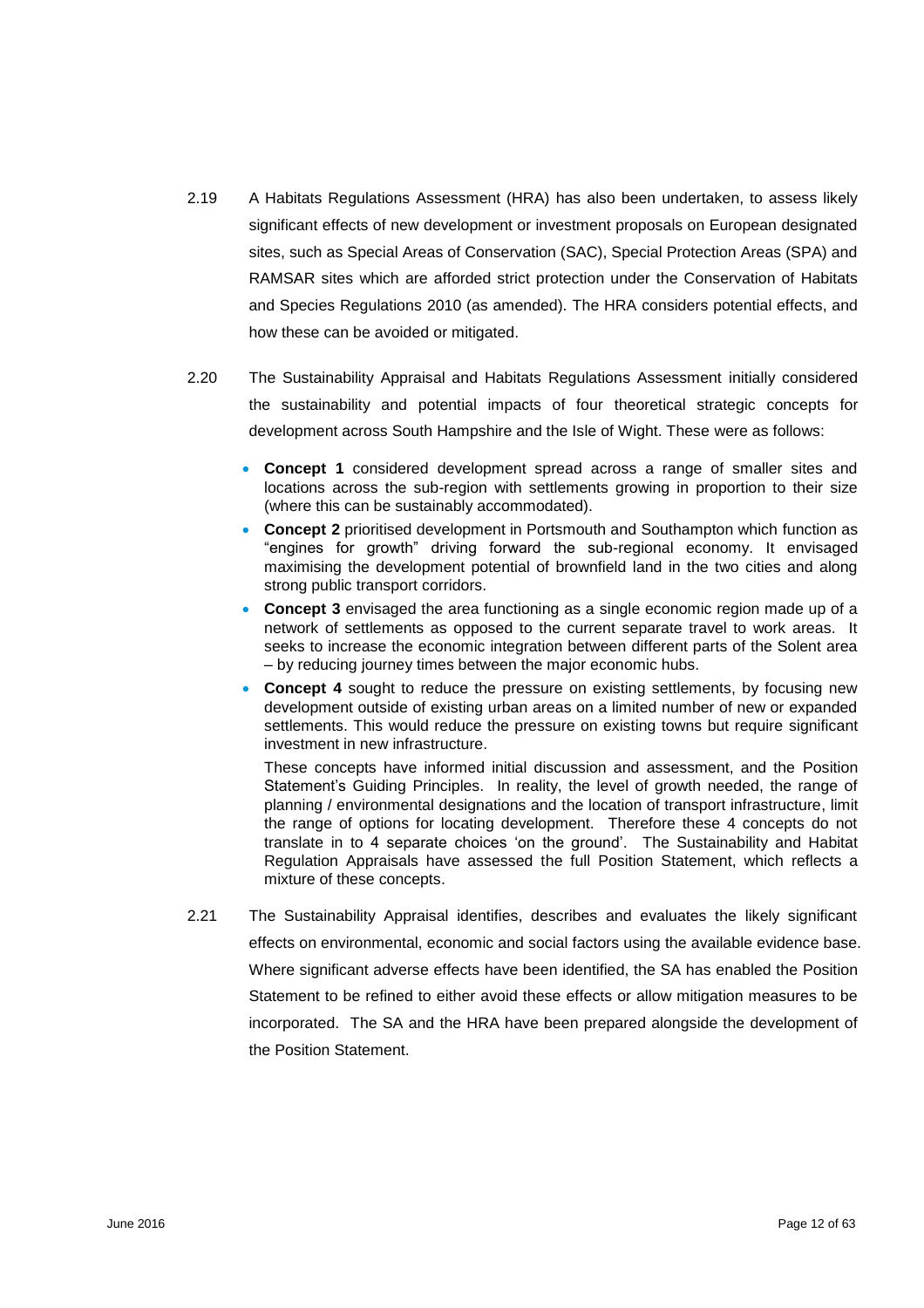2.19 A Habitats Regulations Assessment (HRA) has also been undertaken, to assess likely significant effects of new development or investment proposals on European designated sites, such as Special Areas of Conservation (SAC), Special Protection Areas (SPA) and RAMSAR sites which are afforded strict protection under the Conservation of Habitats and Species Regulations 2010 (as amended). The HRA considers potential effects, and how these can be avoided or mitigated.

2.20 The Sustainability Appraisal and Habitats Regulations Assessment initially considered the sustainability and potential impacts of four theoretical strategic concepts for development across South Hampshire and the Isle of Wight. These were as follows:

- **Concept 1** considered development spread across a range of smaller sites and locations across the sub-region with settlements growing in proportion to their size (where this can be sustainably accommodated).
- **Concept 2** prioritised development in Portsmouth and Southampton which function as "engines for growth" driving forward the sub-regional economy. It envisaged maximising the development potential of brownfield land in the two cities and along strong public transport corridors.
- **Concept 3** envisaged the area functioning as a single economic region made up of a network of settlements as opposed to the current separate travel to work areas. It seeks to increase the economic integration between different parts of the Solent area – by reducing journey times between the major economic hubs.
- **Concept 4** sought to reduce the pressure on existing settlements, by focusing new development outside of existing urban areas on a limited number of new or expanded settlements. This would reduce the pressure on existing towns but require significant investment in new infrastructure.

These concepts have informed initial discussion and assessment, and the Position Statement's Guiding Principles. In reality, the level of growth needed, the range of planning / environmental designations and the location of transport infrastructure, limit the range of options for locating development. Therefore these 4 concepts do not translate in to 4 separate choices 'on the ground'. The Sustainability and Habitat Regulation Appraisals have assessed the full Position Statement, which reflects a mixture of these concepts.

2.21 The Sustainability Appraisal identifies, describes and evaluates the likely significant effects on environmental, economic and social factors using the available evidence base. Where significant adverse effects have been identified, the SA has enabled the Position Statement to be refined to either avoid these effects or allow mitigation measures to be incorporated. The SA and the HRA have been prepared alongside the development of the Position Statement.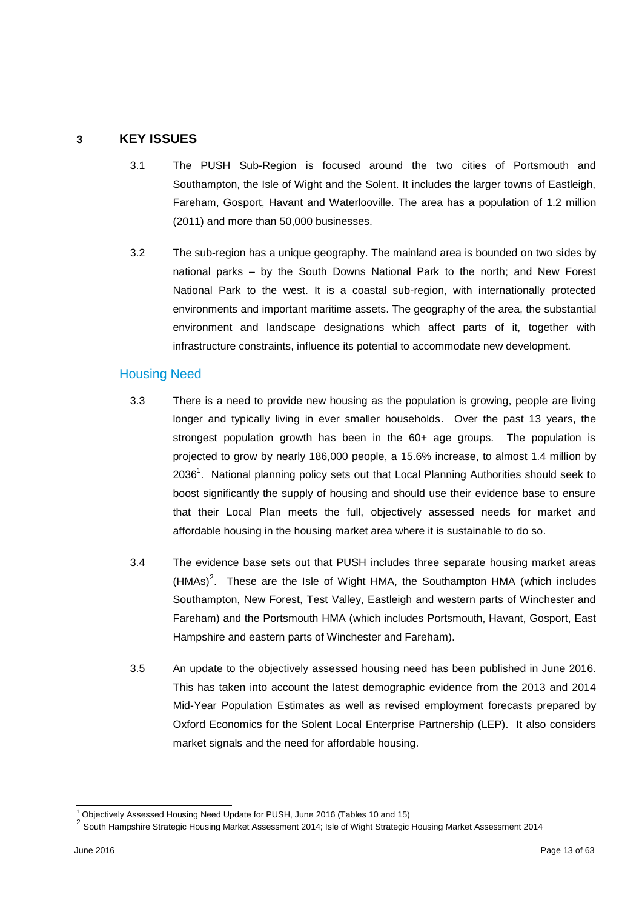# 3 KEY ISSUES

3.1 The PUSH Sub-Region is focused around the two cities of Portsmouth and Southampton, the Isle of Wight and the Solent. It includes the larger towns of Eastleigh, Fareham, Gosport, Havant and Waterlooville. The area has a population of 1.2 million (2011) and more than 50,000 businesses.

3.2 The sub-region has a unique geography. The mainland area is bounded on two sides by national parks – by the South Downs National Park to the north; and New Forest National Park to the west. It is a coastal sub-region, with internationally protected environments and important maritime assets. The geography of the area, the substantial environment and landscape designations which affect parts of it, together with infrastructure constraints, influence its potential to accommodate new development.

## Housing Need

3.3 There is a need to provide new housing as the population is growing, people are living longer and typically living in ever smaller households. Over the past 13 years, the strongest population growth has been in the 60+ age groups. The population is projected to grow by nearly 186,000 people, a 15.6% increase, to almost 1.4 million by 2036[1]. National planning policy sets out that Local Planning Authorities should seek to boost significantly the supply of housing and should use their evidence base to ensure that their Local Plan meets the full, objectively assessed needs for market and affordable housing in the housing market area where it is sustainable to do so.

3.4 The evidence base sets out that PUSH includes three separate housing market areas (HMAs)[2]. These are the Isle of Wight HMA, the Southampton HMA (which includes Southampton, New Forest, Test Valley, Eastleigh and western parts of Winchester and Fareham) and the Portsmouth HMA (which includes Portsmouth, Havant, Gosport, East Hampshire and eastern parts of Winchester and Fareham).

3.5 An update to the objectively assessed housing need has been published in June 2016. This has taken into account the latest demographic evidence from the 2013 and 2014 Mid-Year Population Estimates as well as revised employment forecasts prepared by Oxford Economics for the Solent Local Enterprise Partnership (LEP). It also considers market signals and the need for affordable housing.

[1] Objectively Assessed Housing Need Update for PUSH, June 2016 (Tables 10 and 15)

[2] South Hampshire Strategic Housing Market Assessment 2014; Isle of Wight Strategic Housing Market Assessment 2014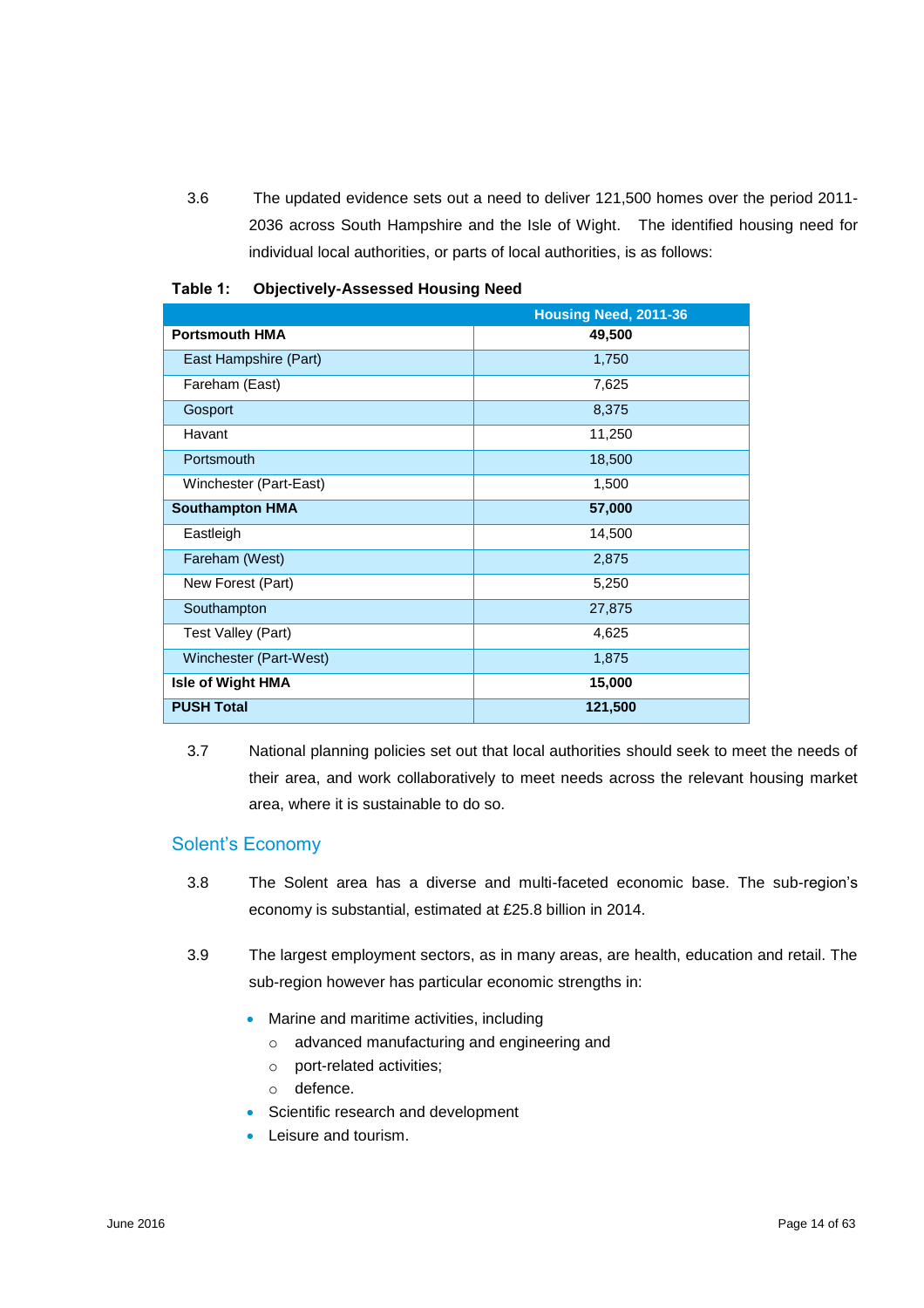3.6 The updated evidence sets out a need to deliver 121,500 homes over the period 2011-2036 across South Hampshire and the Isle of Wight. The identified housing need for individual local authorities, or parts of local authorities, is as follows:

**Table 1: Objectively-Assessed Housing Need**

| | Housing Need, 2011-36 |
|---|---|
| **Portsmouth HMA** | **49,500** |
| East Hampshire (Part) | 1,750 |
| Fareham (East) | 7,625 |
| Gosport | 8,375 |
| Havant | 11,250 |
| Portsmouth | 18,500 |
| Winchester (Part-East) | 1,500 |
| **Southampton HMA** | **57,000** |
| Eastleigh | 14,500 |
| Fareham (West) | 2,875 |
| New Forest (Part) | 5,250 |
| Southampton | 27,875 |
| Test Valley (Part) | 4,625 |
| Winchester (Part-West) | 1,875 |
| **Isle of Wight HMA** | **15,000** |
| **PUSH Total** | **121,500** |

3.7 National planning policies set out that local authorities should seek to meet the needs of their area, and work collaboratively to meet needs across the relevant housing market area, where it is sustainable to do so.

## Solent's Economy

3.8 The Solent area has a diverse and multi-faceted economic base. The sub-region's economy is substantial, estimated at £25.8 billion in 2014.

3.9 The largest employment sectors, as in many areas, are health, education and retail. The sub-region however has particular economic strengths in:

- Marine and maritime activities, including
  - advanced manufacturing and engineering and
  - port-related activities;
  - defence.
- Scientific research and development
- Leisure and tourism.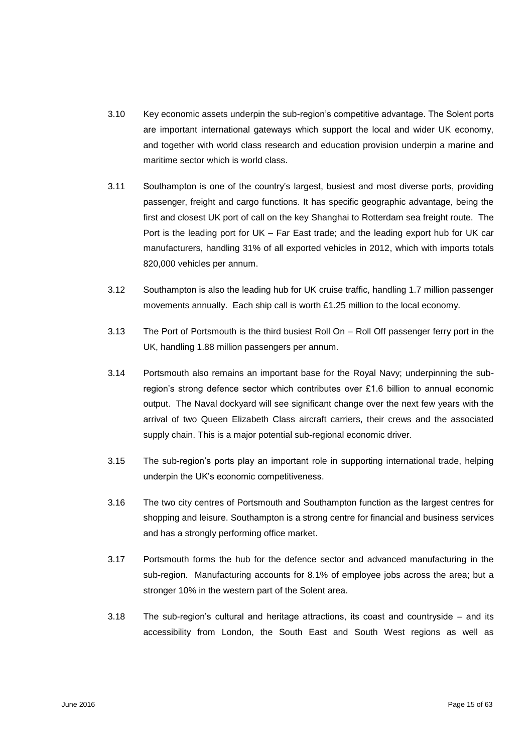3.10 Key economic assets underpin the sub-region's competitive advantage. The Solent ports are important international gateways which support the local and wider UK economy, and together with world class research and education provision underpin a marine and maritime sector which is world class.

3.11 Southampton is one of the country's largest, busiest and most diverse ports, providing passenger, freight and cargo functions. It has specific geographic advantage, being the first and closest UK port of call on the key Shanghai to Rotterdam sea freight route. The Port is the leading port for UK – Far East trade; and the leading export hub for UK car manufacturers, handling 31% of all exported vehicles in 2012, which with imports totals 820,000 vehicles per annum.

3.12 Southampton is also the leading hub for UK cruise traffic, handling 1.7 million passenger movements annually. Each ship call is worth £1.25 million to the local economy.

3.13 The Port of Portsmouth is the third busiest Roll On – Roll Off passenger ferry port in the UK, handling 1.88 million passengers per annum.

3.14 Portsmouth also remains an important base for the Royal Navy; underpinning the sub-region's strong defence sector which contributes over £1.6 billion to annual economic output. The Naval dockyard will see significant change over the next few years with the arrival of two Queen Elizabeth Class aircraft carriers, their crews and the associated supply chain. This is a major potential sub-regional economic driver.

3.15 The sub-region's ports play an important role in supporting international trade, helping underpin the UK's economic competitiveness.

3.16 The two city centres of Portsmouth and Southampton function as the largest centres for shopping and leisure. Southampton is a strong centre for financial and business services and has a strongly performing office market.

3.17 Portsmouth forms the hub for the defence sector and advanced manufacturing in the sub-region. Manufacturing accounts for 8.1% of employee jobs across the area; but a stronger 10% in the western part of the Solent area.

3.18 The sub-region's cultural and heritage attractions, its coast and countryside – and its accessibility from London, the South East and South West regions as well as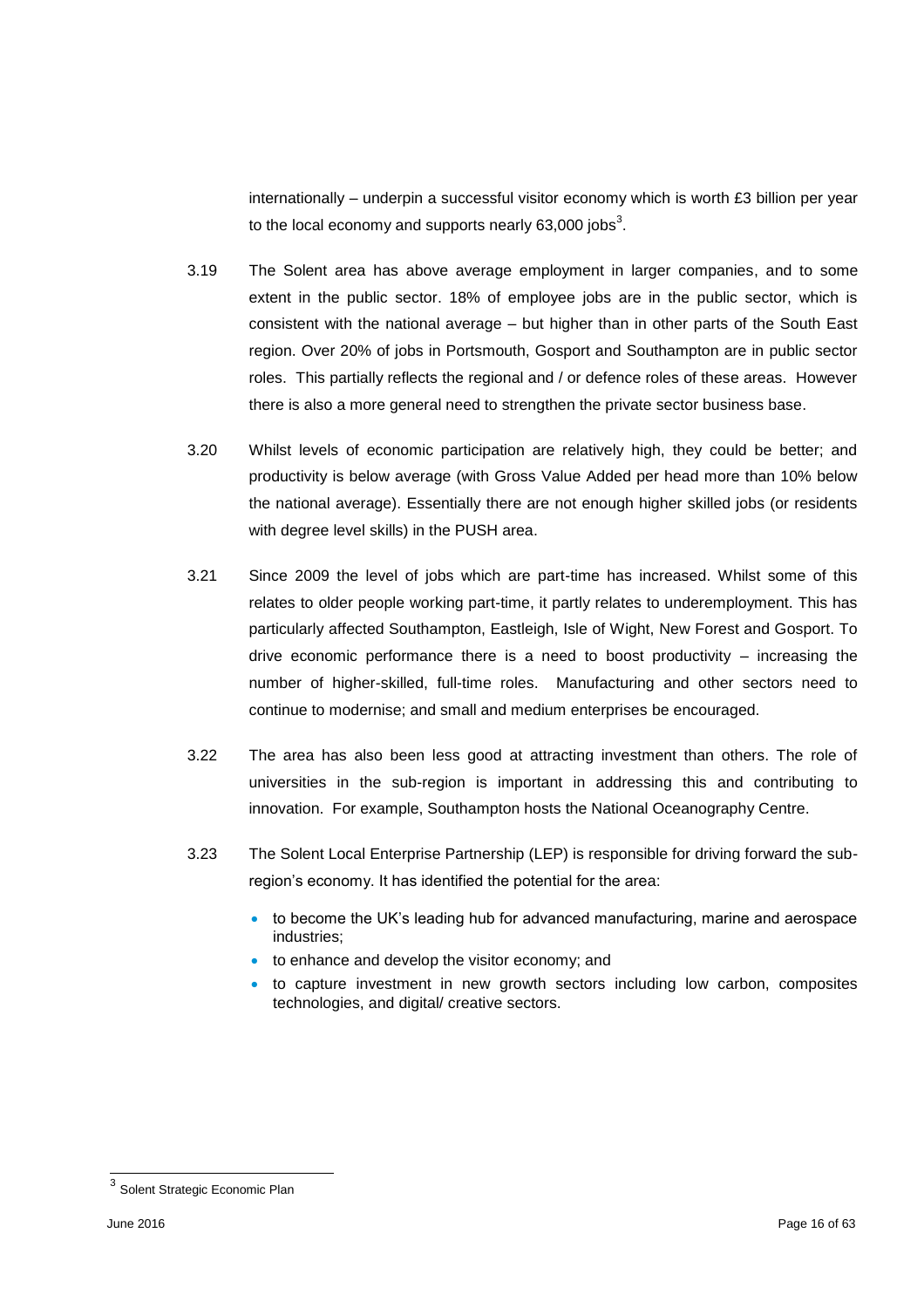internationally – underpin a successful visitor economy which is worth £3 billion per year to the local economy and supports nearly 63,000 jobs[3].

3.19 The Solent area has above average employment in larger companies, and to some extent in the public sector. 18% of employee jobs are in the public sector, which is consistent with the national average – but higher than in other parts of the South East region. Over 20% of jobs in Portsmouth, Gosport and Southampton are in public sector roles. This partially reflects the regional and / or defence roles of these areas. However there is also a more general need to strengthen the private sector business base.

3.20 Whilst levels of economic participation are relatively high, they could be better; and productivity is below average (with Gross Value Added per head more than 10% below the national average). Essentially there are not enough higher skilled jobs (or residents with degree level skills) in the PUSH area.

3.21 Since 2009 the level of jobs which are part-time has increased. Whilst some of this relates to older people working part-time, it partly relates to underemployment. This has particularly affected Southampton, Eastleigh, Isle of Wight, New Forest and Gosport. To drive economic performance there is a need to boost productivity – increasing the number of higher-skilled, full-time roles. Manufacturing and other sectors need to continue to modernise; and small and medium enterprises be encouraged.

3.22 The area has also been less good at attracting investment than others. The role of universities in the sub-region is important in addressing this and contributing to innovation. For example, Southampton hosts the National Oceanography Centre.

3.23 The Solent Local Enterprise Partnership (LEP) is responsible for driving forward the sub-region's economy. It has identified the potential for the area:

- to become the UK's leading hub for advanced manufacturing, marine and aerospace industries;
- to enhance and develop the visitor economy; and
- to capture investment in new growth sectors including low carbon, composites technologies, and digital/ creative sectors.

[3] Solent Strategic Economic Plan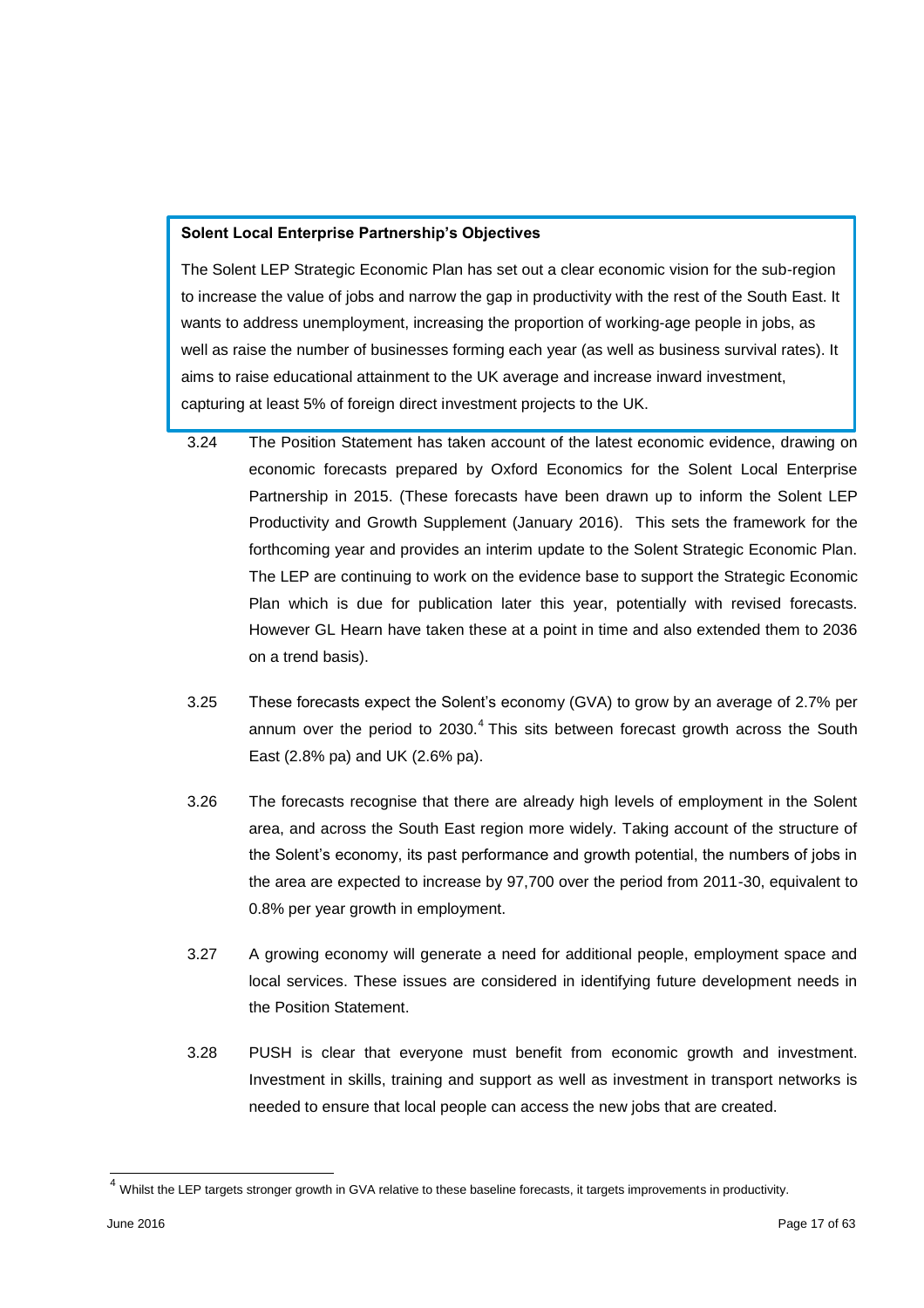**Solent Local Enterprise Partnership's Objectives**

The Solent LEP Strategic Economic Plan has set out a clear economic vision for the sub-region to increase the value of jobs and narrow the gap in productivity with the rest of the South East. It wants to address unemployment, increasing the proportion of working-age people in jobs, as well as raise the number of businesses forming each year (as well as business survival rates). It aims to raise educational attainment to the UK average and increase inward investment, capturing at least 5% of foreign direct investment projects to the UK.

3.24 The Position Statement has taken account of the latest economic evidence, drawing on economic forecasts prepared by Oxford Economics for the Solent Local Enterprise Partnership in 2015. (These forecasts have been drawn up to inform the Solent LEP Productivity and Growth Supplement (January 2016). This sets the framework for the forthcoming year and provides an interim update to the Solent Strategic Economic Plan. The LEP are continuing to work on the evidence base to support the Strategic Economic Plan which is due for publication later this year, potentially with revised forecasts. However GL Hearn have taken these at a point in time and also extended them to 2036 on a trend basis).

3.25 These forecasts expect the Solent's economy (GVA) to grow by an average of 2.7% per annum over the period to 2030.[4] This sits between forecast growth across the South East (2.8% pa) and UK (2.6% pa).

3.26 The forecasts recognise that there are already high levels of employment in the Solent area, and across the South East region more widely. Taking account of the structure of the Solent's economy, its past performance and growth potential, the numbers of jobs in the area are expected to increase by 97,700 over the period from 2011-30, equivalent to 0.8% per year growth in employment.

3.27 A growing economy will generate a need for additional people, employment space and local services. These issues are considered in identifying future development needs in the Position Statement.

3.28 PUSH is clear that everyone must benefit from economic growth and investment. Investment in skills, training and support as well as investment in transport networks is needed to ensure that local people can access the new jobs that are created.

[4] Whilst the LEP targets stronger growth in GVA relative to these baseline forecasts, it targets improvements in productivity.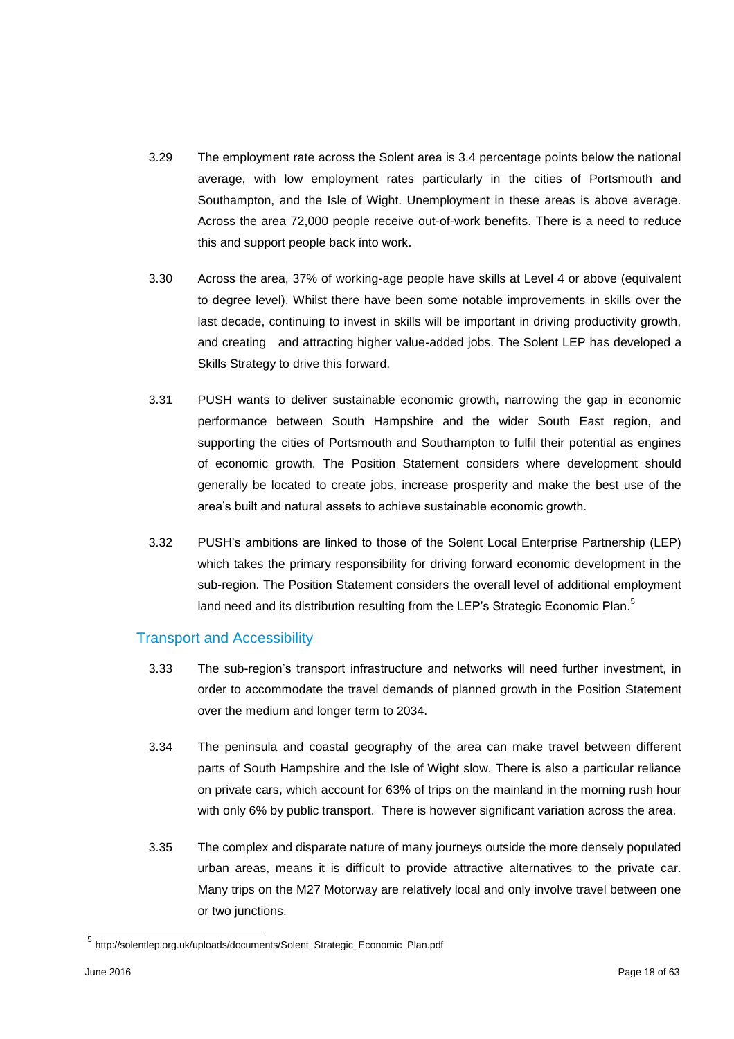3.29 The employment rate across the Solent area is 3.4 percentage points below the national average, with low employment rates particularly in the cities of Portsmouth and Southampton, and the Isle of Wight. Unemployment in these areas is above average. Across the area 72,000 people receive out-of-work benefits. There is a need to reduce this and support people back into work.

3.30 Across the area, 37% of working-age people have skills at Level 4 or above (equivalent to degree level). Whilst there have been some notable improvements in skills over the last decade, continuing to invest in skills will be important in driving productivity growth, and creating and attracting higher value-added jobs. The Solent LEP has developed a Skills Strategy to drive this forward.

3.31 PUSH wants to deliver sustainable economic growth, narrowing the gap in economic performance between South Hampshire and the wider South East region, and supporting the cities of Portsmouth and Southampton to fulfil their potential as engines of economic growth. The Position Statement considers where development should generally be located to create jobs, increase prosperity and make the best use of the area's built and natural assets to achieve sustainable economic growth.

3.32 PUSH's ambitions are linked to those of the Solent Local Enterprise Partnership (LEP) which takes the primary responsibility for driving forward economic development in the sub-region. The Position Statement considers the overall level of additional employment land need and its distribution resulting from the LEP's Strategic Economic Plan.[5]

## Transport and Accessibility

3.33 The sub-region's transport infrastructure and networks will need further investment, in order to accommodate the travel demands of planned growth in the Position Statement over the medium and longer term to 2034.

3.34 The peninsula and coastal geography of the area can make travel between different parts of South Hampshire and the Isle of Wight slow. There is also a particular reliance on private cars, which account for 63% of trips on the mainland in the morning rush hour with only 6% by public transport. There is however significant variation across the area.

3.35 The complex and disparate nature of many journeys outside the more densely populated urban areas, means it is difficult to provide attractive alternatives to the private car. Many trips on the M27 Motorway are relatively local and only involve travel between one or two junctions.

[5] http://solentlep.org.uk/uploads/documents/Solent_Strategic_Economic_Plan.pdf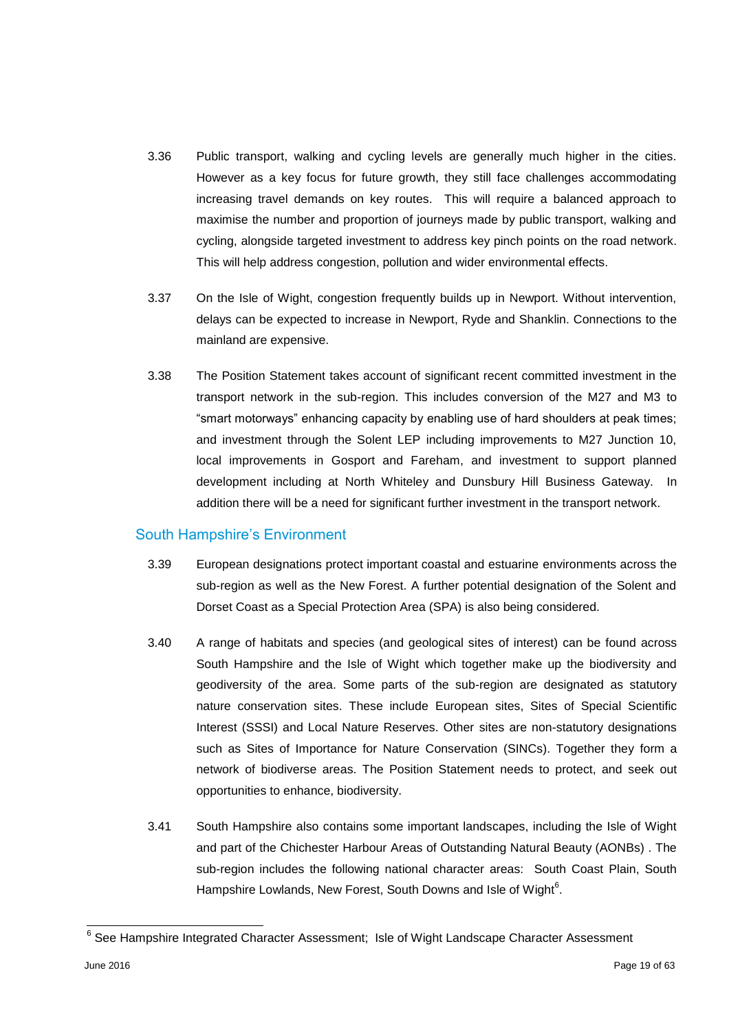3.36 Public transport, walking and cycling levels are generally much higher in the cities. However as a key focus for future growth, they still face challenges accommodating increasing travel demands on key routes. This will require a balanced approach to maximise the number and proportion of journeys made by public transport, walking and cycling, alongside targeted investment to address key pinch points on the road network. This will help address congestion, pollution and wider environmental effects.

3.37 On the Isle of Wight, congestion frequently builds up in Newport. Without intervention, delays can be expected to increase in Newport, Ryde and Shanklin. Connections to the mainland are expensive.

3.38 The Position Statement takes account of significant recent committed investment in the transport network in the sub-region. This includes conversion of the M27 and M3 to "smart motorways" enhancing capacity by enabling use of hard shoulders at peak times; and investment through the Solent LEP including improvements to M27 Junction 10, local improvements in Gosport and Fareham, and investment to support planned development including at North Whiteley and Dunsbury Hill Business Gateway. In addition there will be a need for significant further investment in the transport network.

## South Hampshire's Environment

3.39 European designations protect important coastal and estuarine environments across the sub-region as well as the New Forest. A further potential designation of the Solent and Dorset Coast as a Special Protection Area (SPA) is also being considered.

3.40 A range of habitats and species (and geological sites of interest) can be found across South Hampshire and the Isle of Wight which together make up the biodiversity and geodiversity of the area. Some parts of the sub-region are designated as statutory nature conservation sites. These include European sites, Sites of Special Scientific Interest (SSSI) and Local Nature Reserves. Other sites are non-statutory designations such as Sites of Importance for Nature Conservation (SINCs). Together they form a network of biodiverse areas. The Position Statement needs to protect, and seek out opportunities to enhance, biodiversity.

3.41 South Hampshire also contains some important landscapes, including the Isle of Wight and part of the Chichester Harbour Areas of Outstanding Natural Beauty (AONBs) . The sub-region includes the following national character areas: South Coast Plain, South Hampshire Lowlands, New Forest, South Downs and Isle of Wight[6].

---

[6] See Hampshire Integrated Character Assessment; Isle of Wight Landscape Character Assessment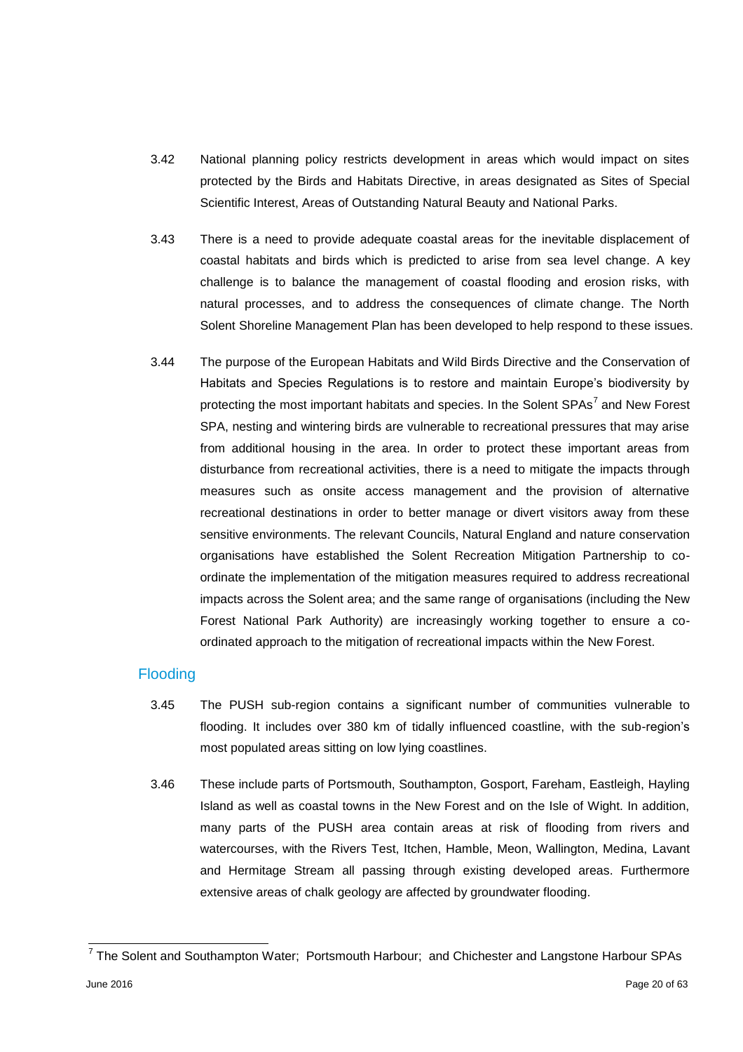3.42 National planning policy restricts development in areas which would impact on sites protected by the Birds and Habitats Directive, in areas designated as Sites of Special Scientific Interest, Areas of Outstanding Natural Beauty and National Parks.

3.43 There is a need to provide adequate coastal areas for the inevitable displacement of coastal habitats and birds which is predicted to arise from sea level change. A key challenge is to balance the management of coastal flooding and erosion risks, with natural processes, and to address the consequences of climate change. The North Solent Shoreline Management Plan has been developed to help respond to these issues.

3.44 The purpose of the European Habitats and Wild Birds Directive and the Conservation of Habitats and Species Regulations is to restore and maintain Europe's biodiversity by protecting the most important habitats and species. In the Solent SPAs[7] and New Forest SPA, nesting and wintering birds are vulnerable to recreational pressures that may arise from additional housing in the area. In order to protect these important areas from disturbance from recreational activities, there is a need to mitigate the impacts through measures such as onsite access management and the provision of alternative recreational destinations in order to better manage or divert visitors away from these sensitive environments. The relevant Councils, Natural England and nature conservation organisations have established the Solent Recreation Mitigation Partnership to co-ordinate the implementation of the mitigation measures required to address recreational impacts across the Solent area; and the same range of organisations (including the New Forest National Park Authority) are increasingly working together to ensure a co-ordinated approach to the mitigation of recreational impacts within the New Forest.

## Flooding

3.45 The PUSH sub-region contains a significant number of communities vulnerable to flooding. It includes over 380 km of tidally influenced coastline, with the sub-region's most populated areas sitting on low lying coastlines.

3.46 These include parts of Portsmouth, Southampton, Gosport, Fareham, Eastleigh, Hayling Island as well as coastal towns in the New Forest and on the Isle of Wight. In addition, many parts of the PUSH area contain areas at risk of flooding from rivers and watercourses, with the Rivers Test, Itchen, Hamble, Meon, Wallington, Medina, Lavant and Hermitage Stream all passing through existing developed areas. Furthermore extensive areas of chalk geology are affected by groundwater flooding.

[7] The Solent and Southampton Water; Portsmouth Harbour; and Chichester and Langstone Harbour SPAs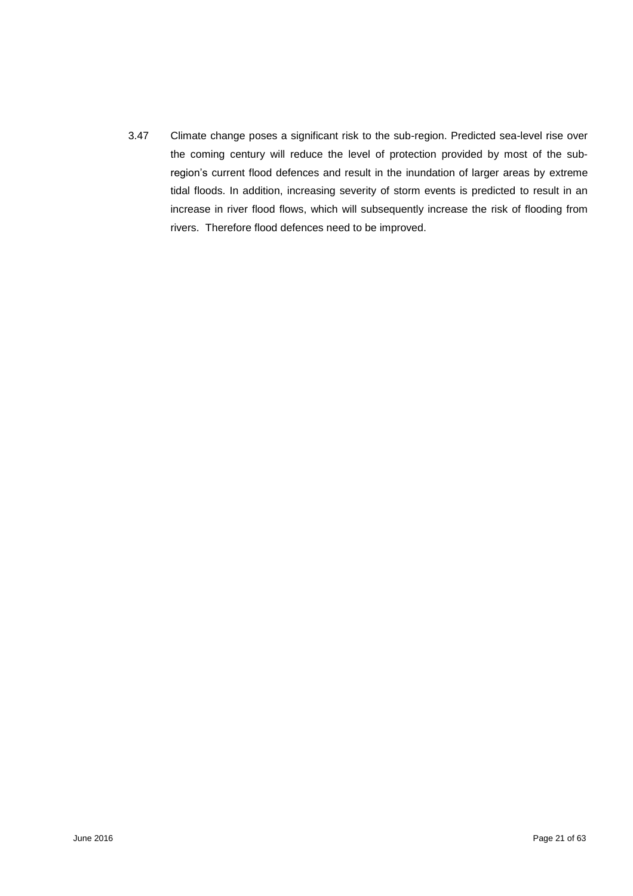3.47 Climate change poses a significant risk to the sub-region. Predicted sea-level rise over the coming century will reduce the level of protection provided by most of the sub-region's current flood defences and result in the inundation of larger areas by extreme tidal floods. In addition, increasing severity of storm events is predicted to result in an increase in river flood flows, which will subsequently increase the risk of flooding from rivers. Therefore flood defences need to be improved.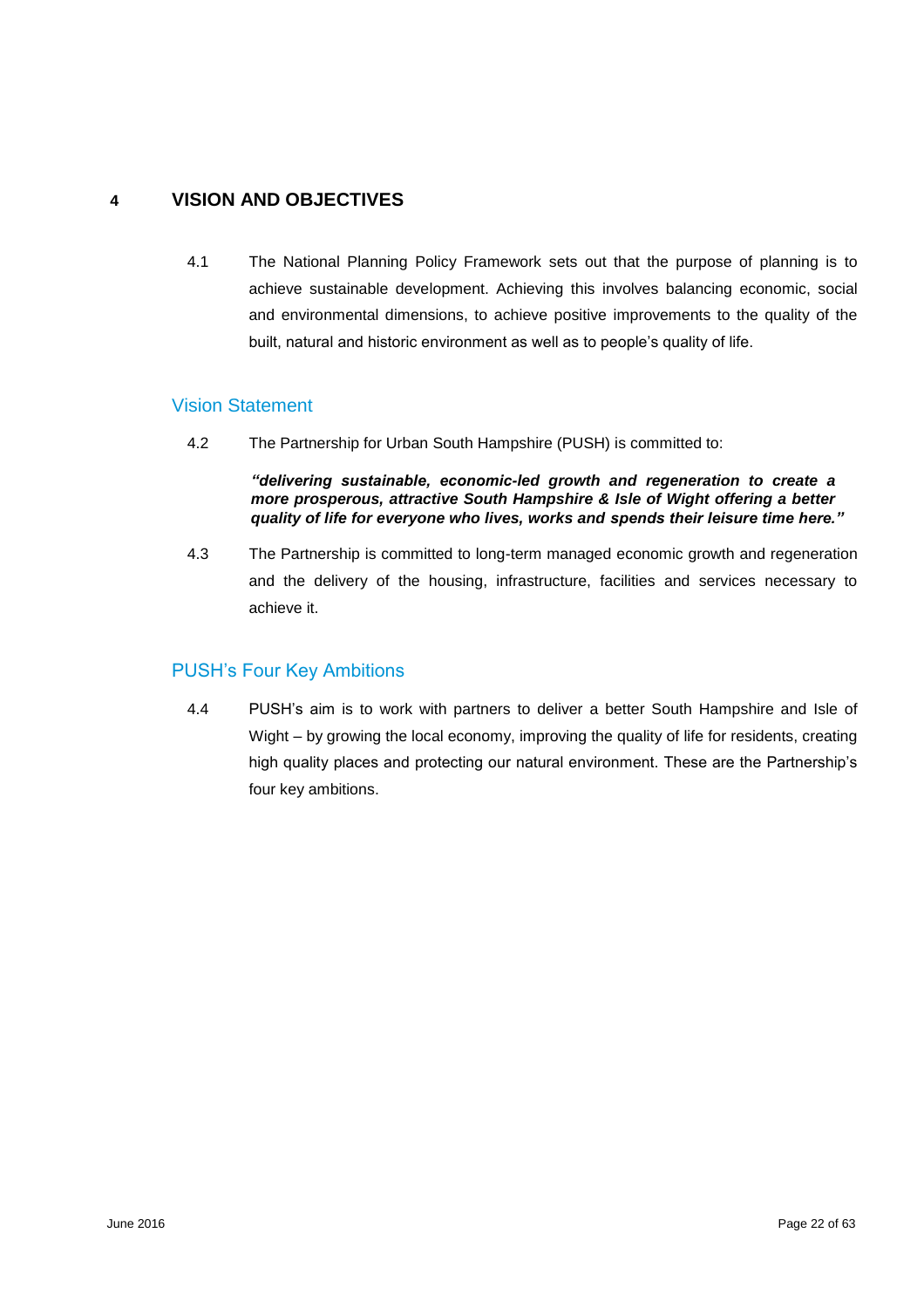# 4 VISION AND OBJECTIVES

4.1 The National Planning Policy Framework sets out that the purpose of planning is to achieve sustainable development. Achieving this involves balancing economic, social and environmental dimensions, to achieve positive improvements to the quality of the built, natural and historic environment as well as to people's quality of life.

## Vision Statement

4.2 The Partnership for Urban South Hampshire (PUSH) is committed to:

> ***"delivering sustainable, economic-led growth and regeneration to create a more prosperous, attractive South Hampshire & Isle of Wight offering a better quality of life for everyone who lives, works and spends their leisure time here."***

4.3 The Partnership is committed to long-term managed economic growth and regeneration and the delivery of the housing, infrastructure, facilities and services necessary to achieve it.

## PUSH's Four Key Ambitions

4.4 PUSH's aim is to work with partners to deliver a better South Hampshire and Isle of Wight – by growing the local economy, improving the quality of life for residents, creating high quality places and protecting our natural environment. These are the Partnership's four key ambitions.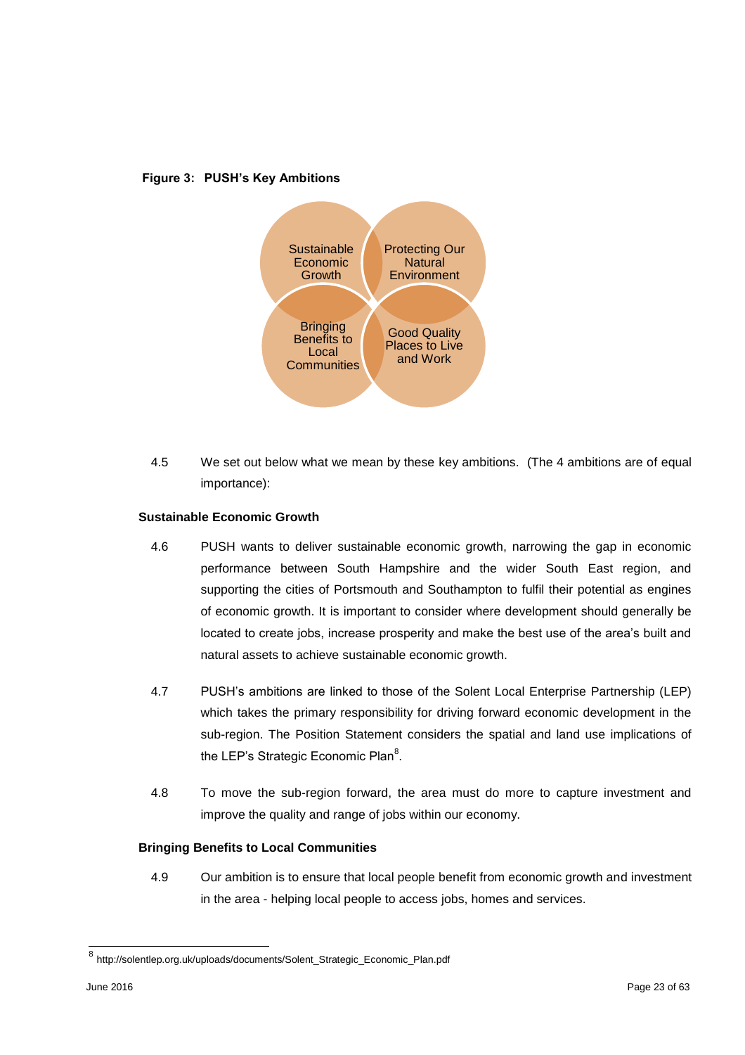**Figure 3: PUSH's Key Ambitions**

Sustainable Economic Growth

Protecting Our Natural Environment

Bringing Benefits to Local Communities

Good Quality Places to Live and Work

4.5 We set out below what we mean by these key ambitions. (The 4 ambitions are of equal importance):

**Sustainable Economic Growth**

4.6 PUSH wants to deliver sustainable economic growth, narrowing the gap in economic performance between South Hampshire and the wider South East region, and supporting the cities of Portsmouth and Southampton to fulfil their potential as engines of economic growth. It is important to consider where development should generally be located to create jobs, increase prosperity and make the best use of the area's built and natural assets to achieve sustainable economic growth.

4.7 PUSH's ambitions are linked to those of the Solent Local Enterprise Partnership (LEP) which takes the primary responsibility for driving forward economic development in the sub-region. The Position Statement considers the spatial and land use implications of the LEP's Strategic Economic Plan[8].

4.8 To move the sub-region forward, the area must do more to capture investment and improve the quality and range of jobs within our economy.

**Bringing Benefits to Local Communities**

4.9 Our ambition is to ensure that local people benefit from economic growth and investment in the area - helping local people to access jobs, homes and services.

[8] http://solentlep.org.uk/uploads/documents/Solent_Strategic_Economic_Plan.pdf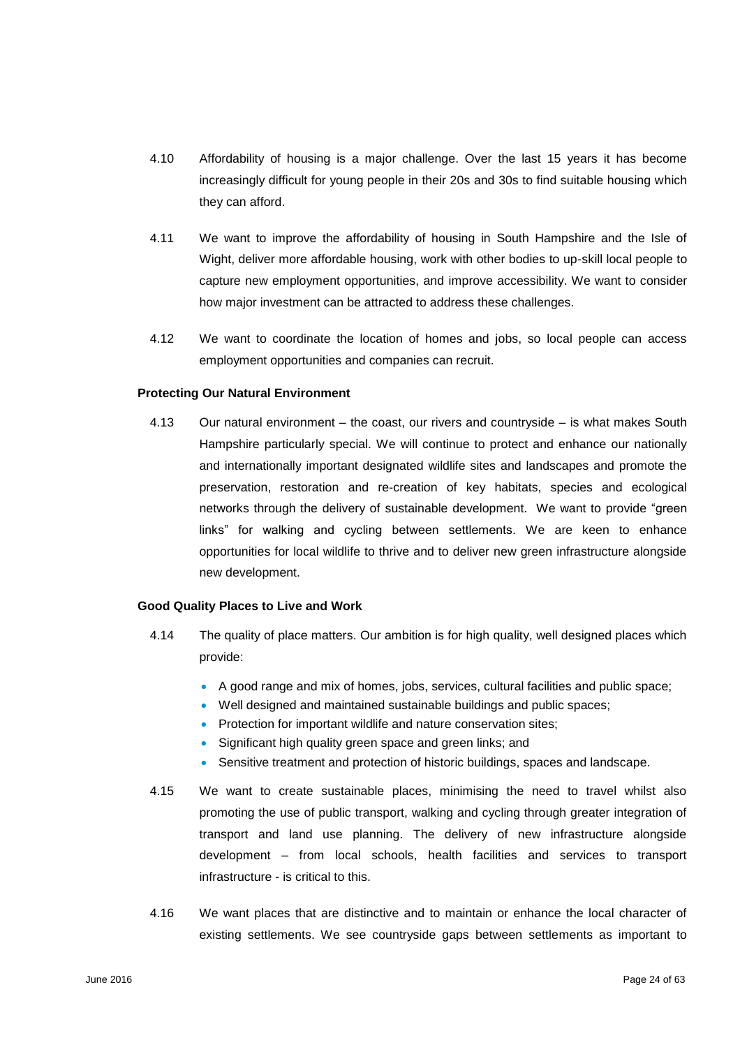4.10 Affordability of housing is a major challenge. Over the last 15 years it has become increasingly difficult for young people in their 20s and 30s to find suitable housing which they can afford.

4.11 We want to improve the affordability of housing in South Hampshire and the Isle of Wight, deliver more affordable housing, work with other bodies to up-skill local people to capture new employment opportunities, and improve accessibility. We want to consider how major investment can be attracted to address these challenges.

4.12 We want to coordinate the location of homes and jobs, so local people can access employment opportunities and companies can recruit.

**Protecting Our Natural Environment**

4.13 Our natural environment – the coast, our rivers and countryside – is what makes South Hampshire particularly special. We will continue to protect and enhance our nationally and internationally important designated wildlife sites and landscapes and promote the preservation, restoration and re-creation of key habitats, species and ecological networks through the delivery of sustainable development. We want to provide "green links" for walking and cycling between settlements. We are keen to enhance opportunities for local wildlife to thrive and to deliver new green infrastructure alongside new development.

**Good Quality Places to Live and Work**

4.14 The quality of place matters. Our ambition is for high quality, well designed places which provide:

- A good range and mix of homes, jobs, services, cultural facilities and public space;
- Well designed and maintained sustainable buildings and public spaces;
- Protection for important wildlife and nature conservation sites;
- Significant high quality green space and green links; and
- Sensitive treatment and protection of historic buildings, spaces and landscape.

4.15 We want to create sustainable places, minimising the need to travel whilst also promoting the use of public transport, walking and cycling through greater integration of transport and land use planning. The delivery of new infrastructure alongside development – from local schools, health facilities and services to transport infrastructure - is critical to this.

4.16 We want places that are distinctive and to maintain or enhance the local character of existing settlements. We see countryside gaps between settlements as important to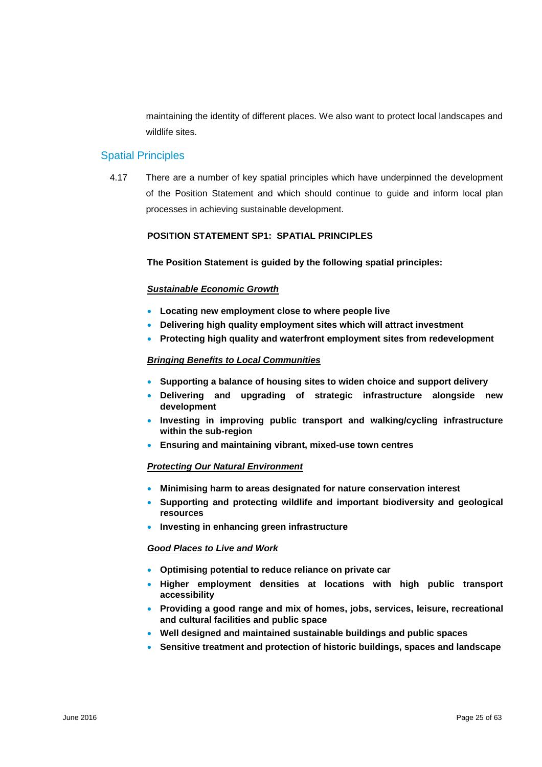maintaining the identity of different places. We also want to protect local landscapes and wildlife sites.

## Spatial Principles

4.17 There are a number of key spatial principles which have underpinned the development of the Position Statement and which should continue to guide and inform local plan processes in achieving sustainable development.

**POSITION STATEMENT SP1: SPATIAL PRINCIPLES**

**The Position Statement is guided by the following spatial principles:**

***Sustainable Economic Growth***

- **Locating new employment close to where people live**
- **Delivering high quality employment sites which will attract investment**
- **Protecting high quality and waterfront employment sites from redevelopment**

***Bringing Benefits to Local Communities***

- **Supporting a balance of housing sites to widen choice and support delivery**
- **Delivering and upgrading of strategic infrastructure alongside new development**
- **Investing in improving public transport and walking/cycling infrastructure within the sub-region**
- **Ensuring and maintaining vibrant, mixed-use town centres**

***Protecting Our Natural Environment***

- **Minimising harm to areas designated for nature conservation interest**
- **Supporting and protecting wildlife and important biodiversity and geological resources**
- **Investing in enhancing green infrastructure**

***Good Places to Live and Work***

- **Optimising potential to reduce reliance on private car**
- **Higher employment densities at locations with high public transport accessibility**
- **Providing a good range and mix of homes, jobs, services, leisure, recreational and cultural facilities and public space**
- **Well designed and maintained sustainable buildings and public spaces**
- **Sensitive treatment and protection of historic buildings, spaces and landscape**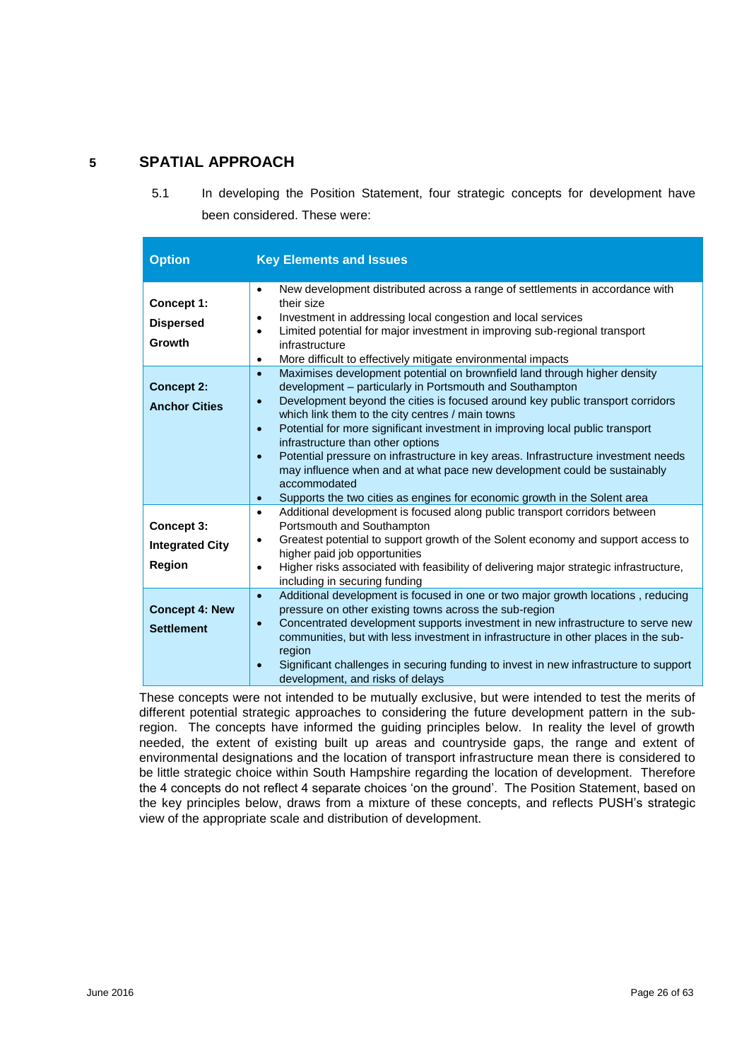## 5 SPATIAL APPROACH

5.1 In developing the Position Statement, four strategic concepts for development have been considered. These were:

| Option | Key Elements and Issues |
|---|---|
| **Concept 1: Dispersed Growth** | • New development distributed across a range of settlements in accordance with their size<br>• Investment in addressing local congestion and local services<br>• Limited potential for major investment in improving sub-regional transport infrastructure<br>• More difficult to effectively mitigate environmental impacts |
| **Concept 2: Anchor Cities** | • Maximises development potential on brownfield land through higher density development – particularly in Portsmouth and Southampton<br>• Development beyond the cities is focused around key public transport corridors which link them to the city centres / main towns<br>• Potential for more significant investment in improving local public transport infrastructure than other options<br>• Potential pressure on infrastructure in key areas. Infrastructure investment needs may influence when and at what pace new development could be sustainably accommodated<br>• Supports the two cities as engines for economic growth in the Solent area |
| **Concept 3: Integrated City Region** | • Additional development is focused along public transport corridors between Portsmouth and Southampton<br>• Greatest potential to support growth of the Solent economy and support access to higher paid job opportunities<br>• Higher risks associated with feasibility of delivering major strategic infrastructure, including in securing funding |
| **Concept 4: New Settlement** | • Additional development is focused in one or two major growth locations , reducing pressure on other existing towns across the sub-region<br>• Concentrated development supports investment in new infrastructure to serve new communities, but with less investment in infrastructure in other places in the sub-region<br>• Significant challenges in securing funding to invest in new infrastructure to support development, and risks of delays |

These concepts were not intended to be mutually exclusive, but were intended to test the merits of different potential strategic approaches to considering the future development pattern in the sub-region. The concepts have informed the guiding principles below. In reality the level of growth needed, the extent of existing built up areas and countryside gaps, the range and extent of environmental designations and the location of transport infrastructure mean there is considered to be little strategic choice within South Hampshire regarding the location of development. Therefore the 4 concepts do not reflect 4 separate choices 'on the ground'. The Position Statement, based on the key principles below, draws from a mixture of these concepts, and reflects PUSH's strategic view of the appropriate scale and distribution of development.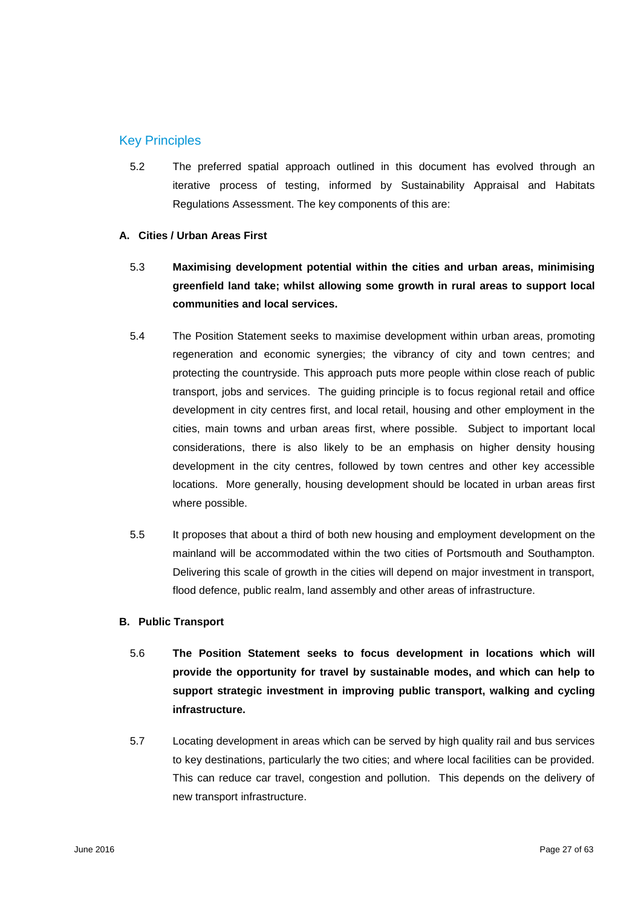## Key Principles

5.2 The preferred spatial approach outlined in this document has evolved through an iterative process of testing, informed by Sustainability Appraisal and Habitats Regulations Assessment. The key components of this are:

### A. Cities / Urban Areas First

5.3 **Maximising development potential within the cities and urban areas, minimising greenfield land take; whilst allowing some growth in rural areas to support local communities and local services.**

5.4 The Position Statement seeks to maximise development within urban areas, promoting regeneration and economic synergies; the vibrancy of city and town centres; and protecting the countryside. This approach puts more people within close reach of public transport, jobs and services. The guiding principle is to focus regional retail and office development in city centres first, and local retail, housing and other employment in the cities, main towns and urban areas first, where possible. Subject to important local considerations, there is also likely to be an emphasis on higher density housing development in the city centres, followed by town centres and other key accessible locations. More generally, housing development should be located in urban areas first where possible.

5.5 It proposes that about a third of both new housing and employment development on the mainland will be accommodated within the two cities of Portsmouth and Southampton. Delivering this scale of growth in the cities will depend on major investment in transport, flood defence, public realm, land assembly and other areas of infrastructure.

### B. Public Transport

5.6 **The Position Statement seeks to focus development in locations which will provide the opportunity for travel by sustainable modes, and which can help to support strategic investment in improving public transport, walking and cycling infrastructure.**

5.7 Locating development in areas which can be served by high quality rail and bus services to key destinations, particularly the two cities; and where local facilities can be provided. This can reduce car travel, congestion and pollution. This depends on the delivery of new transport infrastructure.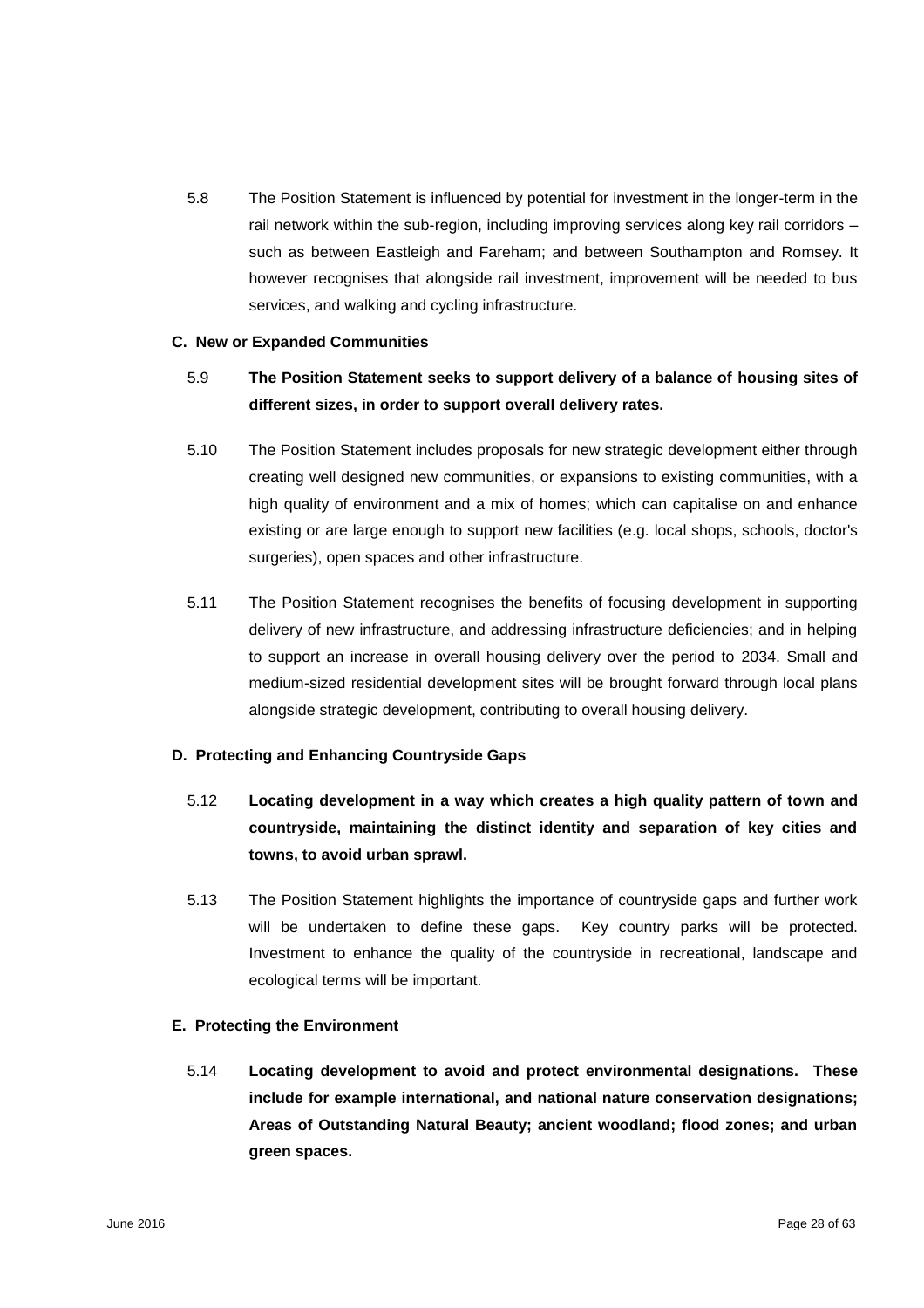5.8 The Position Statement is influenced by potential for investment in the longer-term in the rail network within the sub-region, including improving services along key rail corridors – such as between Eastleigh and Fareham; and between Southampton and Romsey. It however recognises that alongside rail investment, improvement will be needed to bus services, and walking and cycling infrastructure.

**C. New or Expanded Communities**

5.9 **The Position Statement seeks to support delivery of a balance of housing sites of different sizes, in order to support overall delivery rates.**

5.10 The Position Statement includes proposals for new strategic development either through creating well designed new communities, or expansions to existing communities, with a high quality of environment and a mix of homes; which can capitalise on and enhance existing or are large enough to support new facilities (e.g. local shops, schools, doctor's surgeries), open spaces and other infrastructure.

5.11 The Position Statement recognises the benefits of focusing development in supporting delivery of new infrastructure, and addressing infrastructure deficiencies; and in helping to support an increase in overall housing delivery over the period to 2034. Small and medium-sized residential development sites will be brought forward through local plans alongside strategic development, contributing to overall housing delivery.

**D. Protecting and Enhancing Countryside Gaps**

5.12 **Locating development in a way which creates a high quality pattern of town and countryside, maintaining the distinct identity and separation of key cities and towns, to avoid urban sprawl.**

5.13 The Position Statement highlights the importance of countryside gaps and further work will be undertaken to define these gaps. Key country parks will be protected. Investment to enhance the quality of the countryside in recreational, landscape and ecological terms will be important.

**E. Protecting the Environment**

5.14 **Locating development to avoid and protect environmental designations. These include for example international, and national nature conservation designations; Areas of Outstanding Natural Beauty; ancient woodland; flood zones; and urban green spaces.**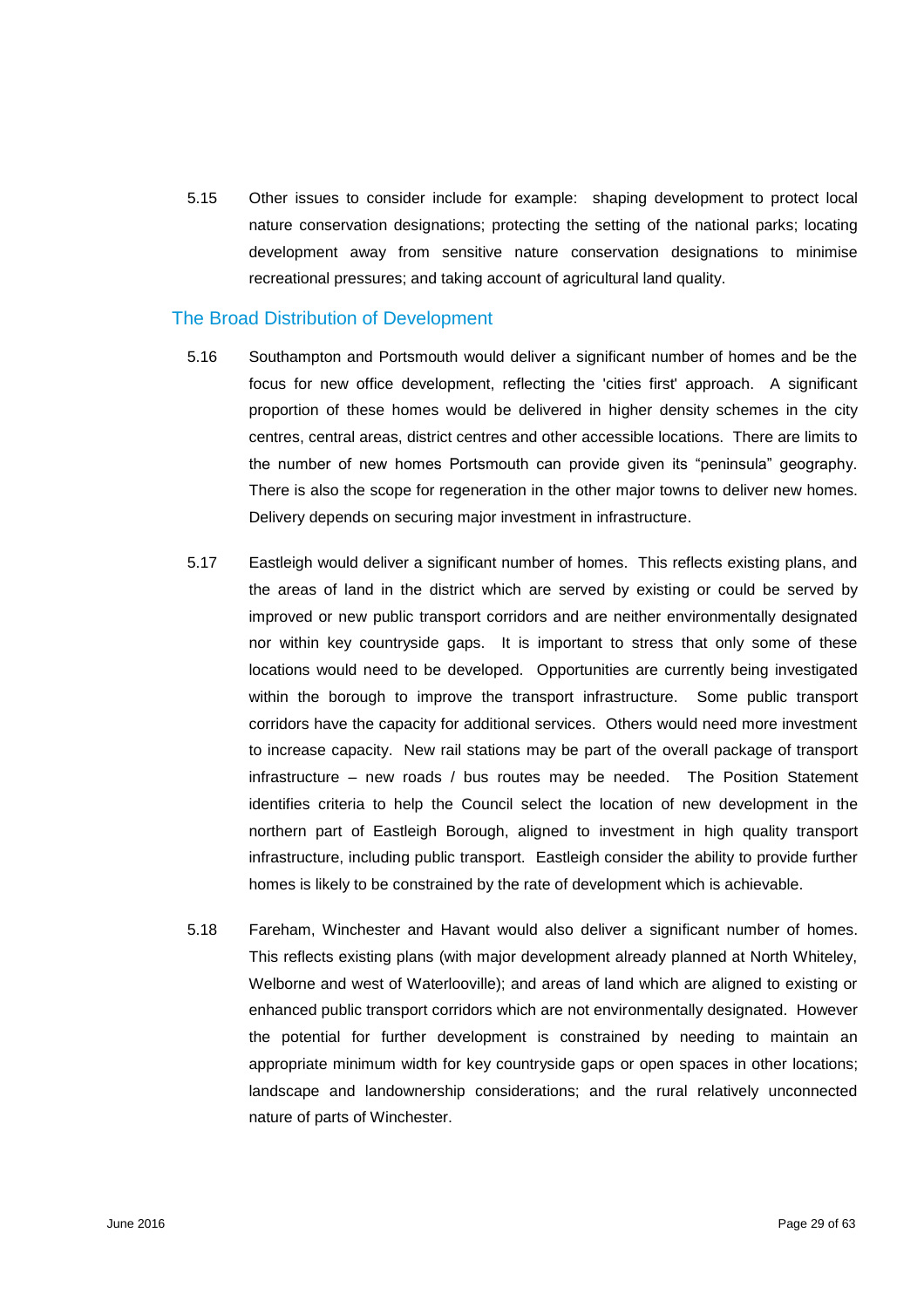5.15 Other issues to consider include for example: shaping development to protect local nature conservation designations; protecting the setting of the national parks; locating development away from sensitive nature conservation designations to minimise recreational pressures; and taking account of agricultural land quality.

## The Broad Distribution of Development

5.16 Southampton and Portsmouth would deliver a significant number of homes and be the focus for new office development, reflecting the 'cities first' approach. A significant proportion of these homes would be delivered in higher density schemes in the city centres, central areas, district centres and other accessible locations. There are limits to the number of new homes Portsmouth can provide given its "peninsula" geography. There is also the scope for regeneration in the other major towns to deliver new homes. Delivery depends on securing major investment in infrastructure.

5.17 Eastleigh would deliver a significant number of homes. This reflects existing plans, and the areas of land in the district which are served by existing or could be served by improved or new public transport corridors and are neither environmentally designated nor within key countryside gaps. It is important to stress that only some of these locations would need to be developed. Opportunities are currently being investigated within the borough to improve the transport infrastructure. Some public transport corridors have the capacity for additional services. Others would need more investment to increase capacity. New rail stations may be part of the overall package of transport infrastructure – new roads / bus routes may be needed. The Position Statement identifies criteria to help the Council select the location of new development in the northern part of Eastleigh Borough, aligned to investment in high quality transport infrastructure, including public transport. Eastleigh consider the ability to provide further homes is likely to be constrained by the rate of development which is achievable.

5.18 Fareham, Winchester and Havant would also deliver a significant number of homes. This reflects existing plans (with major development already planned at North Whiteley, Welborne and west of Waterlooville); and areas of land which are aligned to existing or enhanced public transport corridors which are not environmentally designated. However the potential for further development is constrained by needing to maintain an appropriate minimum width for key countryside gaps or open spaces in other locations; landscape and landownership considerations; and the rural relatively unconnected nature of parts of Winchester.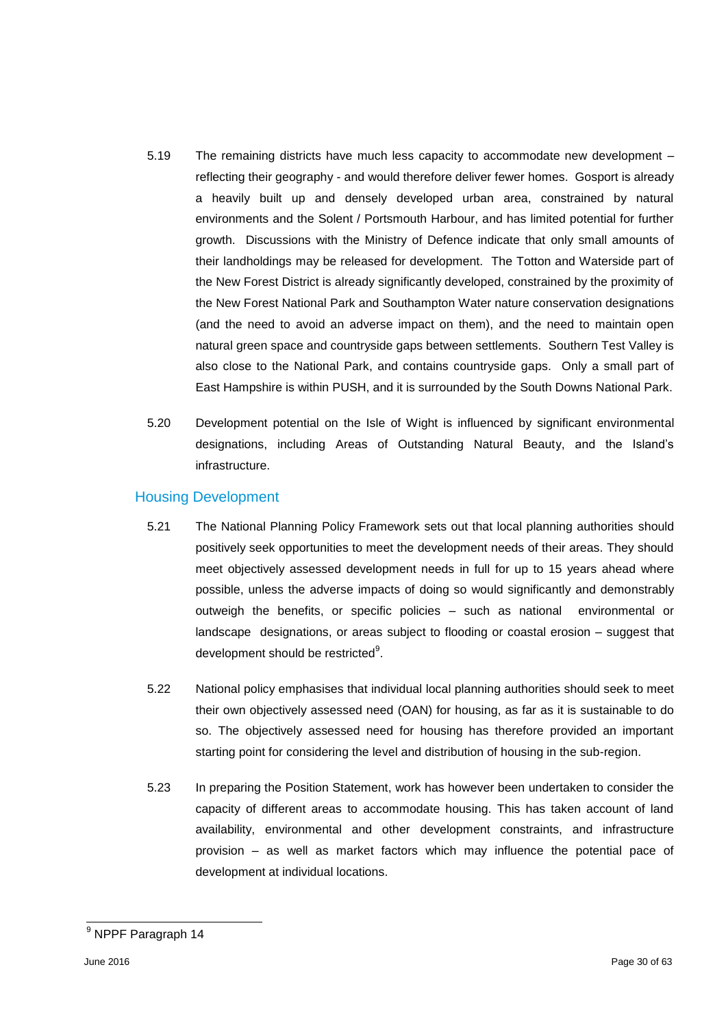5.19 The remaining districts have much less capacity to accommodate new development – reflecting their geography - and would therefore deliver fewer homes. Gosport is already a heavily built up and densely developed urban area, constrained by natural environments and the Solent / Portsmouth Harbour, and has limited potential for further growth. Discussions with the Ministry of Defence indicate that only small amounts of their landholdings may be released for development. The Totton and Waterside part of the New Forest District is already significantly developed, constrained by the proximity of the New Forest National Park and Southampton Water nature conservation designations (and the need to avoid an adverse impact on them), and the need to maintain open natural green space and countryside gaps between settlements. Southern Test Valley is also close to the National Park, and contains countryside gaps. Only a small part of East Hampshire is within PUSH, and it is surrounded by the South Downs National Park.

5.20 Development potential on the Isle of Wight is influenced by significant environmental designations, including Areas of Outstanding Natural Beauty, and the Island's infrastructure.

## Housing Development

5.21 The National Planning Policy Framework sets out that local planning authorities should positively seek opportunities to meet the development needs of their areas. They should meet objectively assessed development needs in full for up to 15 years ahead where possible, unless the adverse impacts of doing so would significantly and demonstrably outweigh the benefits, or specific policies – such as national environmental or landscape designations, or areas subject to flooding or coastal erosion – suggest that development should be restricted[9].

5.22 National policy emphasises that individual local planning authorities should seek to meet their own objectively assessed need (OAN) for housing, as far as it is sustainable to do so. The objectively assessed need for housing has therefore provided an important starting point for considering the level and distribution of housing in the sub-region.

5.23 In preparing the Position Statement, work has however been undertaken to consider the capacity of different areas to accommodate housing. This has taken account of land availability, environmental and other development constraints, and infrastructure provision – as well as market factors which may influence the potential pace of development at individual locations.

---

[9] NPPF Paragraph 14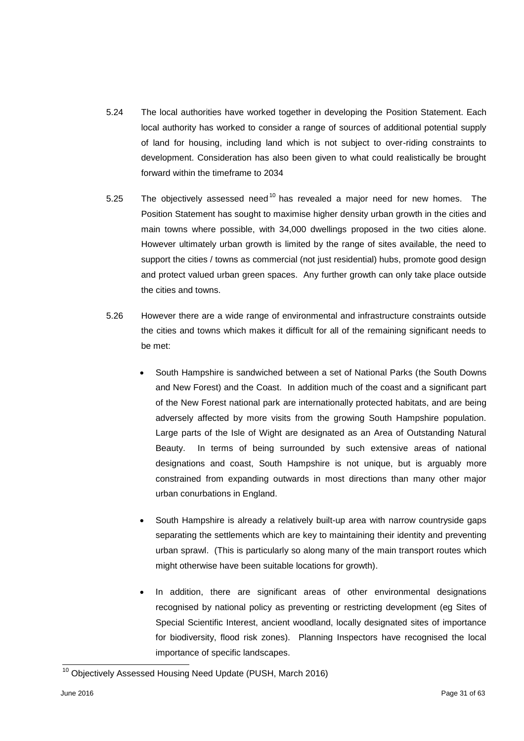5.24 The local authorities have worked together in developing the Position Statement. Each local authority has worked to consider a range of sources of additional potential supply of land for housing, including land which is not subject to over-riding constraints to development. Consideration has also been given to what could realistically be brought forward within the timeframe to 2034

5.25 The objectively assessed need[10] has revealed a major need for new homes. The Position Statement has sought to maximise higher density urban growth in the cities and main towns where possible, with 34,000 dwellings proposed in the two cities alone. However ultimately urban growth is limited by the range of sites available, the need to support the cities / towns as commercial (not just residential) hubs, promote good design and protect valued urban green spaces. Any further growth can only take place outside the cities and towns.

5.26 However there are a wide range of environmental and infrastructure constraints outside the cities and towns which makes it difficult for all of the remaining significant needs to be met:

- South Hampshire is sandwiched between a set of National Parks (the South Downs and New Forest) and the Coast. In addition much of the coast and a significant part of the New Forest national park are internationally protected habitats, and are being adversely affected by more visits from the growing South Hampshire population. Large parts of the Isle of Wight are designated as an Area of Outstanding Natural Beauty. In terms of being surrounded by such extensive areas of national designations and coast, South Hampshire is not unique, but is arguably more constrained from expanding outwards in most directions than many other major urban conurbations in England.

- South Hampshire is already a relatively built-up area with narrow countryside gaps separating the settlements which are key to maintaining their identity and preventing urban sprawl. (This is particularly so along many of the main transport routes which might otherwise have been suitable locations for growth).

- In addition, there are significant areas of other environmental designations recognised by national policy as preventing or restricting development (eg Sites of Special Scientific Interest, ancient woodland, locally designated sites of importance for biodiversity, flood risk zones). Planning Inspectors have recognised the local importance of specific landscapes.

---

[10] Objectively Assessed Housing Need Update (PUSH, March 2016)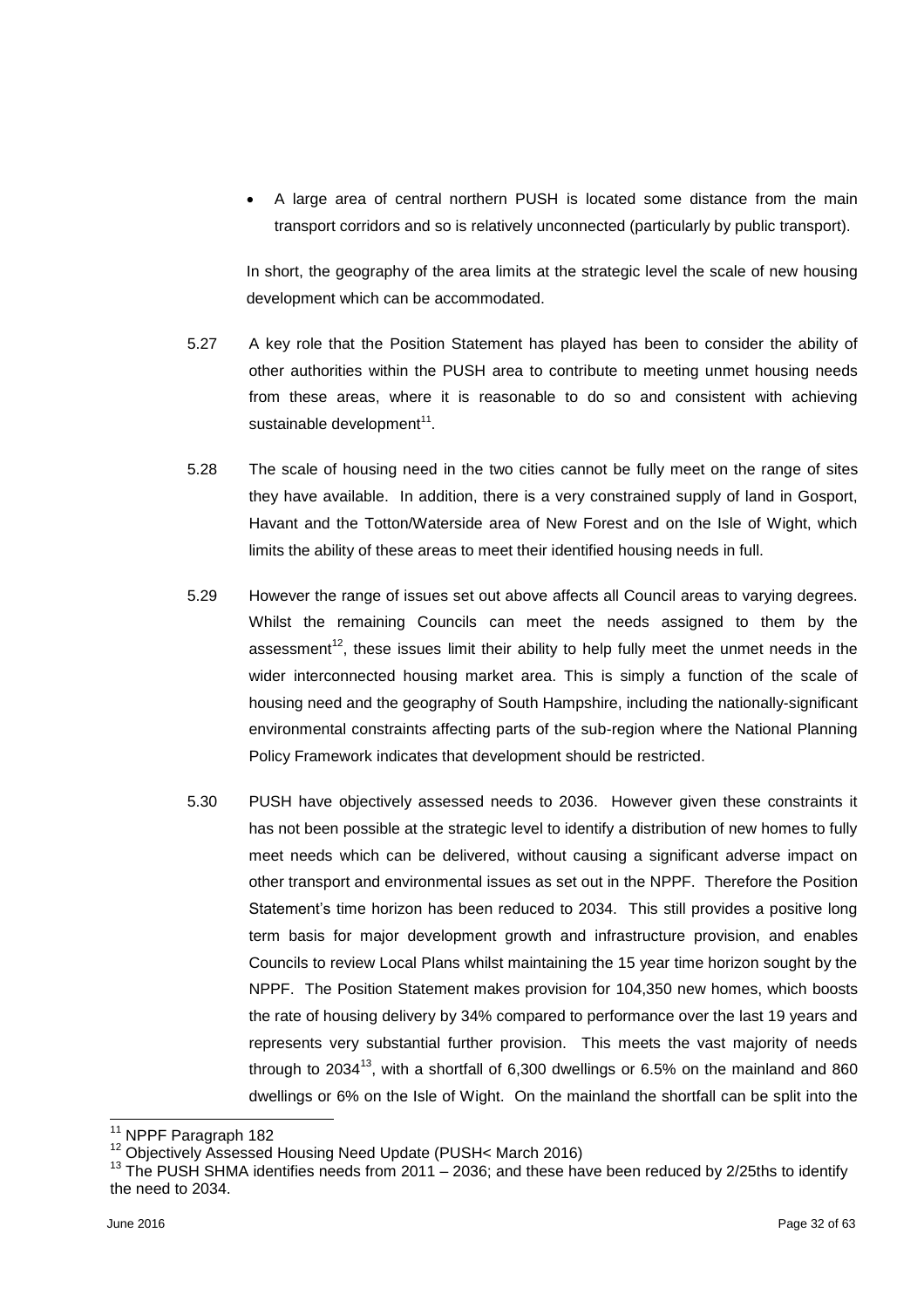- A large area of central northern PUSH is located some distance from the main transport corridors and so is relatively unconnected (particularly by public transport).

In short, the geography of the area limits at the strategic level the scale of new housing development which can be accommodated.

5.27 A key role that the Position Statement has played has been to consider the ability of other authorities within the PUSH area to contribute to meeting unmet housing needs from these areas, where it is reasonable to do so and consistent with achieving sustainable development[11].

5.28 The scale of housing need in the two cities cannot be fully meet on the range of sites they have available. In addition, there is a very constrained supply of land in Gosport, Havant and the Totton/Waterside area of New Forest and on the Isle of Wight, which limits the ability of these areas to meet their identified housing needs in full.

5.29 However the range of issues set out above affects all Council areas to varying degrees. Whilst the remaining Councils can meet the needs assigned to them by the assessment[12], these issues limit their ability to help fully meet the unmet needs in the wider interconnected housing market area. This is simply a function of the scale of housing need and the geography of South Hampshire, including the nationally-significant environmental constraints affecting parts of the sub-region where the National Planning Policy Framework indicates that development should be restricted.

5.30 PUSH have objectively assessed needs to 2036. However given these constraints it has not been possible at the strategic level to identify a distribution of new homes to fully meet needs which can be delivered, without causing a significant adverse impact on other transport and environmental issues as set out in the NPPF. Therefore the Position Statement's time horizon has been reduced to 2034. This still provides a positive long term basis for major development growth and infrastructure provision, and enables Councils to review Local Plans whilst maintaining the 15 year time horizon sought by the NPPF. The Position Statement makes provision for 104,350 new homes, which boosts the rate of housing delivery by 34% compared to performance over the last 19 years and represents very substantial further provision. This meets the vast majority of needs through to 2034[13], with a shortfall of 6,300 dwellings or 6.5% on the mainland and 860 dwellings or 6% on the Isle of Wight. On the mainland the shortfall can be split into the

---

[11] NPPF Paragraph 182

[12] Objectively Assessed Housing Need Update (PUSH< March 2016)

[13] The PUSH SHMA identifies needs from 2011 – 2036; and these have been reduced by 2/25ths to identify the need to 2034.

June 2016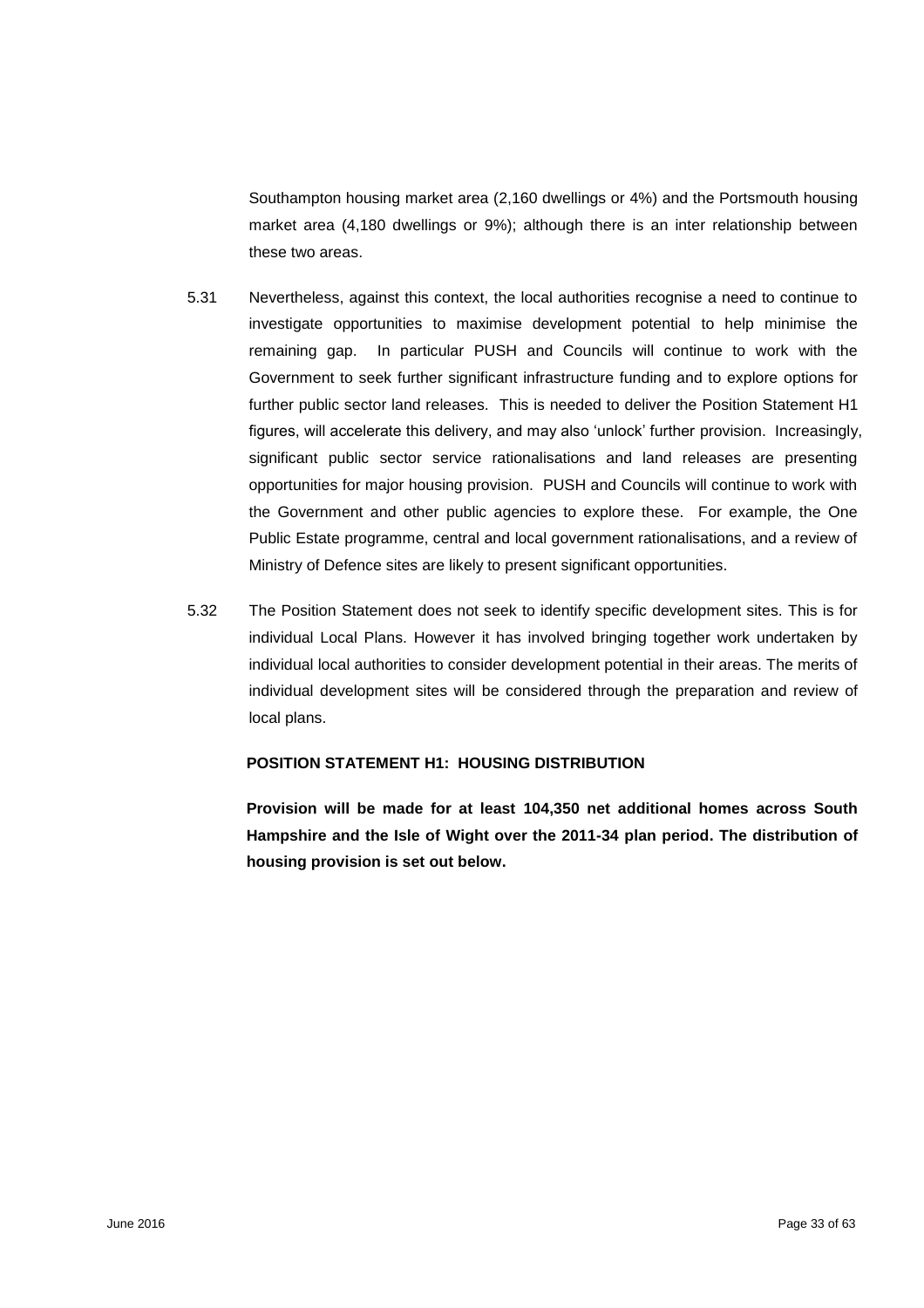Southampton housing market area (2,160 dwellings or 4%) and the Portsmouth housing market area (4,180 dwellings or 9%); although there is an inter relationship between these two areas.

5.31 Nevertheless, against this context, the local authorities recognise a need to continue to investigate opportunities to maximise development potential to help minimise the remaining gap. In particular PUSH and Councils will continue to work with the Government to seek further significant infrastructure funding and to explore options for further public sector land releases. This is needed to deliver the Position Statement H1 figures, will accelerate this delivery, and may also 'unlock' further provision. Increasingly, significant public sector service rationalisations and land releases are presenting opportunities for major housing provision. PUSH and Councils will continue to work with the Government and other public agencies to explore these. For example, the One Public Estate programme, central and local government rationalisations, and a review of Ministry of Defence sites are likely to present significant opportunities.

5.32 The Position Statement does not seek to identify specific development sites. This is for individual Local Plans. However it has involved bringing together work undertaken by individual local authorities to consider development potential in their areas. The merits of individual development sites will be considered through the preparation and review of local plans.

**POSITION STATEMENT H1: HOUSING DISTRIBUTION**

**Provision will be made for at least 104,350 net additional homes across South Hampshire and the Isle of Wight over the 2011-34 plan period. The distribution of housing provision is set out below.**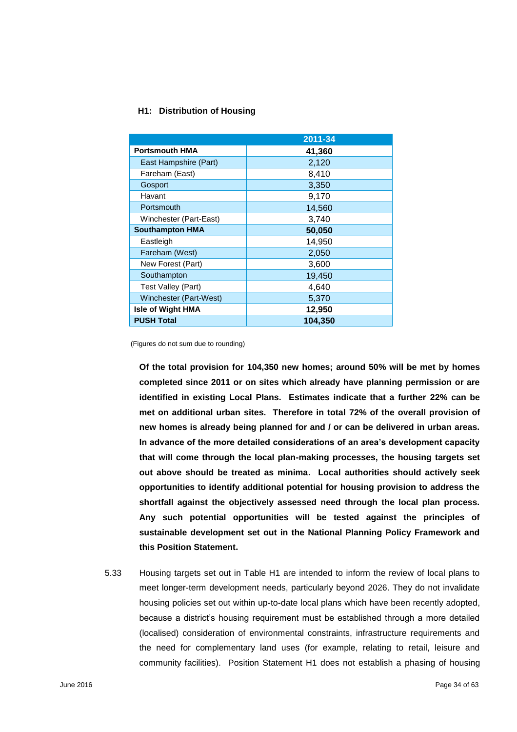### H1: Distribution of Housing

| | 2011-34 |
|---|---|
| **Portsmouth HMA** | **41,360** |
| East Hampshire (Part) | 2,120 |
| Fareham (East) | 8,410 |
| Gosport | 3,350 |
| Havant | 9,170 |
| Portsmouth | 14,560 |
| Winchester (Part-East) | 3,740 |
| **Southampton HMA** | **50,050** |
| Eastleigh | 14,950 |
| Fareham (West) | 2,050 |
| New Forest (Part) | 3,600 |
| Southampton | 19,450 |
| Test Valley (Part) | 4,640 |
| Winchester (Part-West) | 5,370 |
| **Isle of Wight HMA** | **12,950** |
| **PUSH Total** | **104,350** |

(Figures do not sum due to rounding)

**Of the total provision for 104,350 new homes; around 50% will be met by homes completed since 2011 or on sites which already have planning permission or are identified in existing Local Plans. Estimates indicate that a further 22% can be met on additional urban sites. Therefore in total 72% of the overall provision of new homes is already being planned for and / or can be delivered in urban areas. In advance of the more detailed considerations of an area's development capacity that will come through the local plan-making processes, the housing targets set out above should be treated as minima. Local authorities should actively seek opportunities to identify additional potential for housing provision to address the shortfall against the objectively assessed need through the local plan process. Any such potential opportunities will be tested against the principles of sustainable development set out in the National Planning Policy Framework and this Position Statement.**

5.33 Housing targets set out in Table H1 are intended to inform the review of local plans to meet longer-term development needs, particularly beyond 2026. They do not invalidate housing policies set out within up-to-date local plans which have been recently adopted, because a district's housing requirement must be established through a more detailed (localised) consideration of environmental constraints, infrastructure requirements and the need for complementary land uses (for example, relating to retail, leisure and community facilities). Position Statement H1 does not establish a phasing of housing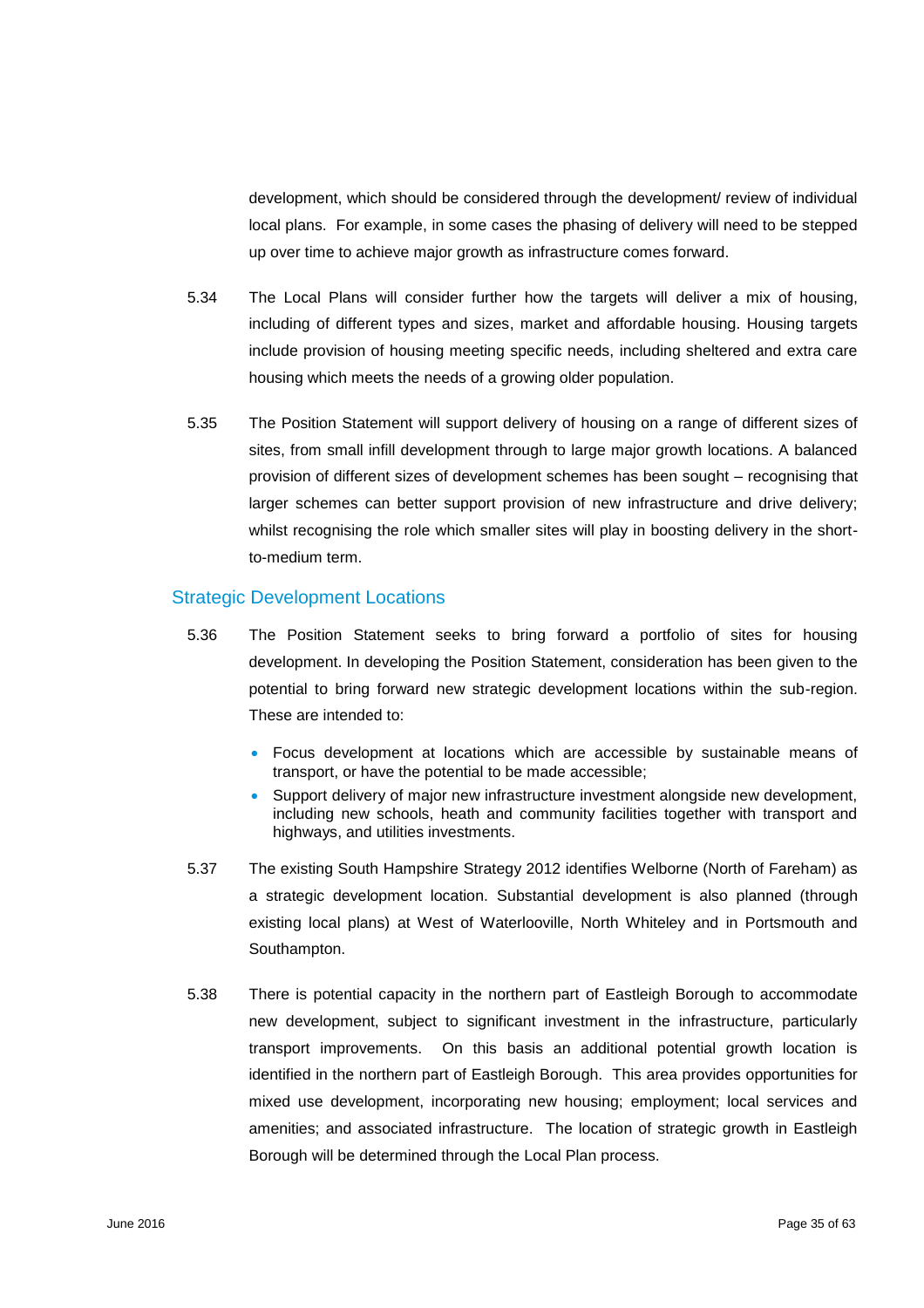development, which should be considered through the development/ review of individual local plans. For example, in some cases the phasing of delivery will need to be stepped up over time to achieve major growth as infrastructure comes forward.

5.34 The Local Plans will consider further how the targets will deliver a mix of housing, including of different types and sizes, market and affordable housing. Housing targets include provision of housing meeting specific needs, including sheltered and extra care housing which meets the needs of a growing older population.

5.35 The Position Statement will support delivery of housing on a range of different sizes of sites, from small infill development through to large major growth locations. A balanced provision of different sizes of development schemes has been sought – recognising that larger schemes can better support provision of new infrastructure and drive delivery; whilst recognising the role which smaller sites will play in boosting delivery in the short-to-medium term.

## Strategic Development Locations

5.36 The Position Statement seeks to bring forward a portfolio of sites for housing development. In developing the Position Statement, consideration has been given to the potential to bring forward new strategic development locations within the sub-region. These are intended to:

- Focus development at locations which are accessible by sustainable means of transport, or have the potential to be made accessible;
- Support delivery of major new infrastructure investment alongside new development, including new schools, heath and community facilities together with transport and highways, and utilities investments.

5.37 The existing South Hampshire Strategy 2012 identifies Welborne (North of Fareham) as a strategic development location. Substantial development is also planned (through existing local plans) at West of Waterlooville, North Whiteley and in Portsmouth and Southampton.

5.38 There is potential capacity in the northern part of Eastleigh Borough to accommodate new development, subject to significant investment in the infrastructure, particularly transport improvements. On this basis an additional potential growth location is identified in the northern part of Eastleigh Borough. This area provides opportunities for mixed use development, incorporating new housing; employment; local services and amenities; and associated infrastructure. The location of strategic growth in Eastleigh Borough will be determined through the Local Plan process.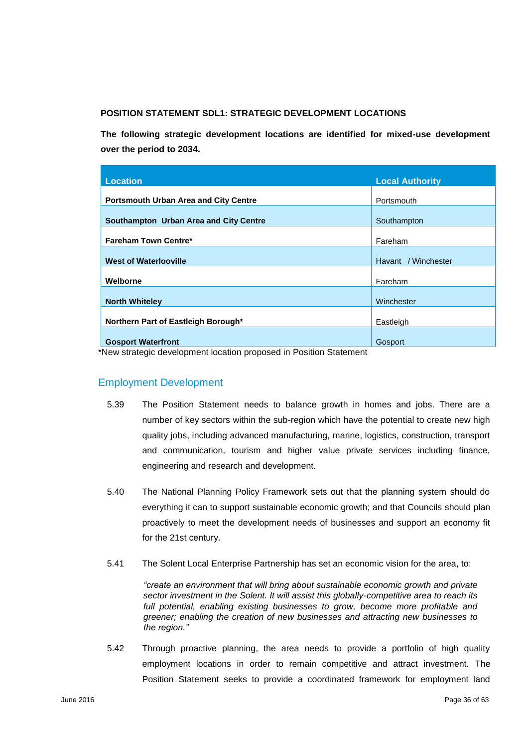**POSITION STATEMENT SDL1: STRATEGIC DEVELOPMENT LOCATIONS**

**The following strategic development locations are identified for mixed-use development over the period to 2034.**

| Location | Local Authority |
| --- | --- |
| **Portsmouth Urban Area and City Centre** | Portsmouth |
| **Southampton Urban Area and City Centre** | Southampton |
| **Fareham Town Centre*** | Fareham |
| **West of Waterlooville** | Havant / Winchester |
| **Welborne** | Fareham |
| **North Whiteley** | Winchester |
| **Northern Part of Eastleigh Borough*** | Eastleigh |
| **Gosport Waterfront** | Gosport |

*New strategic development location proposed in Position Statement

## Employment Development

5.39 The Position Statement needs to balance growth in homes and jobs. There are a number of key sectors within the sub-region which have the potential to create new high quality jobs, including advanced manufacturing, marine, logistics, construction, transport and communication, tourism and higher value private services including finance, engineering and research and development.

5.40 The National Planning Policy Framework sets out that the planning system should do everything it can to support sustainable economic growth; and that Councils should plan proactively to meet the development needs of businesses and support an economy fit for the 21st century.

5.41 The Solent Local Enterprise Partnership has set an economic vision for the area, to:

> *"create an environment that will bring about sustainable economic growth and private sector investment in the Solent. It will assist this globally-competitive area to reach its full potential, enabling existing businesses to grow, become more profitable and greener; enabling the creation of new businesses and attracting new businesses to the region."*

5.42 Through proactive planning, the area needs to provide a portfolio of high quality employment locations in order to remain competitive and attract investment. The Position Statement seeks to provide a coordinated framework for employment land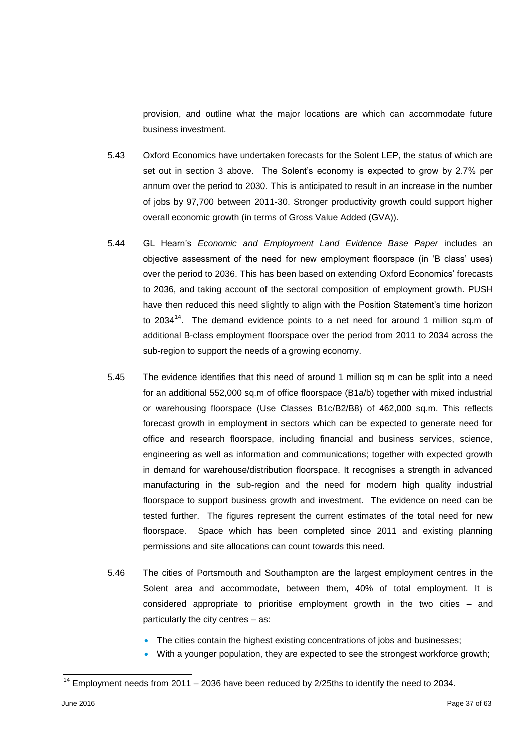provision, and outline what the major locations are which can accommodate future business investment.

5.43 Oxford Economics have undertaken forecasts for the Solent LEP, the status of which are set out in section 3 above. The Solent's economy is expected to grow by 2.7% per annum over the period to 2030. This is anticipated to result in an increase in the number of jobs by 97,700 between 2011-30. Stronger productivity growth could support higher overall economic growth (in terms of Gross Value Added (GVA)).

5.44 GL Hearn's *Economic and Employment Land Evidence Base Paper* includes an objective assessment of the need for new employment floorspace (in 'B class' uses) over the period to 2036. This has been based on extending Oxford Economics' forecasts to 2036, and taking account of the sectoral composition of employment growth. PUSH have then reduced this need slightly to align with the Position Statement's time horizon to 2034[14]. The demand evidence points to a net need for around 1 million sq.m of additional B-class employment floorspace over the period from 2011 to 2034 across the sub-region to support the needs of a growing economy.

5.45 The evidence identifies that this need of around 1 million sq m can be split into a need for an additional 552,000 sq.m of office floorspace (B1a/b) together with mixed industrial or warehousing floorspace (Use Classes B1c/B2/B8) of 462,000 sq.m. This reflects forecast growth in employment in sectors which can be expected to generate need for office and research floorspace, including financial and business services, science, engineering as well as information and communications; together with expected growth in demand for warehouse/distribution floorspace. It recognises a strength in advanced manufacturing in the sub-region and the need for modern high quality industrial floorspace to support business growth and investment. The evidence on need can be tested further. The figures represent the current estimates of the total need for new floorspace. Space which has been completed since 2011 and existing planning permissions and site allocations can count towards this need.

5.46 The cities of Portsmouth and Southampton are the largest employment centres in the Solent area and accommodate, between them, 40% of total employment. It is considered appropriate to prioritise employment growth in the two cities – and particularly the city centres – as:

- The cities contain the highest existing concentrations of jobs and businesses;
- With a younger population, they are expected to see the strongest workforce growth;

---

[14] Employment needs from 2011 – 2036 have been reduced by 2/25ths to identify the need to 2034.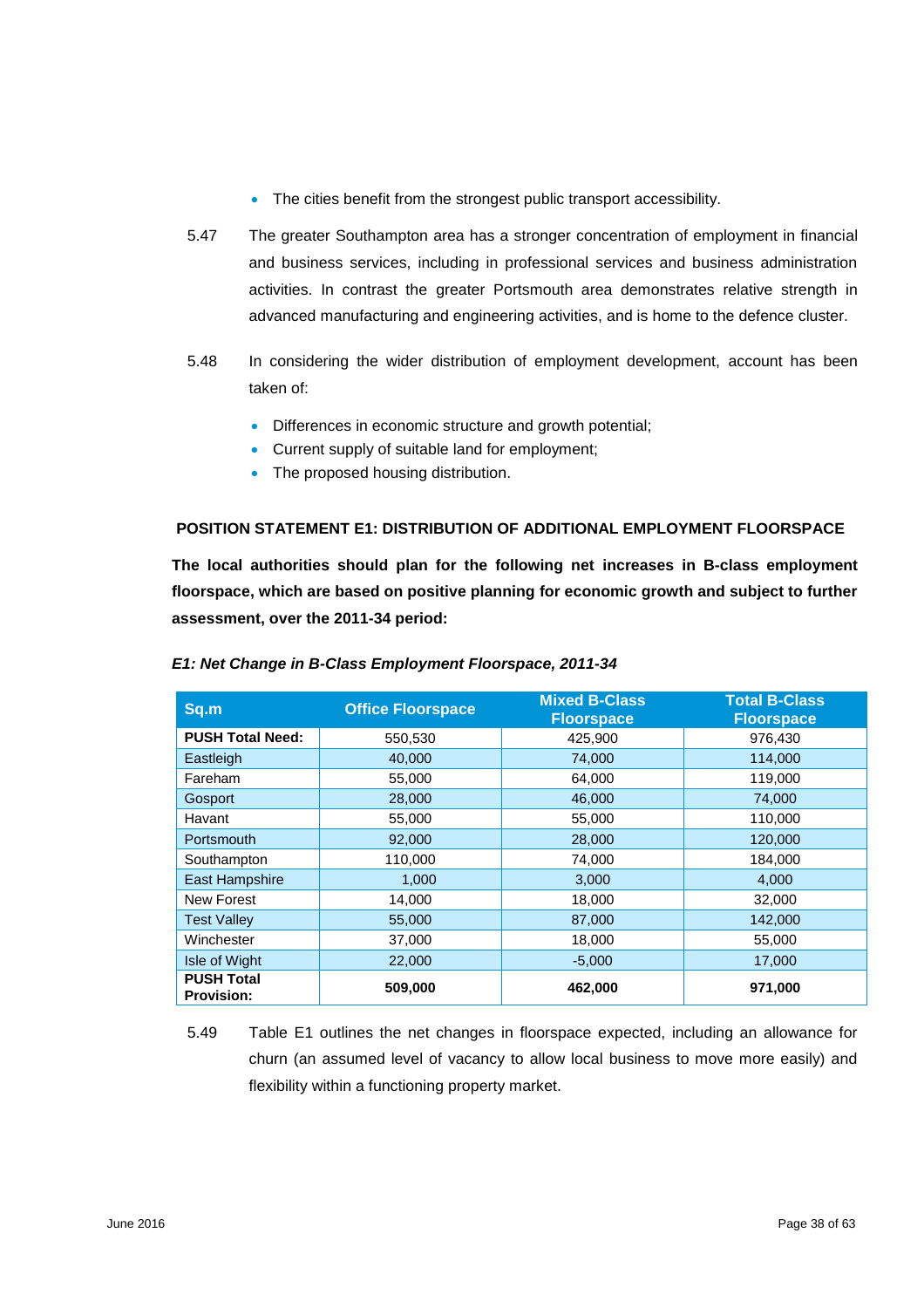- The cities benefit from the strongest public transport accessibility.

5.47 The greater Southampton area has a stronger concentration of employment in financial and business services, including in professional services and business administration activities. In contrast the greater Portsmouth area demonstrates relative strength in advanced manufacturing and engineering activities, and is home to the defence cluster.

5.48 In considering the wider distribution of employment development, account has been taken of:

- Differences in economic structure and growth potential;
- Current supply of suitable land for employment;
- The proposed housing distribution.

### POSITION STATEMENT E1: DISTRIBUTION OF ADDITIONAL EMPLOYMENT FLOORSPACE

**The local authorities should plan for the following net increases in B-class employment floorspace, which are based on positive planning for economic growth and subject to further assessment, over the 2011-34 period:**

***E1: Net Change in B-Class Employment Floorspace, 2011-34***

| Sq.m | Office Floorspace | Mixed B-Class Floorspace | Total B-Class Floorspace |
|---|---|---|---|
| **PUSH Total Need:** | 550,530 | 425,900 | 976,430 |
| Eastleigh | 40,000 | 74,000 | 114,000 |
| Fareham | 55,000 | 64,000 | 119,000 |
| Gosport | 28,000 | 46,000 | 74,000 |
| Havant | 55,000 | 55,000 | 110,000 |
| Portsmouth | 92,000 | 28,000 | 120,000 |
| Southampton | 110,000 | 74,000 | 184,000 |
| East Hampshire | 1,000 | 3,000 | 4,000 |
| New Forest | 14,000 | 18,000 | 32,000 |
| Test Valley | 55,000 | 87,000 | 142,000 |
| Winchester | 37,000 | 18,000 | 55,000 |
| Isle of Wight | 22,000 | -5,000 | 17,000 |
| **PUSH Total Provision:** | **509,000** | **462,000** | **971,000** |

5.49 Table E1 outlines the net changes in floorspace expected, including an allowance for churn (an assumed level of vacancy to allow local business to move more easily) and flexibility within a functioning property market.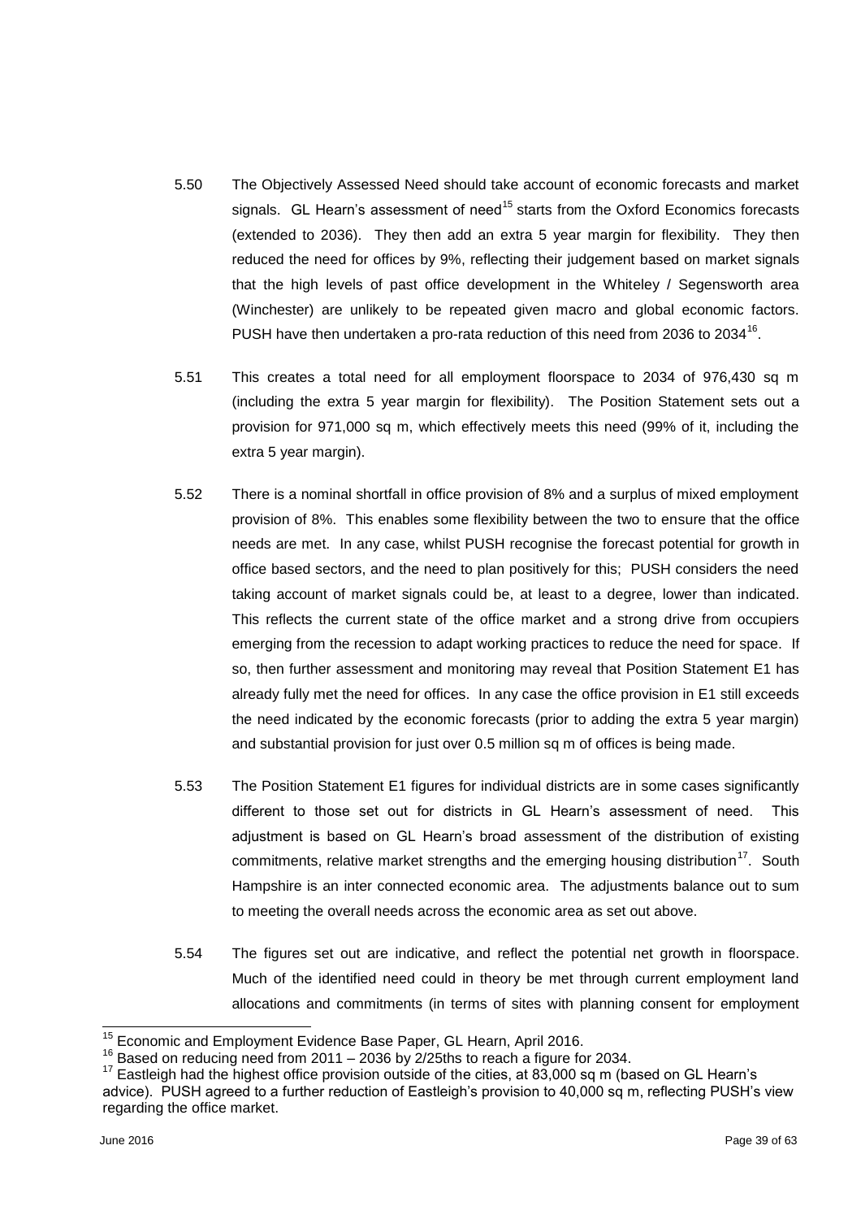5.50 The Objectively Assessed Need should take account of economic forecasts and market signals. GL Hearn's assessment of need[15] starts from the Oxford Economics forecasts (extended to 2036). They then add an extra 5 year margin for flexibility. They then reduced the need for offices by 9%, reflecting their judgement based on market signals that the high levels of past office development in the Whiteley / Segensworth area (Winchester) are unlikely to be repeated given macro and global economic factors. PUSH have then undertaken a pro-rata reduction of this need from 2036 to 2034[16].

5.51 This creates a total need for all employment floorspace to 2034 of 976,430 sq m (including the extra 5 year margin for flexibility). The Position Statement sets out a provision for 971,000 sq m, which effectively meets this need (99% of it, including the extra 5 year margin).

5.52 There is a nominal shortfall in office provision of 8% and a surplus of mixed employment provision of 8%. This enables some flexibility between the two to ensure that the office needs are met. In any case, whilst PUSH recognise the forecast potential for growth in office based sectors, and the need to plan positively for this; PUSH considers the need taking account of market signals could be, at least to a degree, lower than indicated. This reflects the current state of the office market and a strong drive from occupiers emerging from the recession to adapt working practices to reduce the need for space. If so, then further assessment and monitoring may reveal that Position Statement E1 has already fully met the need for offices. In any case the office provision in E1 still exceeds the need indicated by the economic forecasts (prior to adding the extra 5 year margin) and substantial provision for just over 0.5 million sq m of offices is being made.

5.53 The Position Statement E1 figures for individual districts are in some cases significantly different to those set out for districts in GL Hearn's assessment of need. This adjustment is based on GL Hearn's broad assessment of the distribution of existing commitments, relative market strengths and the emerging housing distribution[17]. South Hampshire is an inter connected economic area. The adjustments balance out to sum to meeting the overall needs across the economic area as set out above.

5.54 The figures set out are indicative, and reflect the potential net growth in floorspace. Much of the identified need could in theory be met through current employment land allocations and commitments (in terms of sites with planning consent for employment

---

[15] Economic and Employment Evidence Base Paper, GL Hearn, April 2016.

[16] Based on reducing need from 2011 – 2036 by 2/25ths to reach a figure for 2034.

[17] Eastleigh had the highest office provision outside of the cities, at 83,000 sq m (based on GL Hearn's advice). PUSH agreed to a further reduction of Eastleigh's provision to 40,000 sq m, reflecting PUSH's view regarding the office market.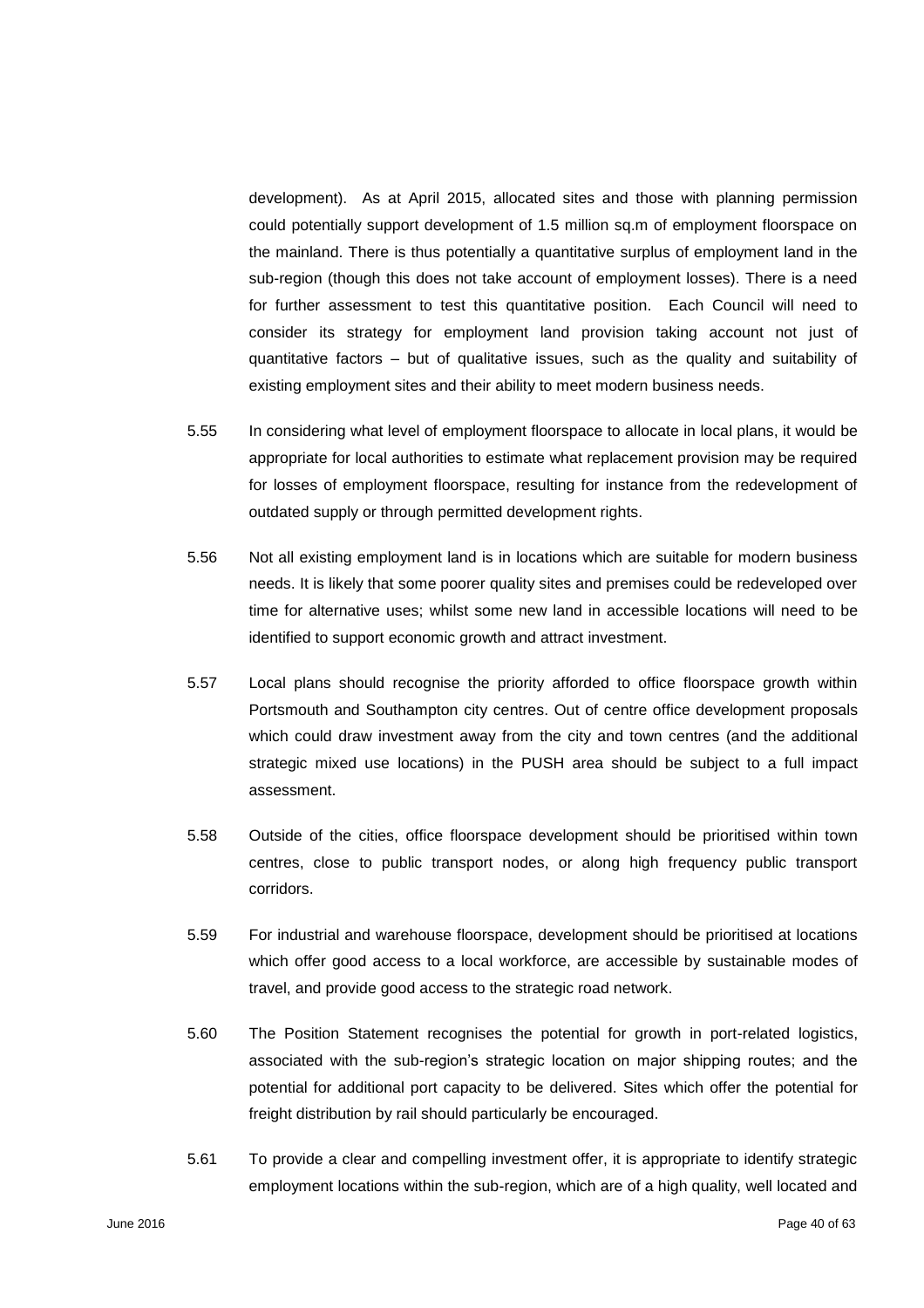development). As at April 2015, allocated sites and those with planning permission could potentially support development of 1.5 million sq.m of employment floorspace on the mainland. There is thus potentially a quantitative surplus of employment land in the sub-region (though this does not take account of employment losses). There is a need for further assessment to test this quantitative position. Each Council will need to consider its strategy for employment land provision taking account not just of quantitative factors – but of qualitative issues, such as the quality and suitability of existing employment sites and their ability to meet modern business needs.

5.55 In considering what level of employment floorspace to allocate in local plans, it would be appropriate for local authorities to estimate what replacement provision may be required for losses of employment floorspace, resulting for instance from the redevelopment of outdated supply or through permitted development rights.

5.56 Not all existing employment land is in locations which are suitable for modern business needs. It is likely that some poorer quality sites and premises could be redeveloped over time for alternative uses; whilst some new land in accessible locations will need to be identified to support economic growth and attract investment.

5.57 Local plans should recognise the priority afforded to office floorspace growth within Portsmouth and Southampton city centres. Out of centre office development proposals which could draw investment away from the city and town centres (and the additional strategic mixed use locations) in the PUSH area should be subject to a full impact assessment.

5.58 Outside of the cities, office floorspace development should be prioritised within town centres, close to public transport nodes, or along high frequency public transport corridors.

5.59 For industrial and warehouse floorspace, development should be prioritised at locations which offer good access to a local workforce, are accessible by sustainable modes of travel, and provide good access to the strategic road network.

5.60 The Position Statement recognises the potential for growth in port-related logistics, associated with the sub-region's strategic location on major shipping routes; and the potential for additional port capacity to be delivered. Sites which offer the potential for freight distribution by rail should particularly be encouraged.

5.61 To provide a clear and compelling investment offer, it is appropriate to identify strategic employment locations within the sub-region, which are of a high quality, well located and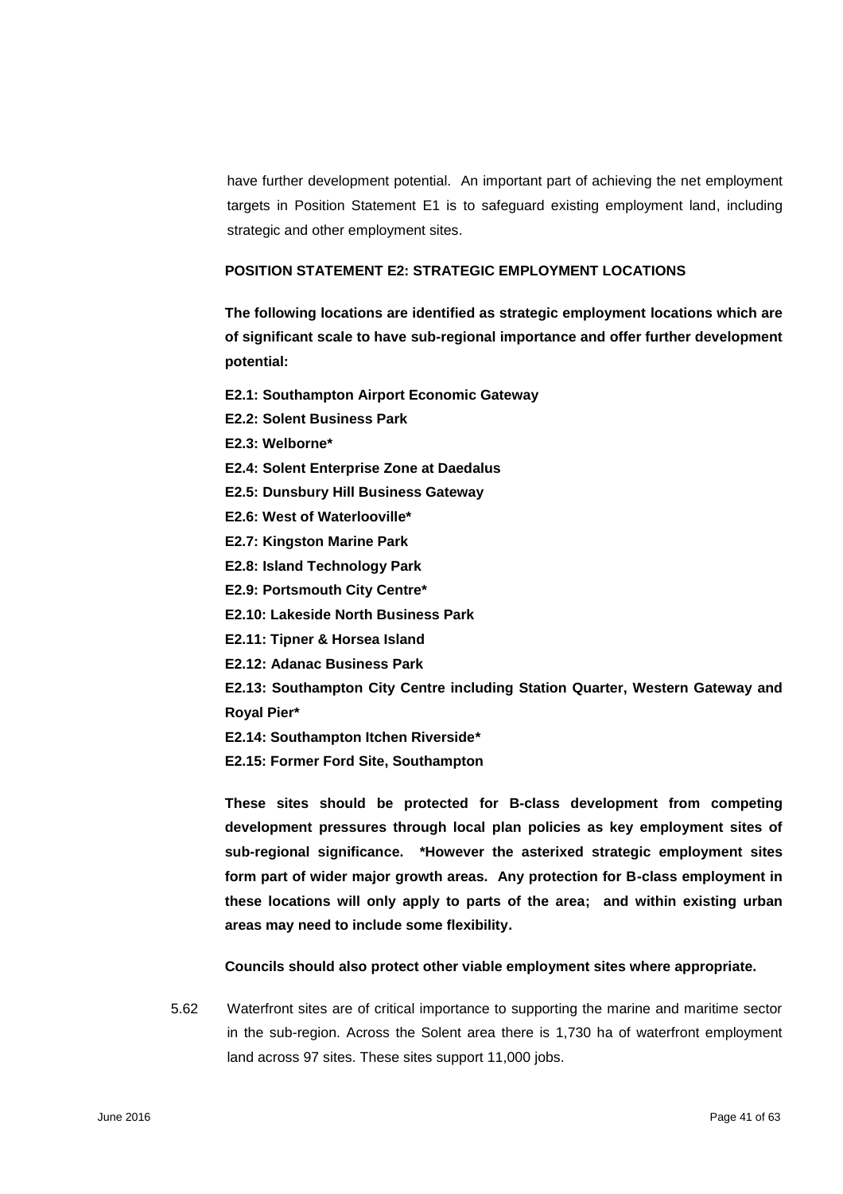have further development potential. An important part of achieving the net employment targets in Position Statement E1 is to safeguard existing employment land, including strategic and other employment sites.

**POSITION STATEMENT E2: STRATEGIC EMPLOYMENT LOCATIONS**

**The following locations are identified as strategic employment locations which are of significant scale to have sub-regional importance and offer further development potential:**

**E2.1: Southampton Airport Economic Gateway**
**E2.2: Solent Business Park**
**E2.3: Welborne***
**E2.4: Solent Enterprise Zone at Daedalus**
**E2.5: Dunsbury Hill Business Gateway**
**E2.6: West of Waterlooville***
**E2.7: Kingston Marine Park**
**E2.8: Island Technology Park**
**E2.9: Portsmouth City Centre***
**E2.10: Lakeside North Business Park**
**E2.11: Tipner & Horsea Island**
**E2.12: Adanac Business Park**
**E2.13: Southampton City Centre including Station Quarter, Western Gateway and Royal Pier***
**E2.14: Southampton Itchen Riverside***
**E2.15: Former Ford Site, Southampton**

**These sites should be protected for B-class development from competing development pressures through local plan policies as key employment sites of sub-regional significance. *However the asterixed strategic employment sites form part of wider major growth areas. Any protection for B-class employment in these locations will only apply to parts of the area; and within existing urban areas may need to include some flexibility.**

**Councils should also protect other viable employment sites where appropriate.**

5.62 Waterfront sites are of critical importance to supporting the marine and maritime sector in the sub-region. Across the Solent area there is 1,730 ha of waterfront employment land across 97 sites. These sites support 11,000 jobs.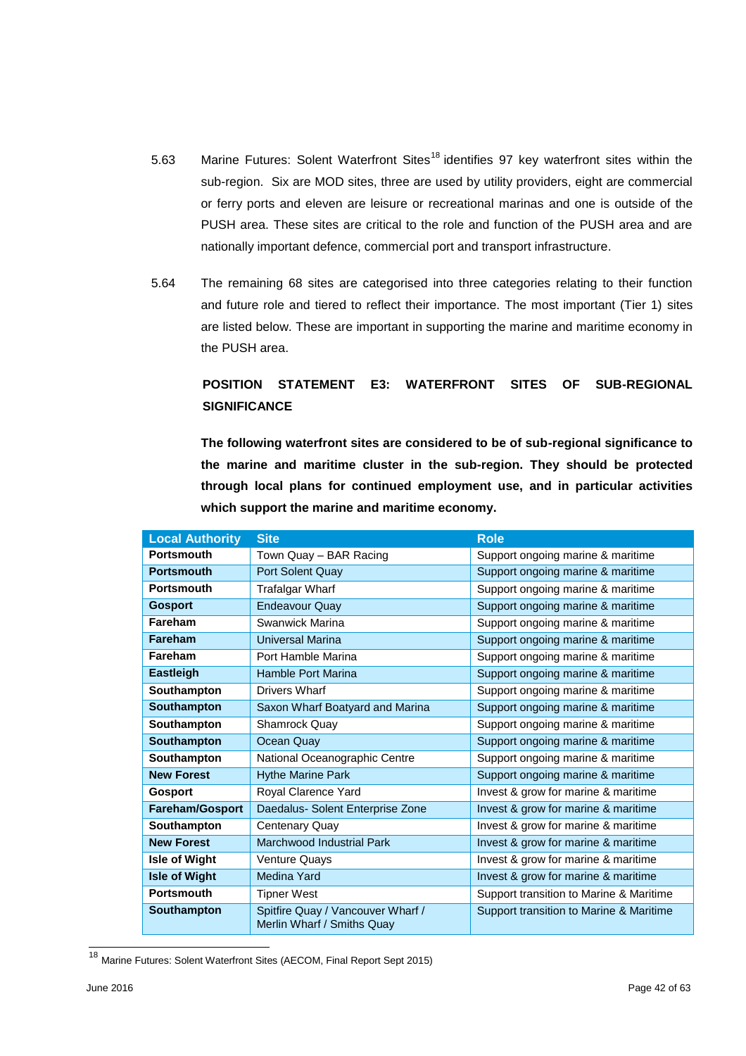5.63 Marine Futures: Solent Waterfront Sites[18] identifies 97 key waterfront sites within the sub-region. Six are MOD sites, three are used by utility providers, eight are commercial or ferry ports and eleven are leisure or recreational marinas and one is outside of the PUSH area. These sites are critical to the role and function of the PUSH area and are nationally important defence, commercial port and transport infrastructure.

5.64 The remaining 68 sites are categorised into three categories relating to their function and future role and tiered to reflect their importance. The most important (Tier 1) sites are listed below. These are important in supporting the marine and maritime economy in the PUSH area.

**POSITION STATEMENT E3: WATERFRONT SITES OF SUB-REGIONAL SIGNIFICANCE**

**The following waterfront sites are considered to be of sub-regional significance to the marine and maritime cluster in the sub-region. They should be protected through local plans for continued employment use, and in particular activities which support the marine and maritime economy.**

| Local Authority | Site | Role |
|---|---|---|
| **Portsmouth** | Town Quay – BAR Racing | Support ongoing marine & maritime |
| **Portsmouth** | Port Solent Quay | Support ongoing marine & maritime |
| **Portsmouth** | Trafalgar Wharf | Support ongoing marine & maritime |
| **Gosport** | Endeavour Quay | Support ongoing marine & maritime |
| **Fareham** | Swanwick Marina | Support ongoing marine & maritime |
| **Fareham** | Universal Marina | Support ongoing marine & maritime |
| **Fareham** | Port Hamble Marina | Support ongoing marine & maritime |
| **Eastleigh** | Hamble Port Marina | Support ongoing marine & maritime |
| **Southampton** | Drivers Wharf | Support ongoing marine & maritime |
| **Southampton** | Saxon Wharf Boatyard and Marina | Support ongoing marine & maritime |
| **Southampton** | Shamrock Quay | Support ongoing marine & maritime |
| **Southampton** | Ocean Quay | Support ongoing marine & maritime |
| **Southampton** | National Oceanographic Centre | Support ongoing marine & maritime |
| **New Forest** | Hythe Marine Park | Support ongoing marine & maritime |
| **Gosport** | Royal Clarence Yard | Invest & grow for marine & maritime |
| **Fareham/Gosport** | Daedalus- Solent Enterprise Zone | Invest & grow for marine & maritime |
| **Southampton** | Centenary Quay | Invest & grow for marine & maritime |
| **New Forest** | Marchwood Industrial Park | Invest & grow for marine & maritime |
| **Isle of Wight** | Venture Quays | Invest & grow for marine & maritime |
| **Isle of Wight** | Medina Yard | Invest & grow for marine & maritime |
| **Portsmouth** | Tipner West | Support transition to Marine & Maritime |
| **Southampton** | Spitfire Quay / Vancouver Wharf / Merlin Wharf / Smiths Quay | Support transition to Marine & Maritime |

[18] Marine Futures: Solent Waterfront Sites (AECOM, Final Report Sept 2015)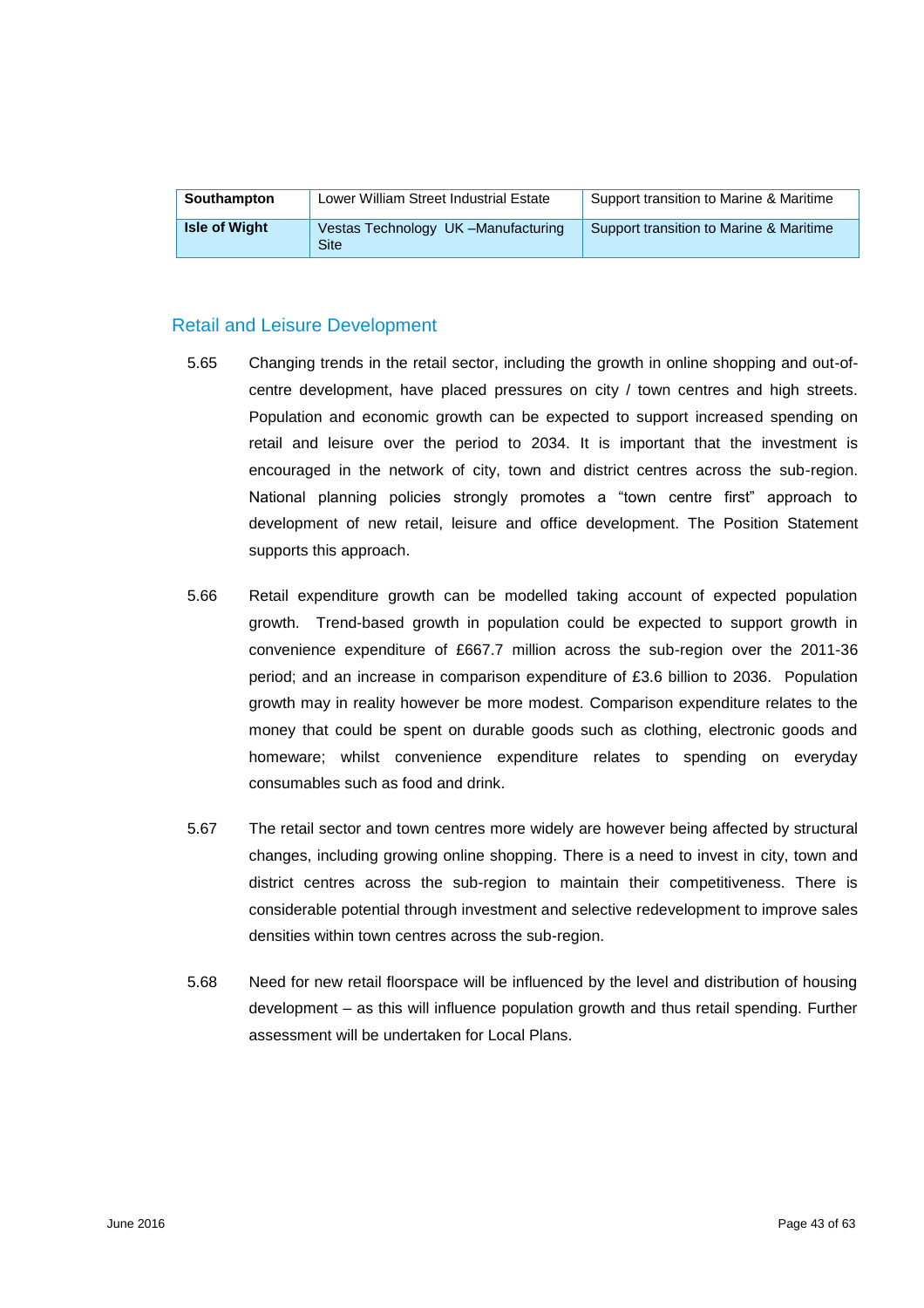| Southampton | Lower William Street Industrial Estate | Support transition to Marine & Maritime |
|---|---|---|
| **Isle of Wight** | Vestas Technology UK –Manufacturing Site | Support transition to Marine & Maritime |

## Retail and Leisure Development

5.65 Changing trends in the retail sector, including the growth in online shopping and out-of-centre development, have placed pressures on city / town centres and high streets. Population and economic growth can be expected to support increased spending on retail and leisure over the period to 2034. It is important that the investment is encouraged in the network of city, town and district centres across the sub-region. National planning policies strongly promotes a "town centre first" approach to development of new retail, leisure and office development. The Position Statement supports this approach.

5.66 Retail expenditure growth can be modelled taking account of expected population growth. Trend-based growth in population could be expected to support growth in convenience expenditure of £667.7 million across the sub-region over the 2011-36 period; and an increase in comparison expenditure of £3.6 billion to 2036. Population growth may in reality however be more modest. Comparison expenditure relates to the money that could be spent on durable goods such as clothing, electronic goods and homeware; whilst convenience expenditure relates to spending on everyday consumables such as food and drink.

5.67 The retail sector and town centres more widely are however being affected by structural changes, including growing online shopping. There is a need to invest in city, town and district centres across the sub-region to maintain their competitiveness. There is considerable potential through investment and selective redevelopment to improve sales densities within town centres across the sub-region.

5.68 Need for new retail floorspace will be influenced by the level and distribution of housing development – as this will influence population growth and thus retail spending. Further assessment will be undertaken for Local Plans.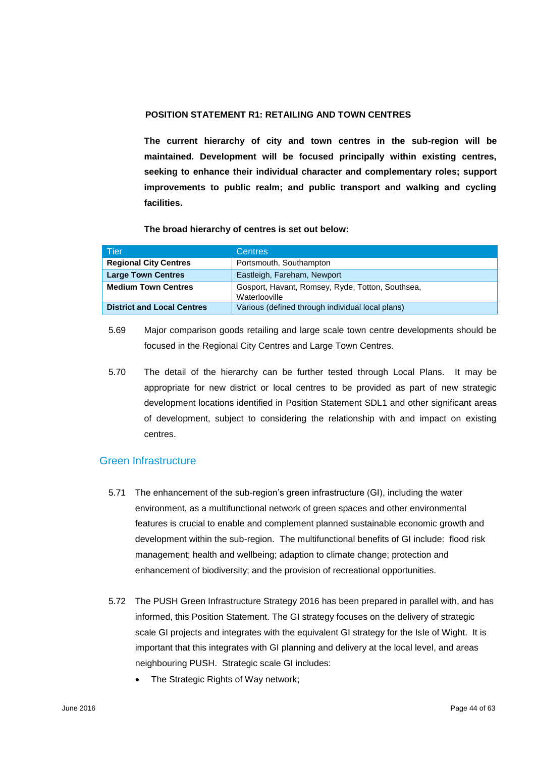**POSITION STATEMENT R1: RETAILING AND TOWN CENTRES**

**The current hierarchy of city and town centres in the sub-region will be maintained. Development will be focused principally within existing centres, seeking to enhance their individual character and complementary roles; support improvements to public realm; and public transport and walking and cycling facilities.**

**The broad hierarchy of centres is set out below:**

| Tier | Centres |
|---|---|
| **Regional City Centres** | Portsmouth, Southampton |
| **Large Town Centres** | Eastleigh, Fareham, Newport |
| **Medium Town Centres** | Gosport, Havant, Romsey, Ryde, Totton, Southsea, Waterlooville |
| **District and Local Centres** | Various (defined through individual local plans) |

5.69 Major comparison goods retailing and large scale town centre developments should be focused in the Regional City Centres and Large Town Centres.

5.70 The detail of the hierarchy can be further tested through Local Plans. It may be appropriate for new district or local centres to be provided as part of new strategic development locations identified in Position Statement SDL1 and other significant areas of development, subject to considering the relationship with and impact on existing centres.

## Green Infrastructure

5.71 The enhancement of the sub-region's green infrastructure (GI), including the water environment, as a multifunctional network of green spaces and other environmental features is crucial to enable and complement planned sustainable economic growth and development within the sub-region. The multifunctional benefits of GI include: flood risk management; health and wellbeing; adaption to climate change; protection and enhancement of biodiversity; and the provision of recreational opportunities.

5.72 The PUSH Green Infrastructure Strategy 2016 has been prepared in parallel with, and has informed, this Position Statement. The GI strategy focuses on the delivery of strategic scale GI projects and integrates with the equivalent GI strategy for the Isle of Wight. It is important that this integrates with GI planning and delivery at the local level, and areas neighbouring PUSH. Strategic scale GI includes:

- The Strategic Rights of Way network;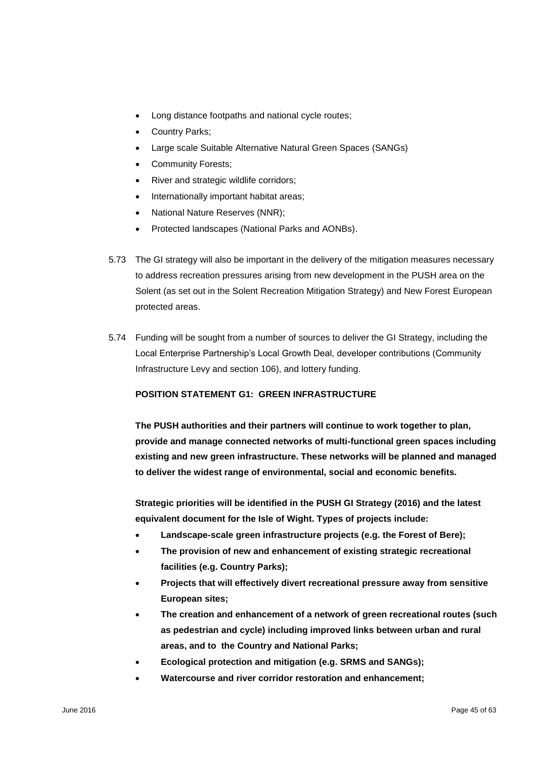- Long distance footpaths and national cycle routes;
- Country Parks;
- Large scale Suitable Alternative Natural Green Spaces (SANGs)
- Community Forests;
- River and strategic wildlife corridors;
- Internationally important habitat areas;
- National Nature Reserves (NNR);
- Protected landscapes (National Parks and AONBs).

5.73 The GI strategy will also be important in the delivery of the mitigation measures necessary to address recreation pressures arising from new development in the PUSH area on the Solent (as set out in the Solent Recreation Mitigation Strategy) and New Forest European protected areas.

5.74 Funding will be sought from a number of sources to deliver the GI Strategy, including the Local Enterprise Partnership's Local Growth Deal, developer contributions (Community Infrastructure Levy and section 106), and lottery funding.

**POSITION STATEMENT G1: GREEN INFRASTRUCTURE**

**The PUSH authorities and their partners will continue to work together to plan, provide and manage connected networks of multi-functional green spaces including existing and new green infrastructure. These networks will be planned and managed to deliver the widest range of environmental, social and economic benefits.**

**Strategic priorities will be identified in the PUSH GI Strategy (2016) and the latest equivalent document for the Isle of Wight. Types of projects include:**

- **Landscape-scale green infrastructure projects (e.g. the Forest of Bere);**
- **The provision of new and enhancement of existing strategic recreational facilities (e.g. Country Parks);**
- **Projects that will effectively divert recreational pressure away from sensitive European sites;**
- **The creation and enhancement of a network of green recreational routes (such as pedestrian and cycle) including improved links between urban and rural areas, and to the Country and National Parks;**
- **Ecological protection and mitigation (e.g. SRMS and SANGs);**
- **Watercourse and river corridor restoration and enhancement;**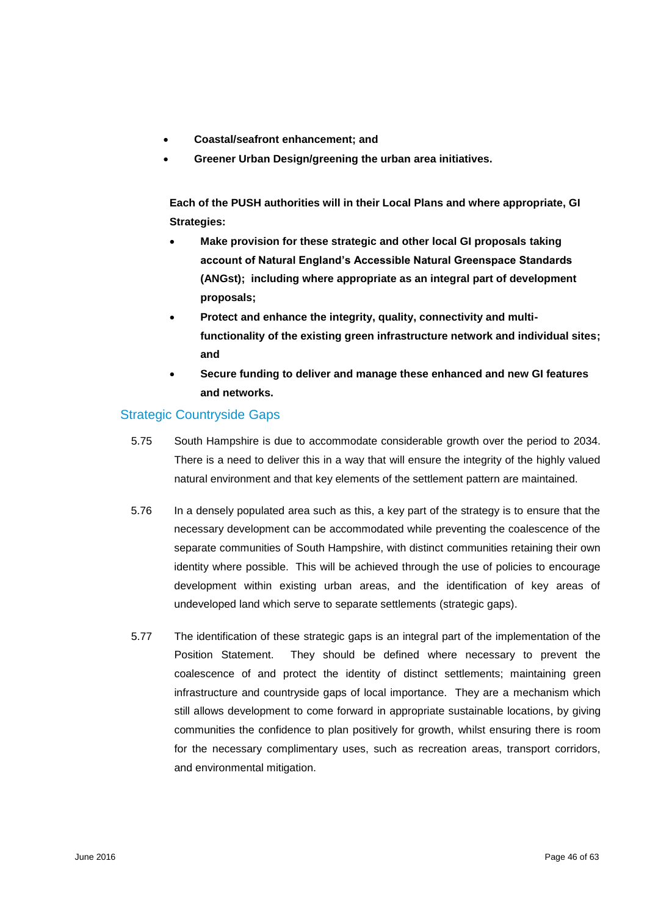- **Coastal/seafront enhancement; and**
- **Greener Urban Design/greening the urban area initiatives.**

**Each of the PUSH authorities will in their Local Plans and where appropriate, GI Strategies:**

- **Make provision for these strategic and other local GI proposals taking account of Natural England's Accessible Natural Greenspace Standards (ANGst); including where appropriate as an integral part of development proposals;**
- **Protect and enhance the integrity, quality, connectivity and multi-functionality of the existing green infrastructure network and individual sites; and**
- **Secure funding to deliver and manage these enhanced and new GI features and networks.**

## Strategic Countryside Gaps

5.75 South Hampshire is due to accommodate considerable growth over the period to 2034. There is a need to deliver this in a way that will ensure the integrity of the highly valued natural environment and that key elements of the settlement pattern are maintained.

5.76 In a densely populated area such as this, a key part of the strategy is to ensure that the necessary development can be accommodated while preventing the coalescence of the separate communities of South Hampshire, with distinct communities retaining their own identity where possible. This will be achieved through the use of policies to encourage development within existing urban areas, and the identification of key areas of undeveloped land which serve to separate settlements (strategic gaps).

5.77 The identification of these strategic gaps is an integral part of the implementation of the Position Statement. They should be defined where necessary to prevent the coalescence of and protect the identity of distinct settlements; maintaining green infrastructure and countryside gaps of local importance. They are a mechanism which still allows development to come forward in appropriate sustainable locations, by giving communities the confidence to plan positively for growth, whilst ensuring there is room for the necessary complimentary uses, such as recreation areas, transport corridors, and environmental mitigation.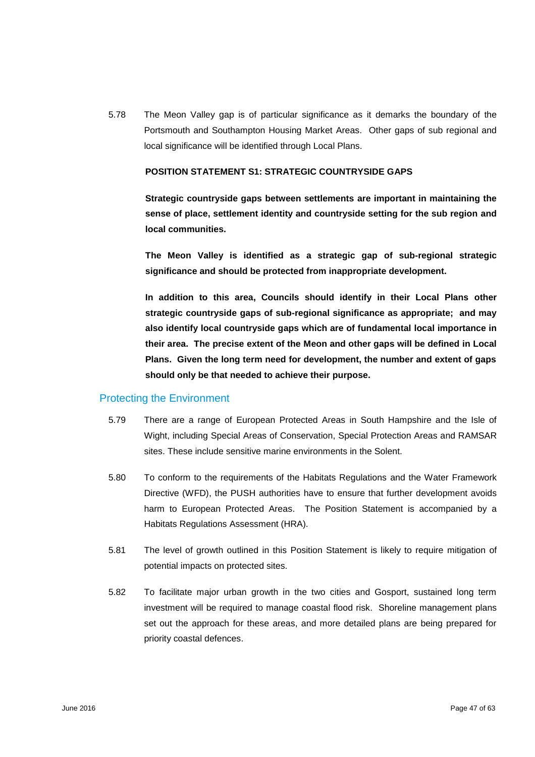5.78 The Meon Valley gap is of particular significance as it demarks the boundary of the Portsmouth and Southampton Housing Market Areas. Other gaps of sub regional and local significance will be identified through Local Plans.

**POSITION STATEMENT S1: STRATEGIC COUNTRYSIDE GAPS**

**Strategic countryside gaps between settlements are important in maintaining the sense of place, settlement identity and countryside setting for the sub region and local communities.**

**The Meon Valley is identified as a strategic gap of sub-regional strategic significance and should be protected from inappropriate development.**

**In addition to this area, Councils should identify in their Local Plans other strategic countryside gaps of sub-regional significance as appropriate; and may also identify local countryside gaps which are of fundamental local importance in their area. The precise extent of the Meon and other gaps will be defined in Local Plans. Given the long term need for development, the number and extent of gaps should only be that needed to achieve their purpose.**

## Protecting the Environment

5.79 There are a range of European Protected Areas in South Hampshire and the Isle of Wight, including Special Areas of Conservation, Special Protection Areas and RAMSAR sites. These include sensitive marine environments in the Solent.

5.80 To conform to the requirements of the Habitats Regulations and the Water Framework Directive (WFD), the PUSH authorities have to ensure that further development avoids harm to European Protected Areas. The Position Statement is accompanied by a Habitats Regulations Assessment (HRA).

5.81 The level of growth outlined in this Position Statement is likely to require mitigation of potential impacts on protected sites.

5.82 To facilitate major urban growth in the two cities and Gosport, sustained long term investment will be required to manage coastal flood risk. Shoreline management plans set out the approach for these areas, and more detailed plans are being prepared for priority coastal defences.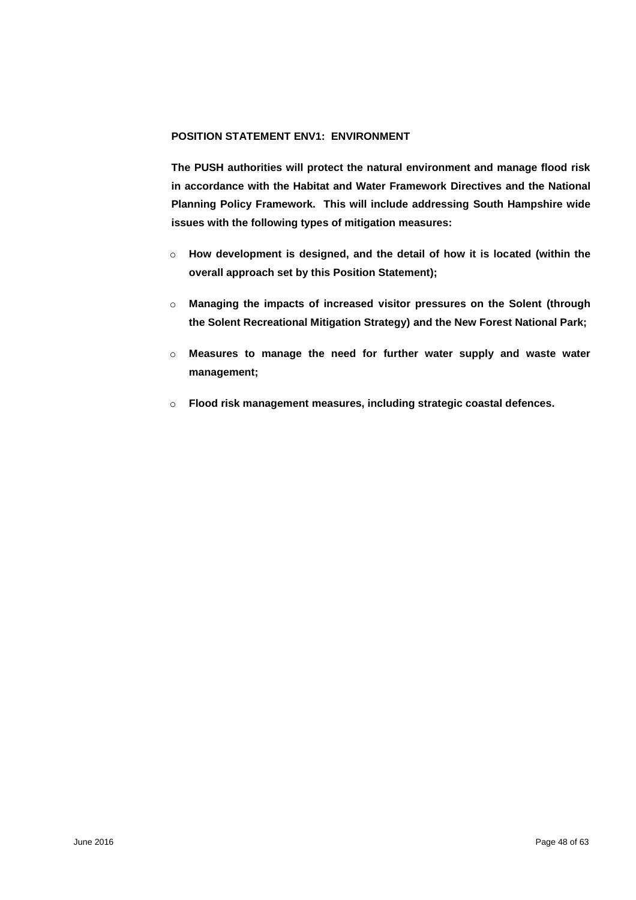**POSITION STATEMENT ENV1: ENVIRONMENT**

**The PUSH authorities will protect the natural environment and manage flood risk in accordance with the Habitat and Water Framework Directives and the National Planning Policy Framework. This will include addressing South Hampshire wide issues with the following types of mitigation measures:**

- **How development is designed, and the detail of how it is located (within the overall approach set by this Position Statement);**
- **Managing the impacts of increased visitor pressures on the Solent (through the Solent Recreational Mitigation Strategy) and the New Forest National Park;**
- **Measures to manage the need for further water supply and waste water management;**
- **Flood risk management measures, including strategic coastal defences.**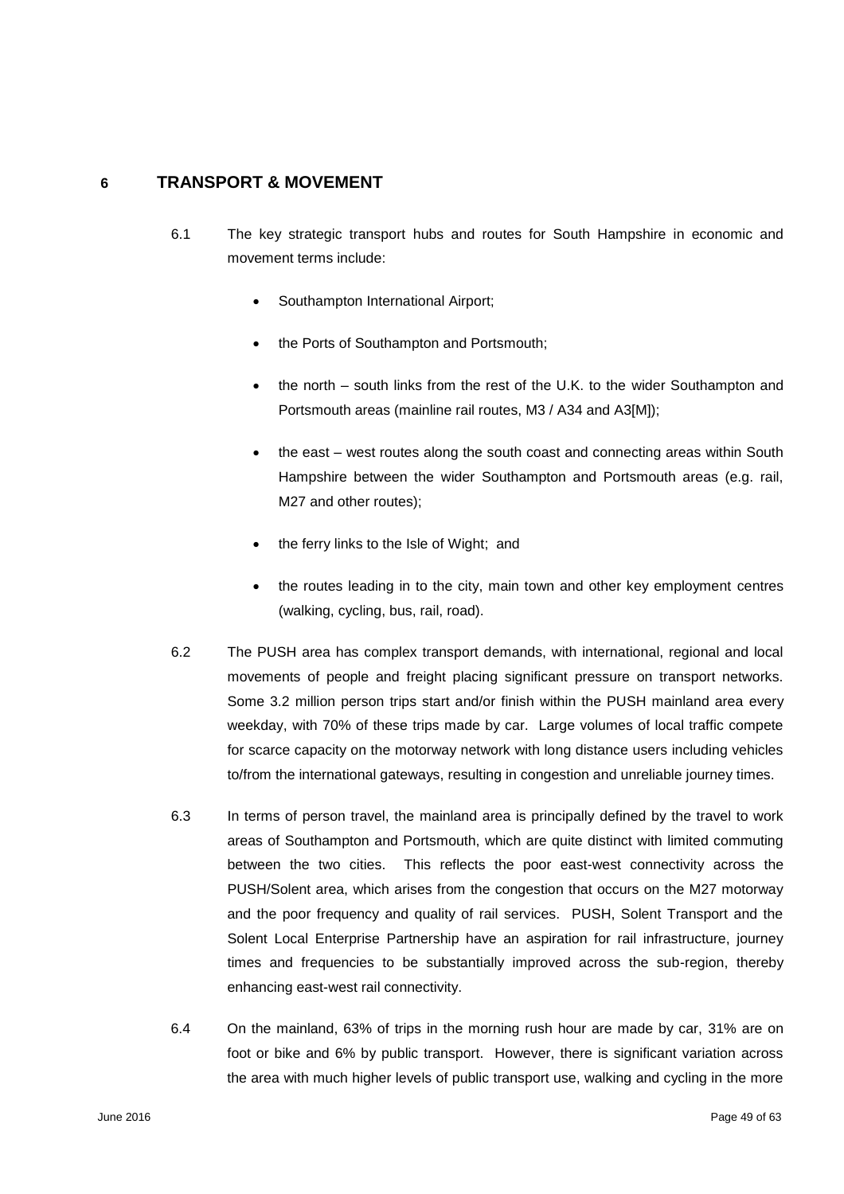## 6 TRANSPORT & MOVEMENT

6.1 The key strategic transport hubs and routes for South Hampshire in economic and movement terms include:

- Southampton International Airport;
- the Ports of Southampton and Portsmouth;
- the north – south links from the rest of the U.K. to the wider Southampton and Portsmouth areas (mainline rail routes, M3 / A34 and A3[M]);
- the east – west routes along the south coast and connecting areas within South Hampshire between the wider Southampton and Portsmouth areas (e.g. rail, M27 and other routes);
- the ferry links to the Isle of Wight; and
- the routes leading in to the city, main town and other key employment centres (walking, cycling, bus, rail, road).

6.2 The PUSH area has complex transport demands, with international, regional and local movements of people and freight placing significant pressure on transport networks. Some 3.2 million person trips start and/or finish within the PUSH mainland area every weekday, with 70% of these trips made by car. Large volumes of local traffic compete for scarce capacity on the motorway network with long distance users including vehicles to/from the international gateways, resulting in congestion and unreliable journey times.

6.3 In terms of person travel, the mainland area is principally defined by the travel to work areas of Southampton and Portsmouth, which are quite distinct with limited commuting between the two cities. This reflects the poor east-west connectivity across the PUSH/Solent area, which arises from the congestion that occurs on the M27 motorway and the poor frequency and quality of rail services. PUSH, Solent Transport and the Solent Local Enterprise Partnership have an aspiration for rail infrastructure, journey times and frequencies to be substantially improved across the sub-region, thereby enhancing east-west rail connectivity.

6.4 On the mainland, 63% of trips in the morning rush hour are made by car, 31% are on foot or bike and 6% by public transport. However, there is significant variation across the area with much higher levels of public transport use, walking and cycling in the more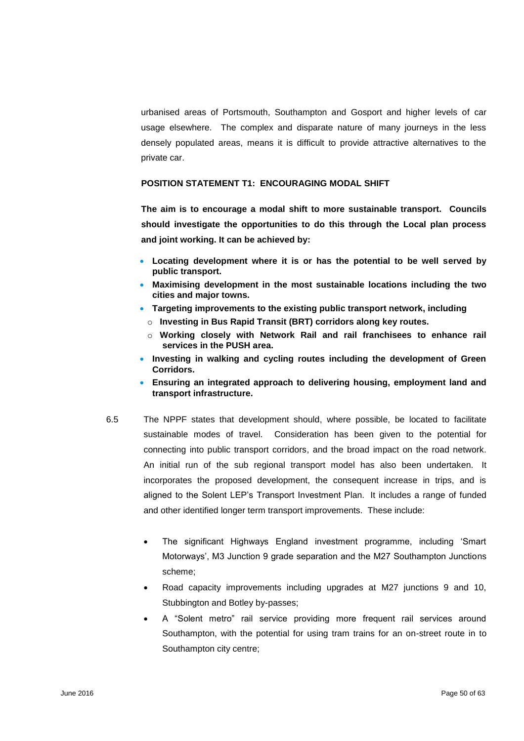urbanised areas of Portsmouth, Southampton and Gosport and higher levels of car usage elsewhere. The complex and disparate nature of many journeys in the less densely populated areas, means it is difficult to provide attractive alternatives to the private car.

**POSITION STATEMENT T1: ENCOURAGING MODAL SHIFT**

**The aim is to encourage a modal shift to more sustainable transport. Councils should investigate the opportunities to do this through the Local plan process and joint working. It can be achieved by:**

- **Locating development where it is or has the potential to be well served by public transport.**
- **Maximising development in the most sustainable locations including the two cities and major towns.**
- **Targeting improvements to the existing public transport network, including**
  - **Investing in Bus Rapid Transit (BRT) corridors along key routes.**
  - **Working closely with Network Rail and rail franchisees to enhance rail services in the PUSH area.**
- **Investing in walking and cycling routes including the development of Green Corridors.**
- **Ensuring an integrated approach to delivering housing, employment land and transport infrastructure.**

6.5 The NPPF states that development should, where possible, be located to facilitate sustainable modes of travel. Consideration has been given to the potential for connecting into public transport corridors, and the broad impact on the road network. An initial run of the sub regional transport model has also been undertaken. It incorporates the proposed development, the consequent increase in trips, and is aligned to the Solent LEP's Transport Investment Plan. It includes a range of funded and other identified longer term transport improvements. These include:

- The significant Highways England investment programme, including 'Smart Motorways', M3 Junction 9 grade separation and the M27 Southampton Junctions scheme;
- Road capacity improvements including upgrades at M27 junctions 9 and 10, Stubbington and Botley by-passes;
- A "Solent metro" rail service providing more frequent rail services around Southampton, with the potential for using tram trains for an on-street route in to Southampton city centre;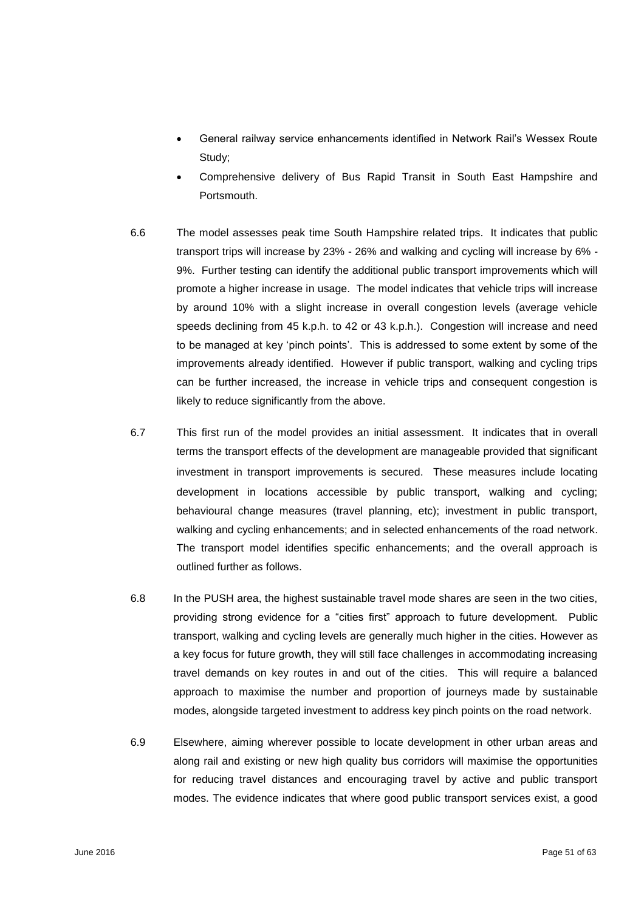- General railway service enhancements identified in Network Rail's Wessex Route Study;
- Comprehensive delivery of Bus Rapid Transit in South East Hampshire and Portsmouth.

6.6 The model assesses peak time South Hampshire related trips. It indicates that public transport trips will increase by 23% - 26% and walking and cycling will increase by 6% - 9%. Further testing can identify the additional public transport improvements which will promote a higher increase in usage. The model indicates that vehicle trips will increase by around 10% with a slight increase in overall congestion levels (average vehicle speeds declining from 45 k.p.h. to 42 or 43 k.p.h.). Congestion will increase and need to be managed at key 'pinch points'. This is addressed to some extent by some of the improvements already identified. However if public transport, walking and cycling trips can be further increased, the increase in vehicle trips and consequent congestion is likely to reduce significantly from the above.

6.7 This first run of the model provides an initial assessment. It indicates that in overall terms the transport effects of the development are manageable provided that significant investment in transport improvements is secured. These measures include locating development in locations accessible by public transport, walking and cycling; behavioural change measures (travel planning, etc); investment in public transport, walking and cycling enhancements; and in selected enhancements of the road network. The transport model identifies specific enhancements; and the overall approach is outlined further as follows.

6.8 In the PUSH area, the highest sustainable travel mode shares are seen in the two cities, providing strong evidence for a "cities first" approach to future development. Public transport, walking and cycling levels are generally much higher in the cities. However as a key focus for future growth, they will still face challenges in accommodating increasing travel demands on key routes in and out of the cities. This will require a balanced approach to maximise the number and proportion of journeys made by sustainable modes, alongside targeted investment to address key pinch points on the road network.

6.9 Elsewhere, aiming wherever possible to locate development in other urban areas and along rail and existing or new high quality bus corridors will maximise the opportunities for reducing travel distances and encouraging travel by active and public transport modes. The evidence indicates that where good public transport services exist, a good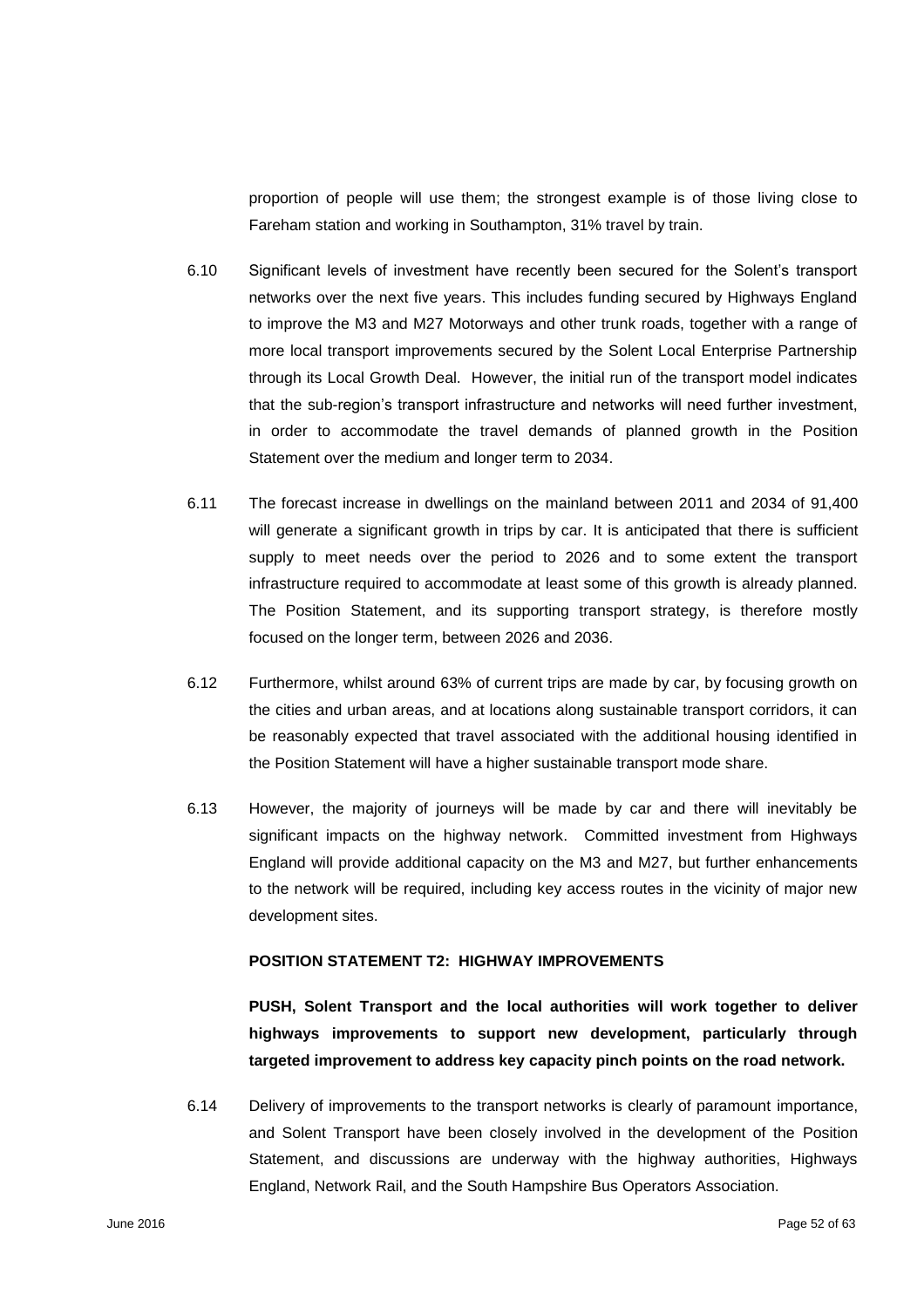proportion of people will use them; the strongest example is of those living close to Fareham station and working in Southampton, 31% travel by train.

6.10 Significant levels of investment have recently been secured for the Solent's transport networks over the next five years. This includes funding secured by Highways England to improve the M3 and M27 Motorways and other trunk roads, together with a range of more local transport improvements secured by the Solent Local Enterprise Partnership through its Local Growth Deal. However, the initial run of the transport model indicates that the sub-region's transport infrastructure and networks will need further investment, in order to accommodate the travel demands of planned growth in the Position Statement over the medium and longer term to 2034.

6.11 The forecast increase in dwellings on the mainland between 2011 and 2034 of 91,400 will generate a significant growth in trips by car. It is anticipated that there is sufficient supply to meet needs over the period to 2026 and to some extent the transport infrastructure required to accommodate at least some of this growth is already planned. The Position Statement, and its supporting transport strategy, is therefore mostly focused on the longer term, between 2026 and 2036.

6.12 Furthermore, whilst around 63% of current trips are made by car, by focusing growth on the cities and urban areas, and at locations along sustainable transport corridors, it can be reasonably expected that travel associated with the additional housing identified in the Position Statement will have a higher sustainable transport mode share.

6.13 However, the majority of journeys will be made by car and there will inevitably be significant impacts on the highway network. Committed investment from Highways England will provide additional capacity on the M3 and M27, but further enhancements to the network will be required, including key access routes in the vicinity of major new development sites.

**POSITION STATEMENT T2: HIGHWAY IMPROVEMENTS**

**PUSH, Solent Transport and the local authorities will work together to deliver highways improvements to support new development, particularly through targeted improvement to address key capacity pinch points on the road network.**

6.14 Delivery of improvements to the transport networks is clearly of paramount importance, and Solent Transport have been closely involved in the development of the Position Statement, and discussions are underway with the highway authorities, Highways England, Network Rail, and the South Hampshire Bus Operators Association.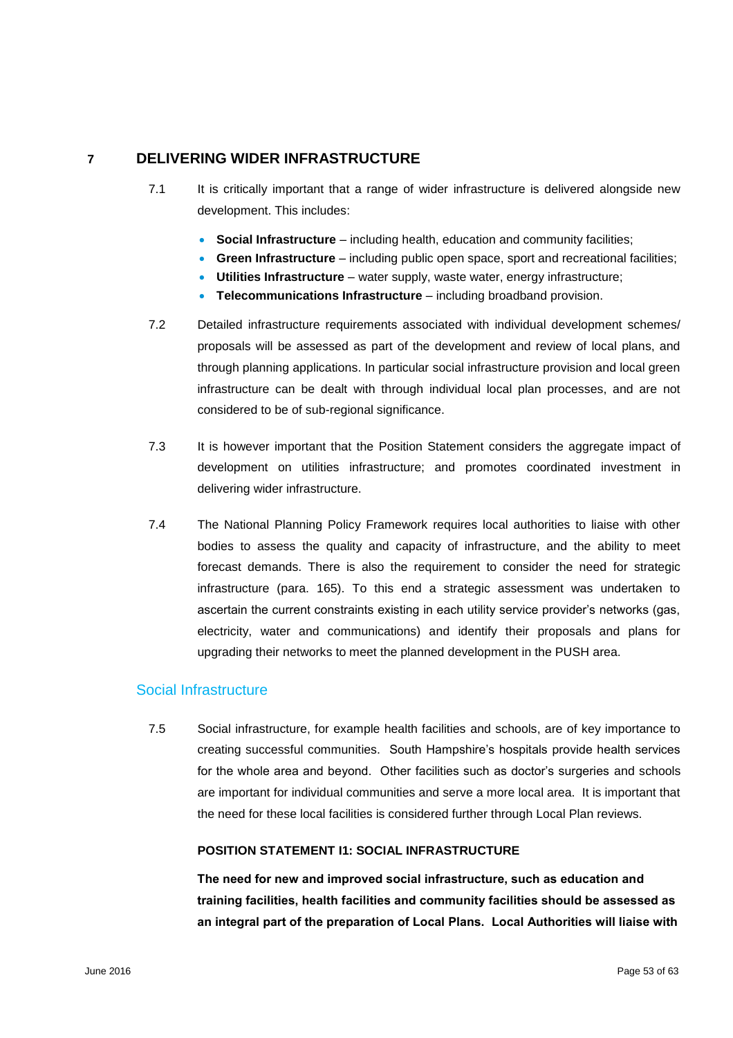# 7 DELIVERING WIDER INFRASTRUCTURE

7.1 It is critically important that a range of wider infrastructure is delivered alongside new development. This includes:

- **Social Infrastructure** – including health, education and community facilities;
- **Green Infrastructure** – including public open space, sport and recreational facilities;
- **Utilities Infrastructure** – water supply, waste water, energy infrastructure;
- **Telecommunications Infrastructure** – including broadband provision.

7.2 Detailed infrastructure requirements associated with individual development schemes/ proposals will be assessed as part of the development and review of local plans, and through planning applications. In particular social infrastructure provision and local green infrastructure can be dealt with through individual local plan processes, and are not considered to be of sub-regional significance.

7.3 It is however important that the Position Statement considers the aggregate impact of development on utilities infrastructure; and promotes coordinated investment in delivering wider infrastructure.

7.4 The National Planning Policy Framework requires local authorities to liaise with other bodies to assess the quality and capacity of infrastructure, and the ability to meet forecast demands. There is also the requirement to consider the need for strategic infrastructure (para. 165). To this end a strategic assessment was undertaken to ascertain the current constraints existing in each utility service provider's networks (gas, electricity, water and communications) and identify their proposals and plans for upgrading their networks to meet the planned development in the PUSH area.

## Social Infrastructure

7.5 Social infrastructure, for example health facilities and schools, are of key importance to creating successful communities. South Hampshire's hospitals provide health services for the whole area and beyond. Other facilities such as doctor's surgeries and schools are important for individual communities and serve a more local area. It is important that the need for these local facilities is considered further through Local Plan reviews.

**POSITION STATEMENT I1: SOCIAL INFRASTRUCTURE**

**The need for new and improved social infrastructure, such as education and training facilities, health facilities and community facilities should be assessed as an integral part of the preparation of Local Plans. Local Authorities will liaise with**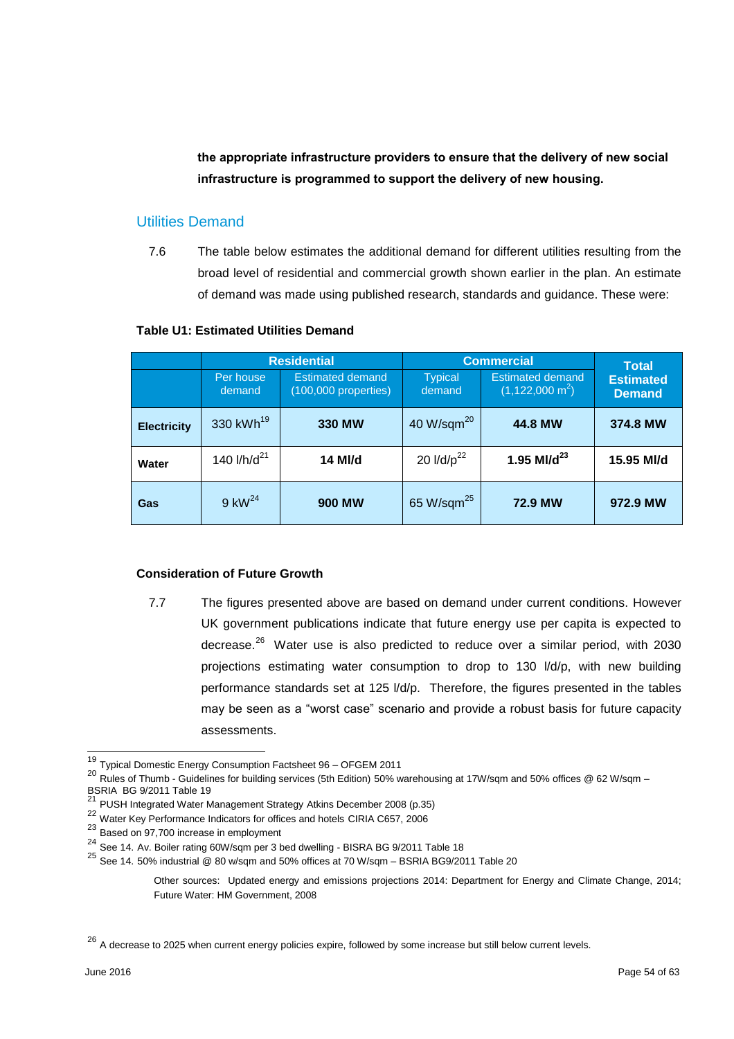**the appropriate infrastructure providers to ensure that the delivery of new social infrastructure is programmed to support the delivery of new housing.**

## Utilities Demand

7.6 The table below estimates the additional demand for different utilities resulting from the broad level of residential and commercial growth shown earlier in the plan. An estimate of demand was made using published research, standards and guidance. These were:

**Table U1: Estimated Utilities Demand**

| | Residential | | Commercial | | Total Estimated Demand |
|---|---|---|---|---|---|
| | Per house demand | Estimated demand (100,000 properties) | Typical demand | Estimated demand (1,122,000 $m^2$) | |
| **Electricity** | 330 kWh[19] | **330 MW** | 40 W/sqm[20] | **44.8 MW** | **374.8 MW** |
| **Water** | 140 l/h/d[21] | **14 Ml/d** | 20 l/d/p[22] | **1.95 Ml/d**[23] | **15.95 Ml/d** |
| **Gas** | 9 kW[24] | **900 MW** | 65 W/sqm[25] | **72.9 MW** | **972.9 MW** |

**Consideration of Future Growth**

7.7 The figures presented above are based on demand under current conditions. However UK government publications indicate that future energy use per capita is expected to decrease.[26] Water use is also predicted to reduce over a similar period, with 2030 projections estimating water consumption to drop to 130 l/d/p, with new building performance standards set at 125 l/d/p. Therefore, the figures presented in the tables may be seen as a "worst case" scenario and provide a robust basis for future capacity assessments.

---

[19] Typical Domestic Energy Consumption Factsheet 96 – OFGEM 2011

[20] Rules of Thumb - Guidelines for building services (5th Edition) 50% warehousing at 17W/sqm and 50% offices @ 62 W/sqm – BSRIA BG 9/2011 Table 19

[21] PUSH Integrated Water Management Strategy Atkins December 2008 (p.35)

[22] Water Key Performance Indicators for offices and hotels CIRIA C657, 2006

[23] Based on 97,700 increase in employment

[24] See 14. Av. Boiler rating 60W/sqm per 3 bed dwelling - BISRA BG 9/2011 Table 18

[25] See 14. 50% industrial @ 80 w/sqm and 50% offices at 70 W/sqm – BSRIA BG9/2011 Table 20

Other sources: Updated energy and emissions projections 2014: Department for Energy and Climate Change, 2014; Future Water: HM Government, 2008

[26] A decrease to 2025 when current energy policies expire, followed by some increase but still below current levels.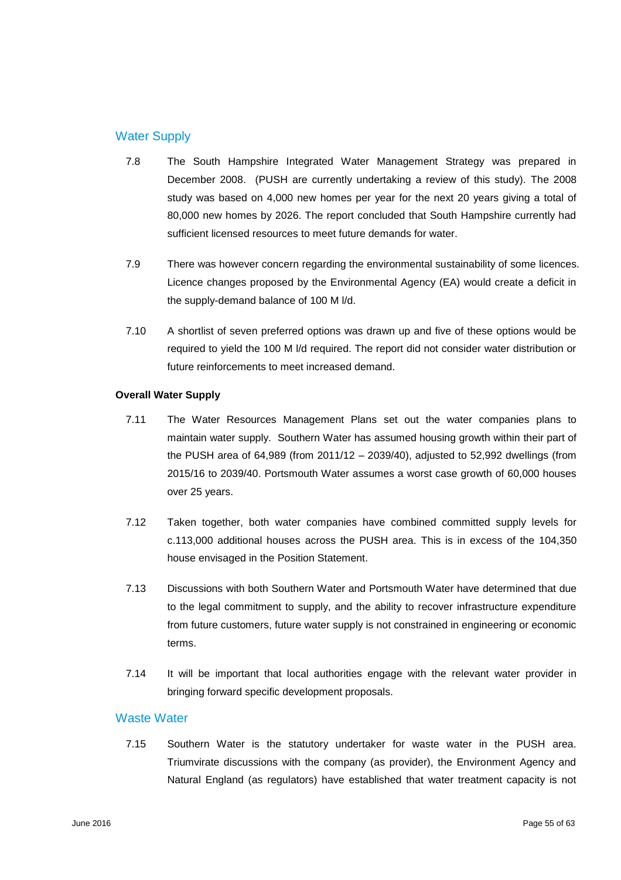## Water Supply

7.8 The South Hampshire Integrated Water Management Strategy was prepared in December 2008. (PUSH are currently undertaking a review of this study). The 2008 study was based on 4,000 new homes per year for the next 20 years giving a total of 80,000 new homes by 2026. The report concluded that South Hampshire currently had sufficient licensed resources to meet future demands for water.

7.9 There was however concern regarding the environmental sustainability of some licences. Licence changes proposed by the Environmental Agency (EA) would create a deficit in the supply-demand balance of 100 M l/d.

7.10 A shortlist of seven preferred options was drawn up and five of these options would be required to yield the 100 M l/d required. The report did not consider water distribution or future reinforcements to meet increased demand.

**Overall Water Supply**

7.11 The Water Resources Management Plans set out the water companies plans to maintain water supply. Southern Water has assumed housing growth within their part of the PUSH area of 64,989 (from 2011/12 – 2039/40), adjusted to 52,992 dwellings (from 2015/16 to 2039/40. Portsmouth Water assumes a worst case growth of 60,000 houses over 25 years.

7.12 Taken together, both water companies have combined committed supply levels for c.113,000 additional houses across the PUSH area. This is in excess of the 104,350 house envisaged in the Position Statement.

7.13 Discussions with both Southern Water and Portsmouth Water have determined that due to the legal commitment to supply, and the ability to recover infrastructure expenditure from future customers, future water supply is not constrained in engineering or economic terms.

7.14 It will be important that local authorities engage with the relevant water provider in bringing forward specific development proposals.

## Waste Water

7.15 Southern Water is the statutory undertaker for waste water in the PUSH area. Triumvirate discussions with the company (as provider), the Environment Agency and Natural England (as regulators) have established that water treatment capacity is not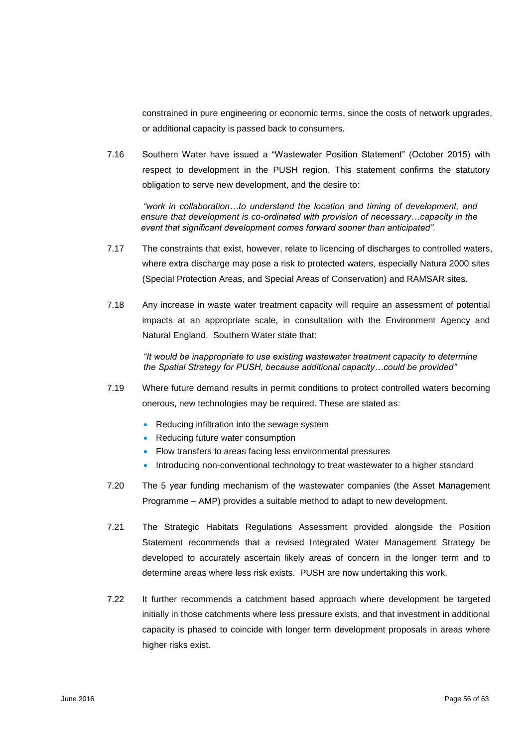constrained in pure engineering or economic terms, since the costs of network upgrades, or additional capacity is passed back to consumers.

7.16 Southern Water have issued a "Wastewater Position Statement" (October 2015) with respect to development in the PUSH region. This statement confirms the statutory obligation to serve new development, and the desire to:

> *"work in collaboration…to understand the location and timing of development, and ensure that development is co-ordinated with provision of necessary…capacity in the event that significant development comes forward sooner than anticipated".*

7.17 The constraints that exist, however, relate to licencing of discharges to controlled waters, where extra discharge may pose a risk to protected waters, especially Natura 2000 sites (Special Protection Areas, and Special Areas of Conservation) and RAMSAR sites.

7.18 Any increase in waste water treatment capacity will require an assessment of potential impacts at an appropriate scale, in consultation with the Environment Agency and Natural England. Southern Water state that:

> *"It would be inappropriate to use existing wastewater treatment capacity to determine the Spatial Strategy for PUSH, because additional capacity…could be provided"*

7.19 Where future demand results in permit conditions to protect controlled waters becoming onerous, new technologies may be required. These are stated as:

- Reducing infiltration into the sewage system
- Reducing future water consumption
- Flow transfers to areas facing less environmental pressures
- Introducing non-conventional technology to treat wastewater to a higher standard

7.20 The 5 year funding mechanism of the wastewater companies (the Asset Management Programme – AMP) provides a suitable method to adapt to new development.

7.21 The Strategic Habitats Regulations Assessment provided alongside the Position Statement recommends that a revised Integrated Water Management Strategy be developed to accurately ascertain likely areas of concern in the longer term and to determine areas where less risk exists. PUSH are now undertaking this work.

7.22 It further recommends a catchment based approach where development be targeted initially in those catchments where less pressure exists, and that investment in additional capacity is phased to coincide with longer term development proposals in areas where higher risks exist.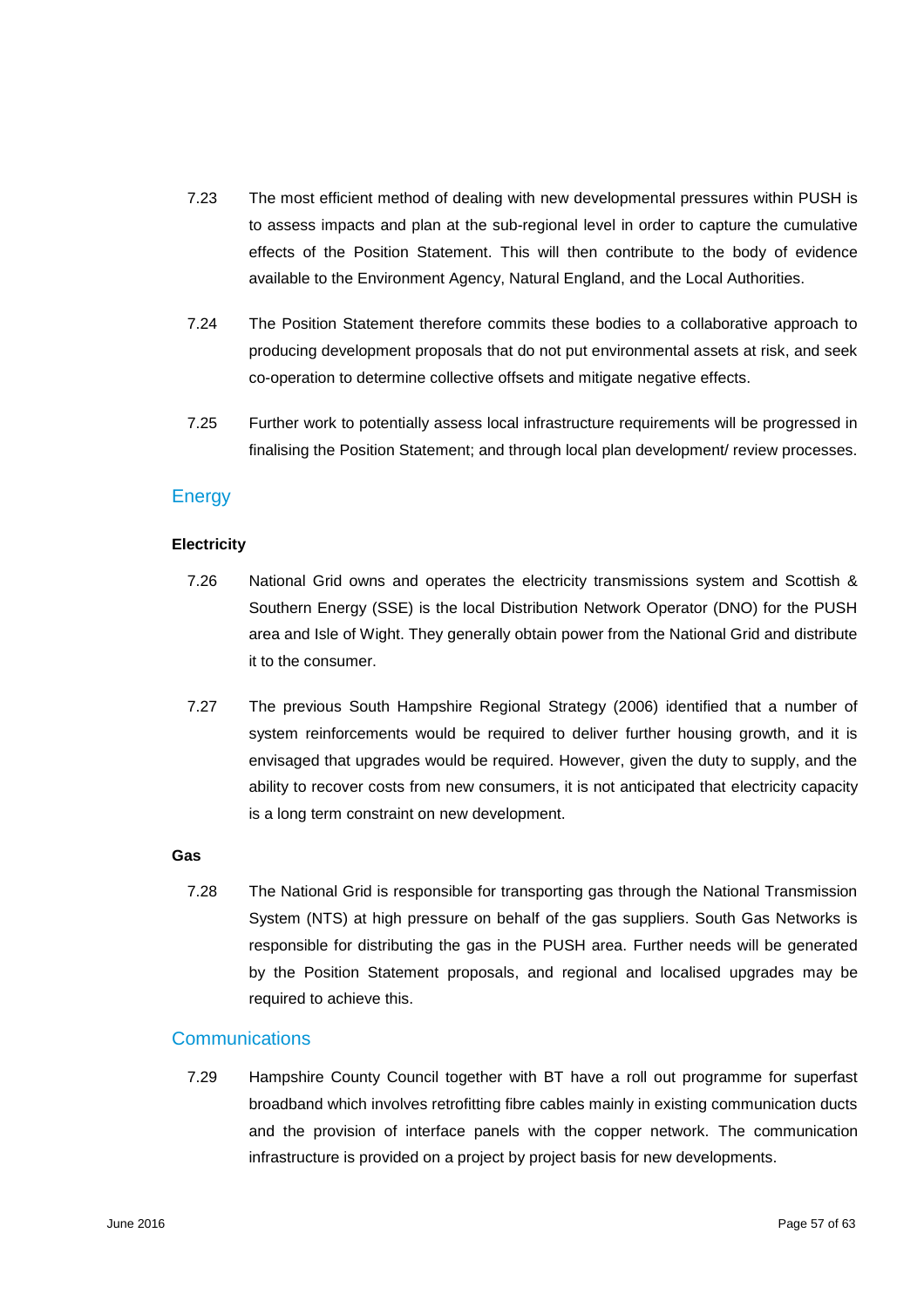7.23 The most efficient method of dealing with new developmental pressures within PUSH is to assess impacts and plan at the sub-regional level in order to capture the cumulative effects of the Position Statement. This will then contribute to the body of evidence available to the Environment Agency, Natural England, and the Local Authorities.

7.24 The Position Statement therefore commits these bodies to a collaborative approach to producing development proposals that do not put environmental assets at risk, and seek co-operation to determine collective offsets and mitigate negative effects.

7.25 Further work to potentially assess local infrastructure requirements will be progressed in finalising the Position Statement; and through local plan development/ review processes.

## Energy

### Electricity

7.26 National Grid owns and operates the electricity transmissions system and Scottish & Southern Energy (SSE) is the local Distribution Network Operator (DNO) for the PUSH area and Isle of Wight. They generally obtain power from the National Grid and distribute it to the consumer.

7.27 The previous South Hampshire Regional Strategy (2006) identified that a number of system reinforcements would be required to deliver further housing growth, and it is envisaged that upgrades would be required. However, given the duty to supply, and the ability to recover costs from new consumers, it is not anticipated that electricity capacity is a long term constraint on new development.

### Gas

7.28 The National Grid is responsible for transporting gas through the National Transmission System (NTS) at high pressure on behalf of the gas suppliers. South Gas Networks is responsible for distributing the gas in the PUSH area. Further needs will be generated by the Position Statement proposals, and regional and localised upgrades may be required to achieve this.

## Communications

7.29 Hampshire County Council together with BT have a roll out programme for superfast broadband which involves retrofitting fibre cables mainly in existing communication ducts and the provision of interface panels with the copper network. The communication infrastructure is provided on a project by project basis for new developments.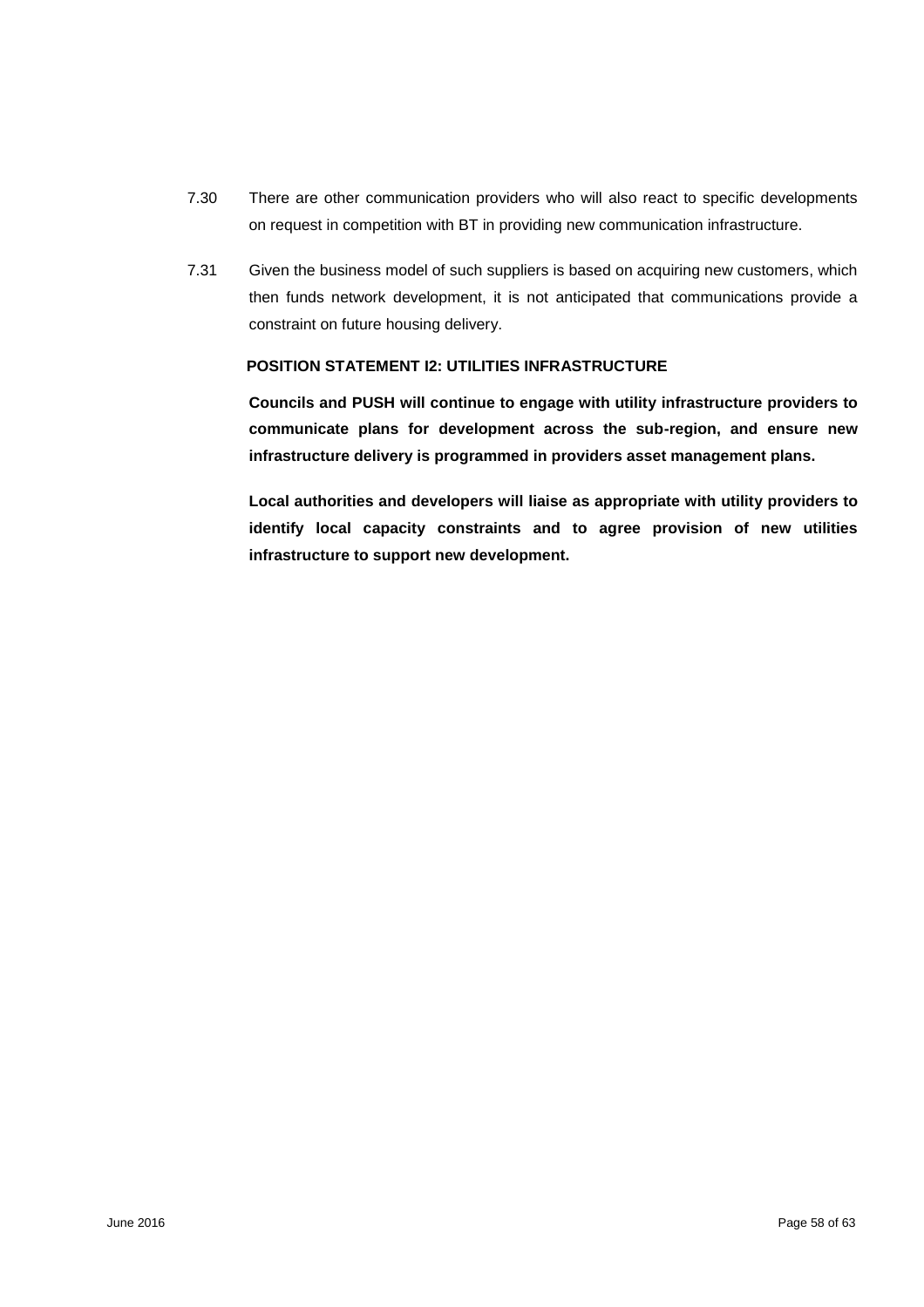7.30 There are other communication providers who will also react to specific developments on request in competition with BT in providing new communication infrastructure.

7.31 Given the business model of such suppliers is based on acquiring new customers, which then funds network development, it is not anticipated that communications provide a constraint on future housing delivery.

**POSITION STATEMENT I2: UTILITIES INFRASTRUCTURE**

**Councils and PUSH will continue to engage with utility infrastructure providers to communicate plans for development across the sub-region, and ensure new infrastructure delivery is programmed in providers asset management plans.**

**Local authorities and developers will liaise as appropriate with utility providers to identify local capacity constraints and to agree provision of new utilities infrastructure to support new development.**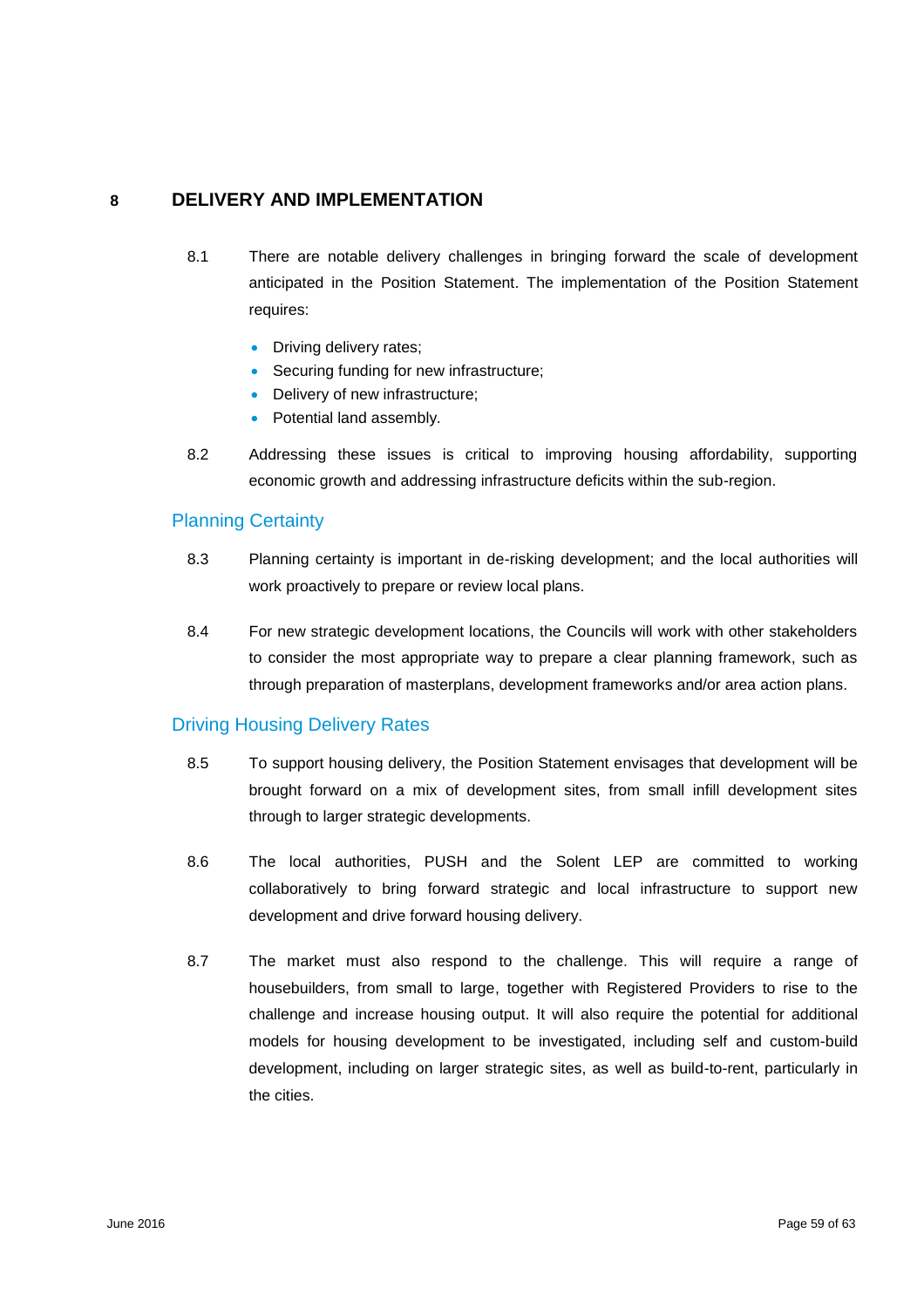# 8 DELIVERY AND IMPLEMENTATION

8.1 There are notable delivery challenges in bringing forward the scale of development anticipated in the Position Statement. The implementation of the Position Statement requires:

- Driving delivery rates;
- Securing funding for new infrastructure;
- Delivery of new infrastructure;
- Potential land assembly.

8.2 Addressing these issues is critical to improving housing affordability, supporting economic growth and addressing infrastructure deficits within the sub-region.

## Planning Certainty

8.3 Planning certainty is important in de-risking development; and the local authorities will work proactively to prepare or review local plans.

8.4 For new strategic development locations, the Councils will work with other stakeholders to consider the most appropriate way to prepare a clear planning framework, such as through preparation of masterplans, development frameworks and/or area action plans.

## Driving Housing Delivery Rates

8.5 To support housing delivery, the Position Statement envisages that development will be brought forward on a mix of development sites, from small infill development sites through to larger strategic developments.

8.6 The local authorities, PUSH and the Solent LEP are committed to working collaboratively to bring forward strategic and local infrastructure to support new development and drive forward housing delivery.

8.7 The market must also respond to the challenge. This will require a range of housebuilders, from small to large, together with Registered Providers to rise to the challenge and increase housing output. It will also require the potential for additional models for housing development to be investigated, including self and custom-build development, including on larger strategic sites, as well as build-to-rent, particularly in the cities.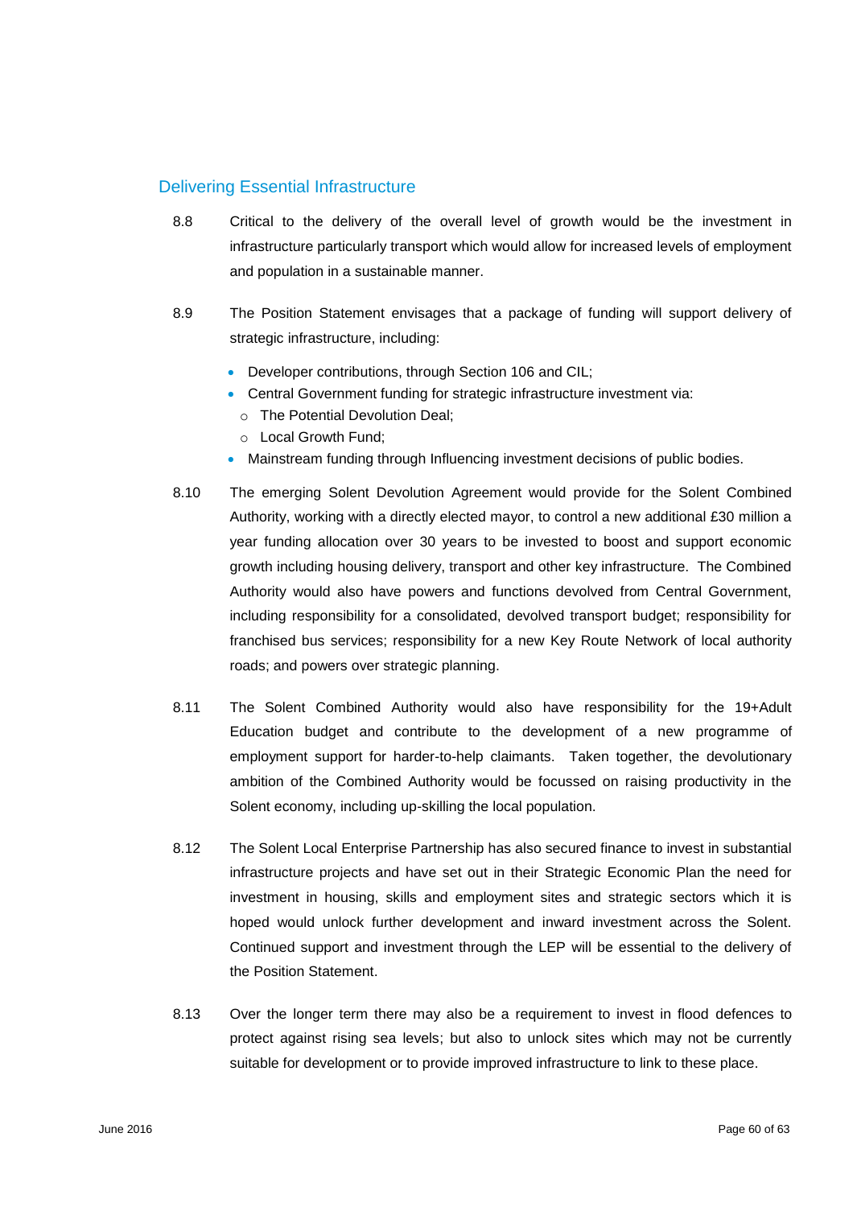## Delivering Essential Infrastructure

8.8 Critical to the delivery of the overall level of growth would be the investment in infrastructure particularly transport which would allow for increased levels of employment and population in a sustainable manner.

8.9 The Position Statement envisages that a package of funding will support delivery of strategic infrastructure, including:

- Developer contributions, through Section 106 and CIL;
- Central Government funding for strategic infrastructure investment via:
  - The Potential Devolution Deal;
  - Local Growth Fund;
- Mainstream funding through Influencing investment decisions of public bodies.

8.10 The emerging Solent Devolution Agreement would provide for the Solent Combined Authority, working with a directly elected mayor, to control a new additional £30 million a year funding allocation over 30 years to be invested to boost and support economic growth including housing delivery, transport and other key infrastructure. The Combined Authority would also have powers and functions devolved from Central Government, including responsibility for a consolidated, devolved transport budget; responsibility for franchised bus services; responsibility for a new Key Route Network of local authority roads; and powers over strategic planning.

8.11 The Solent Combined Authority would also have responsibility for the 19+Adult Education budget and contribute to the development of a new programme of employment support for harder-to-help claimants. Taken together, the devolutionary ambition of the Combined Authority would be focussed on raising productivity in the Solent economy, including up-skilling the local population.

8.12 The Solent Local Enterprise Partnership has also secured finance to invest in substantial infrastructure projects and have set out in their Strategic Economic Plan the need for investment in housing, skills and employment sites and strategic sectors which it is hoped would unlock further development and inward investment across the Solent. Continued support and investment through the LEP will be essential to the delivery of the Position Statement.

8.13 Over the longer term there may also be a requirement to invest in flood defences to protect against rising sea levels; but also to unlock sites which may not be currently suitable for development or to provide improved infrastructure to link to these place.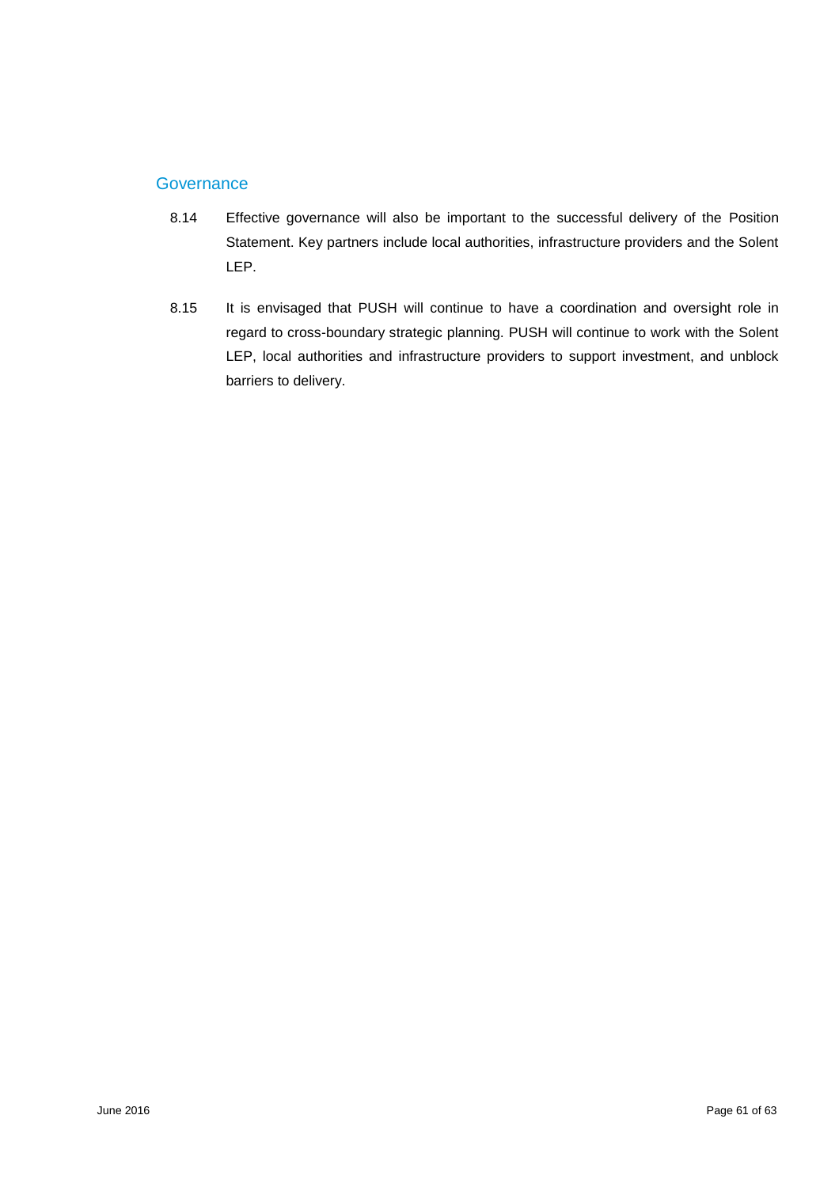## Governance

8.14 Effective governance will also be important to the successful delivery of the Position Statement. Key partners include local authorities, infrastructure providers and the Solent LEP.

8.15 It is envisaged that PUSH will continue to have a coordination and oversight role in regard to cross-boundary strategic planning. PUSH will continue to work with the Solent LEP, local authorities and infrastructure providers to support investment, and unblock barriers to delivery.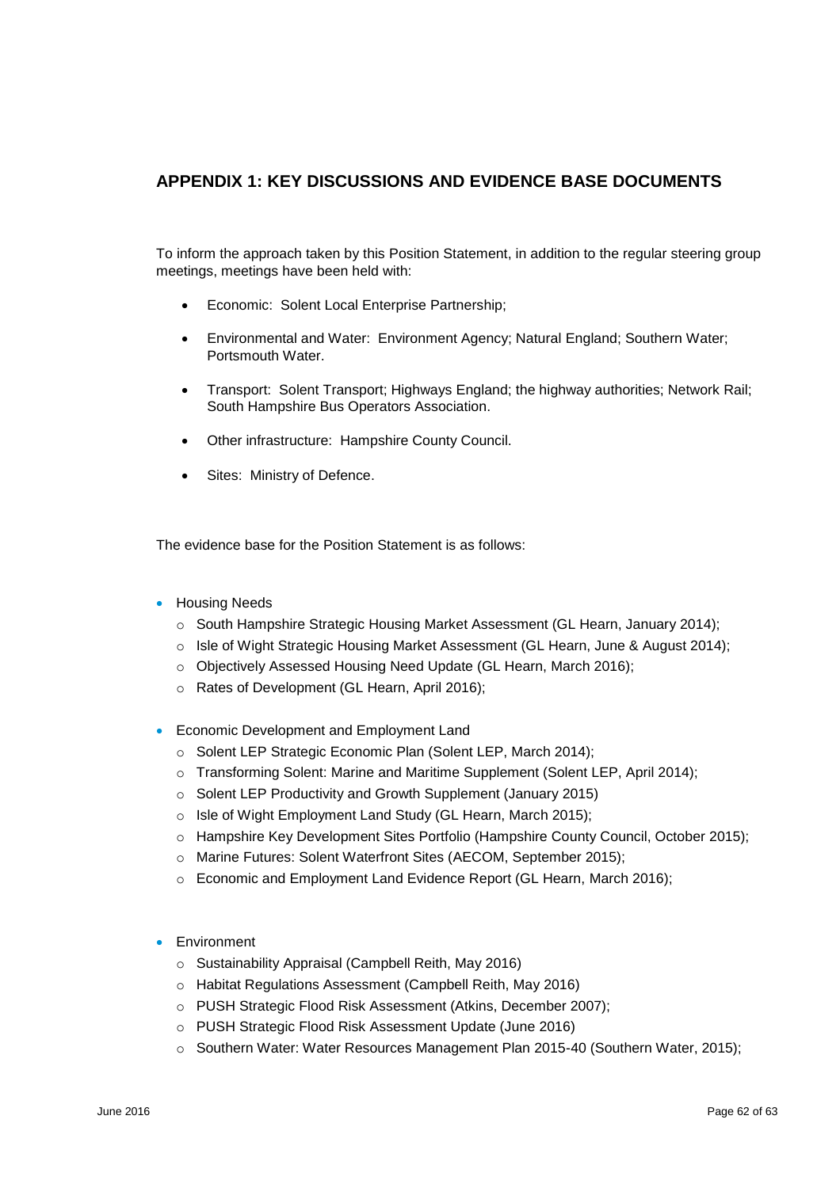## APPENDIX 1: KEY DISCUSSIONS AND EVIDENCE BASE DOCUMENTS

To inform the approach taken by this Position Statement, in addition to the regular steering group meetings, meetings have been held with:

- Economic: Solent Local Enterprise Partnership;
- Environmental and Water: Environment Agency; Natural England; Southern Water; Portsmouth Water.
- Transport: Solent Transport; Highways England; the highway authorities; Network Rail; South Hampshire Bus Operators Association.
- Other infrastructure: Hampshire County Council.
- Sites: Ministry of Defence.

The evidence base for the Position Statement is as follows:

- Housing Needs
  - South Hampshire Strategic Housing Market Assessment (GL Hearn, January 2014);
  - Isle of Wight Strategic Housing Market Assessment (GL Hearn, June & August 2014);
  - Objectively Assessed Housing Need Update (GL Hearn, March 2016);
  - Rates of Development (GL Hearn, April 2016);
- Economic Development and Employment Land
  - Solent LEP Strategic Economic Plan (Solent LEP, March 2014);
  - Transforming Solent: Marine and Maritime Supplement (Solent LEP, April 2014);
  - Solent LEP Productivity and Growth Supplement (January 2015)
  - Isle of Wight Employment Land Study (GL Hearn, March 2015);
  - Hampshire Key Development Sites Portfolio (Hampshire County Council, October 2015);
  - Marine Futures: Solent Waterfront Sites (AECOM, September 2015);
  - Economic and Employment Land Evidence Report (GL Hearn, March 2016);
- Environment
  - Sustainability Appraisal (Campbell Reith, May 2016)
  - Habitat Regulations Assessment (Campbell Reith, May 2016)
  - PUSH Strategic Flood Risk Assessment (Atkins, December 2007);
  - PUSH Strategic Flood Risk Assessment Update (June 2016)
  - Southern Water: Water Resources Management Plan 2015-40 (Southern Water, 2015);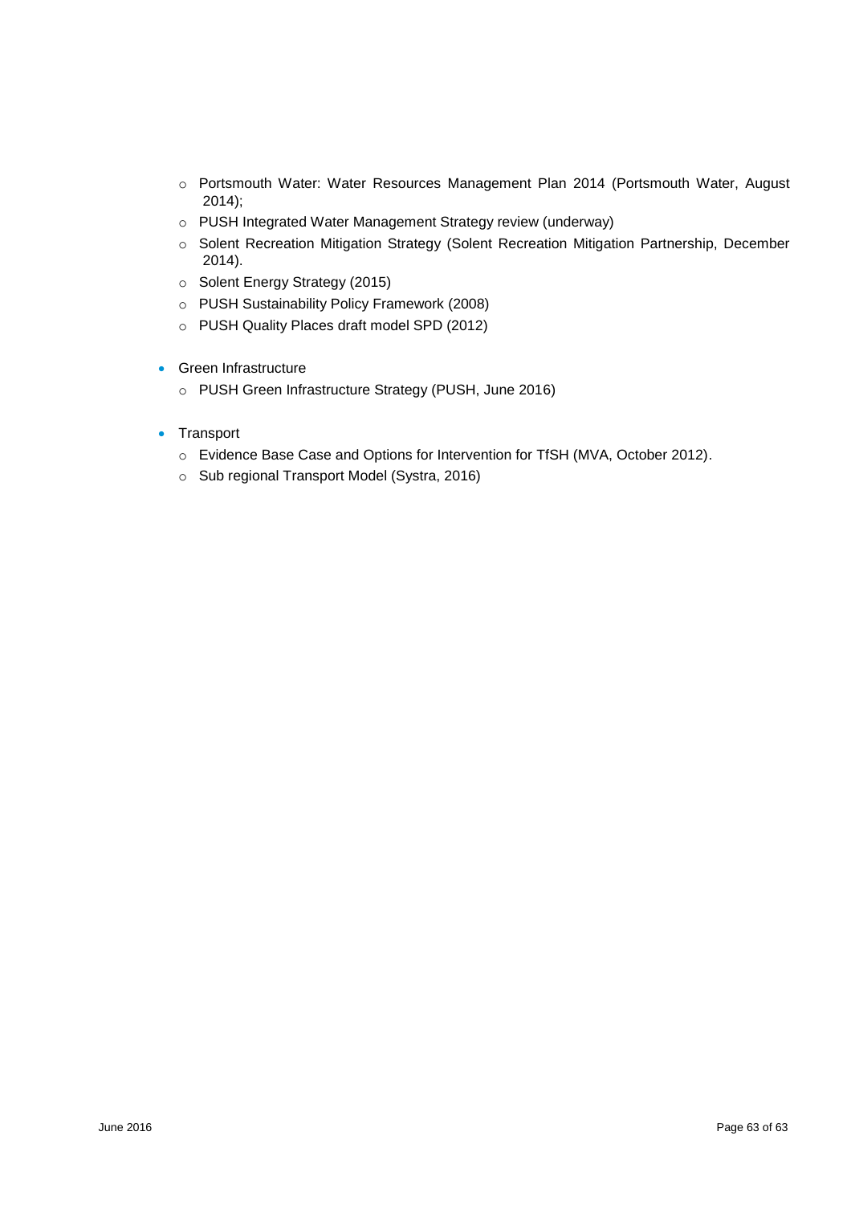- Portsmouth Water: Water Resources Management Plan 2014 (Portsmouth Water, August 2014);
  - PUSH Integrated Water Management Strategy review (underway)
  - Solent Recreation Mitigation Strategy (Solent Recreation Mitigation Partnership, December 2014).
  - Solent Energy Strategy (2015)
  - PUSH Sustainability Policy Framework (2008)
  - PUSH Quality Places draft model SPD (2012)

- Green Infrastructure
  - PUSH Green Infrastructure Strategy (PUSH, June 2016)

- Transport
  - Evidence Base Case and Options for Intervention for TfSH (MVA, October 2012).
  - Sub regional Transport Model (Systra, 2016)